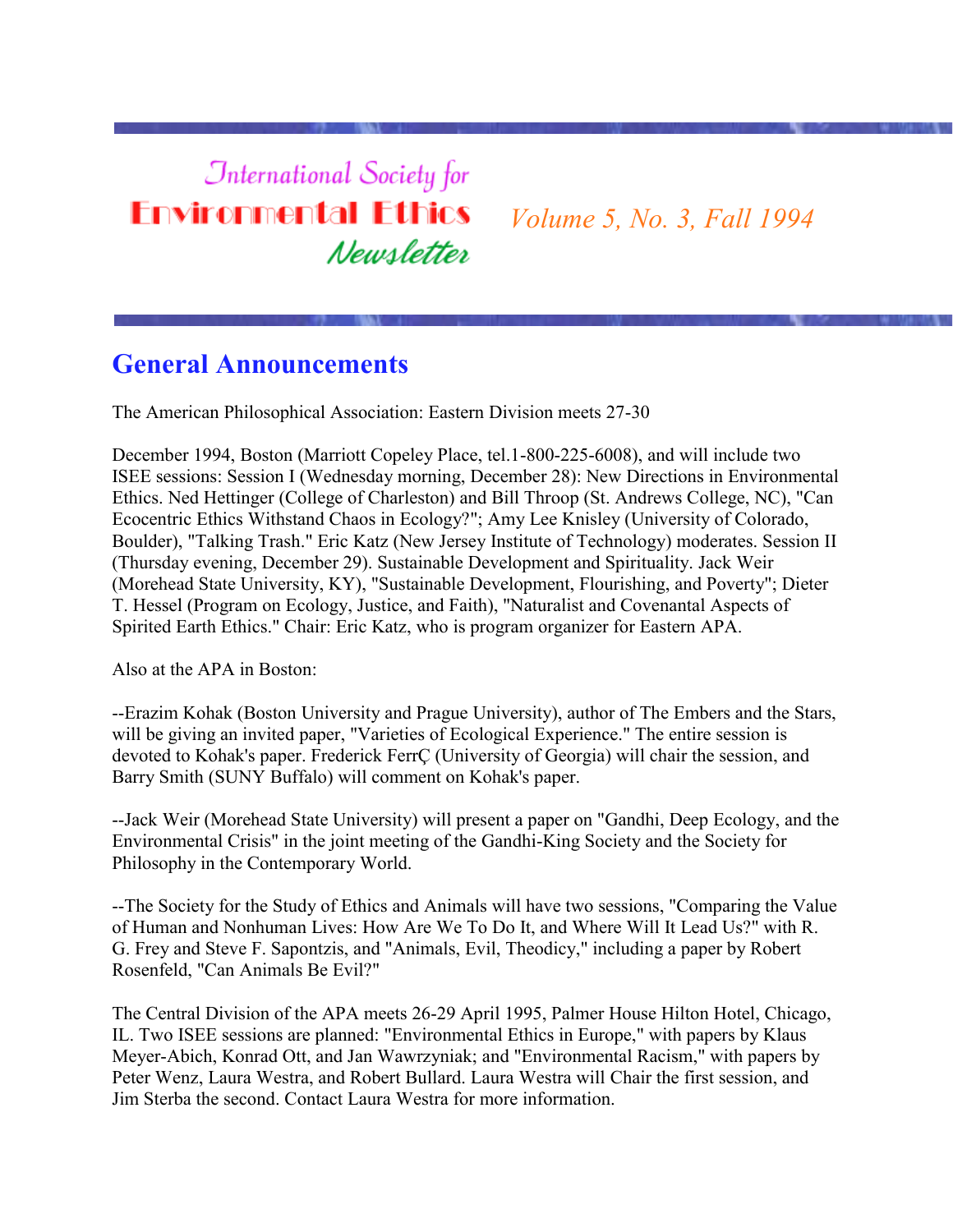# International Society for Environmental Ethics Newsletter

*Volume 5, No. 3, Fall 1994*

## General Announcements

The American Philosophical Association: Eastern Division meets 27-30

December 1994, Boston (Marriott Copeley Place, tel.1-800-225-6008), and will include two ISEE sessions: Session I (Wednesday morning, December 28): New Directions in Environmental Ethics. Ned Hettinger (College of Charleston) and Bill Throop (St. Andrews College, NC), "Can Ecocentric Ethics Withstand Chaos in Ecology?"; Amy Lee Knisley (University of Colorado, Boulder), "Talking Trash." Eric Katz (New Jersey Institute of Technology) moderates. Session II (Thursday evening, December 29). Sustainable Development and Spirituality. Jack Weir (Morehead State University, KY), "Sustainable Development, Flourishing, and Poverty"; Dieter T. Hessel (Program on Ecology, Justice, and Faith), "Naturalist and Covenantal Aspects of Spirited Earth Ethics." Chair: Eric Katz, who is program organizer for Eastern APA.

Also at the APA in Boston:

--Erazim Kohak (Boston University and Prague University), author of The Embers and the Stars, will be giving an invited paper, "Varieties of Ecological Experience." The entire session is devoted to Kohak's paper. Frederick FerrÇ (University of Georgia) will chair the session, and Barry Smith (SUNY Buffalo) will comment on Kohak's paper.

--Jack Weir (Morehead State University) will present a paper on "Gandhi, Deep Ecology, and the Environmental Crisis" in the joint meeting of the Gandhi-King Society and the Society for Philosophy in the Contemporary World.

--The Society for the Study of Ethics and Animals will have two sessions, "Comparing the Value of Human and Nonhuman Lives: How Are We To Do It, and Where Will It Lead Us?" with R. G. Frey and Steve F. Sapontzis, and "Animals, Evil, Theodicy," including a paper by Robert Rosenfeld, "Can Animals Be Evil?"

The Central Division of the APA meets 26-29 April 1995, Palmer House Hilton Hotel, Chicago, IL. Two ISEE sessions are planned: "Environmental Ethics in Europe," with papers by Klaus Meyer-Abich, Konrad Ott, and Jan Wawrzyniak; and "Environmental Racism," with papers by Peter Wenz, Laura Westra, and Robert Bullard. Laura Westra will Chair the first session, and Jim Sterba the second. Contact Laura Westra for more information.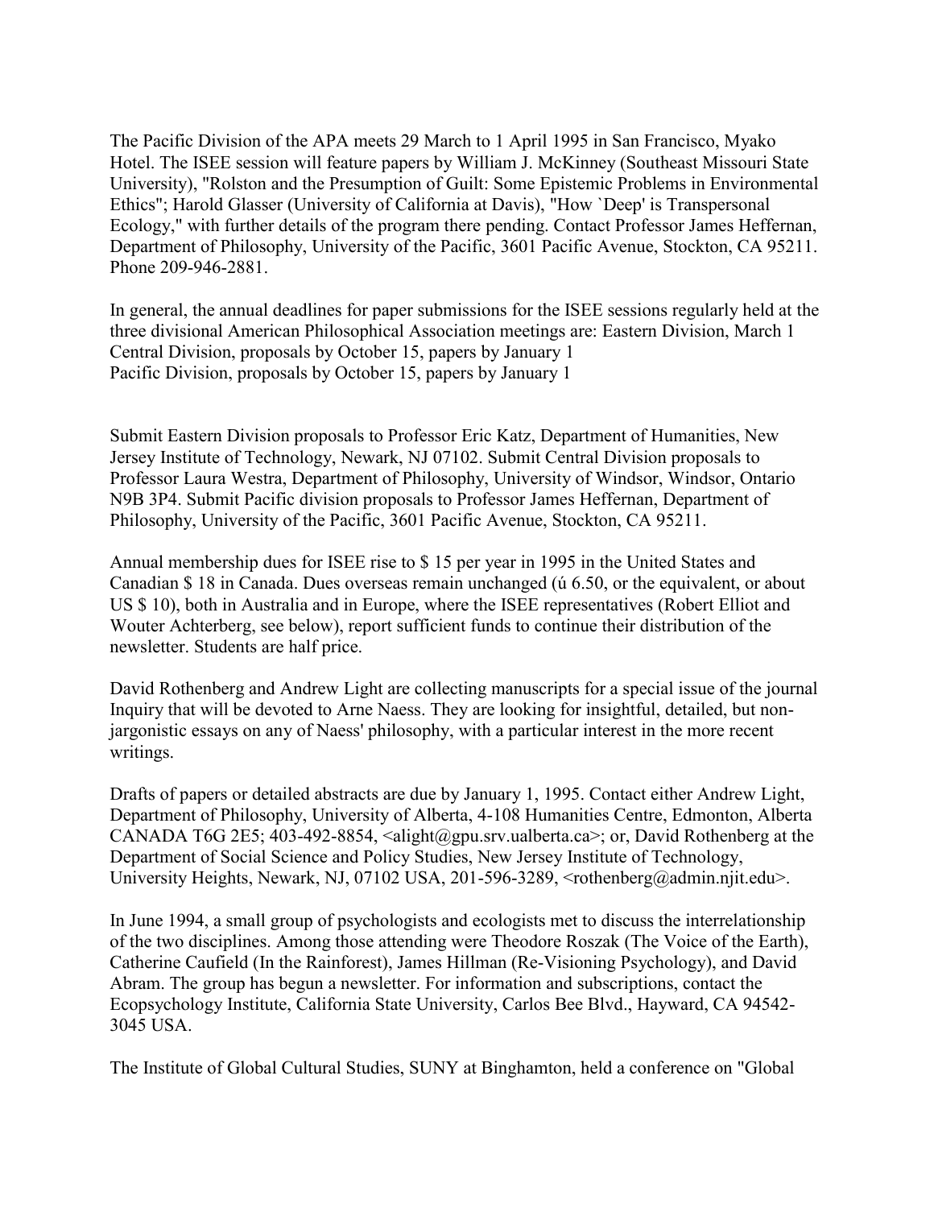The Pacific Division of the APA meets 29 March to 1 April 1995 in San Francisco, Myako Hotel. The ISEE session will feature papers by William J. McKinney (Southeast Missouri State University), "Rolston and the Presumption of Guilt: Some Epistemic Problems in Environmental Ethics"; Harold Glasser (University of California at Davis), "How `Deep' is Transpersonal Ecology," with further details of the program there pending. Contact Professor James Heffernan, Department of Philosophy, University of the Pacific, 3601 Pacific Avenue, Stockton, CA 95211. Phone 209-946-2881.

In general, the annual deadlines for paper submissions for the ISEE sessions regularly held at the three divisional American Philosophical Association meetings are: Eastern Division, March 1
Central Division, proposals by October 15, papers by January 1
Pacific Division, proposals by October 15, papers by January 1

Submit Eastern Division proposals to Professor Eric Katz, Department of Humanities, New Jersey Institute of Technology, Newark, NJ 07102. Submit Central Division proposals to Professor Laura Westra, Department of Philosophy, University of Windsor, Windsor, Ontario N9B 3P4. Submit Pacific division proposals to Professor James Heffernan, Department of Philosophy, University of the Pacific, 3601 Pacific Avenue, Stockton, CA 95211.

Annual membership dues for ISEE rise to $ 15 per year in 1995 in the United States and Canadian $ 18 in Canada. Dues overseas remain unchanged (ú 6.50, or the equivalent, or about US $ 10), both in Australia and in Europe, where the ISEE representatives (Robert Elliot and Wouter Achterberg, see below), report sufficient funds to continue their distribution of the newsletter. Students are half price.

David Rothenberg and Andrew Light are collecting manuscripts for a special issue of the journal Inquiry that will be devoted to Arne Naess. They are looking for insightful, detailed, but non-jargonistic essays on any of Naess' philosophy, with a particular interest in the more recent writings.

Drafts of papers or detailed abstracts are due by January 1, 1995. Contact either Andrew Light, Department of Philosophy, University of Alberta, 4-108 Humanities Centre, Edmonton, Alberta CANADA T6G 2E5; 403-492-8854, <alight@gpu.srv.ualberta.ca>; or, David Rothenberg at the Department of Social Science and Policy Studies, New Jersey Institute of Technology, University Heights, Newark, NJ, 07102 USA, 201-596-3289, <rothenberg@admin.njit.edu>.

In June 1994, a small group of psychologists and ecologists met to discuss the interrelationship of the two disciplines. Among those attending were Theodore Roszak (The Voice of the Earth), Catherine Caufield (In the Rainforest), James Hillman (Re-Visioning Psychology), and David Abram. The group has begun a newsletter. For information and subscriptions, contact the Ecopsychology Institute, California State University, Carlos Bee Blvd., Hayward, CA 94542-3045 USA.

The Institute of Global Cultural Studies, SUNY at Binghamton, held a conference on "Global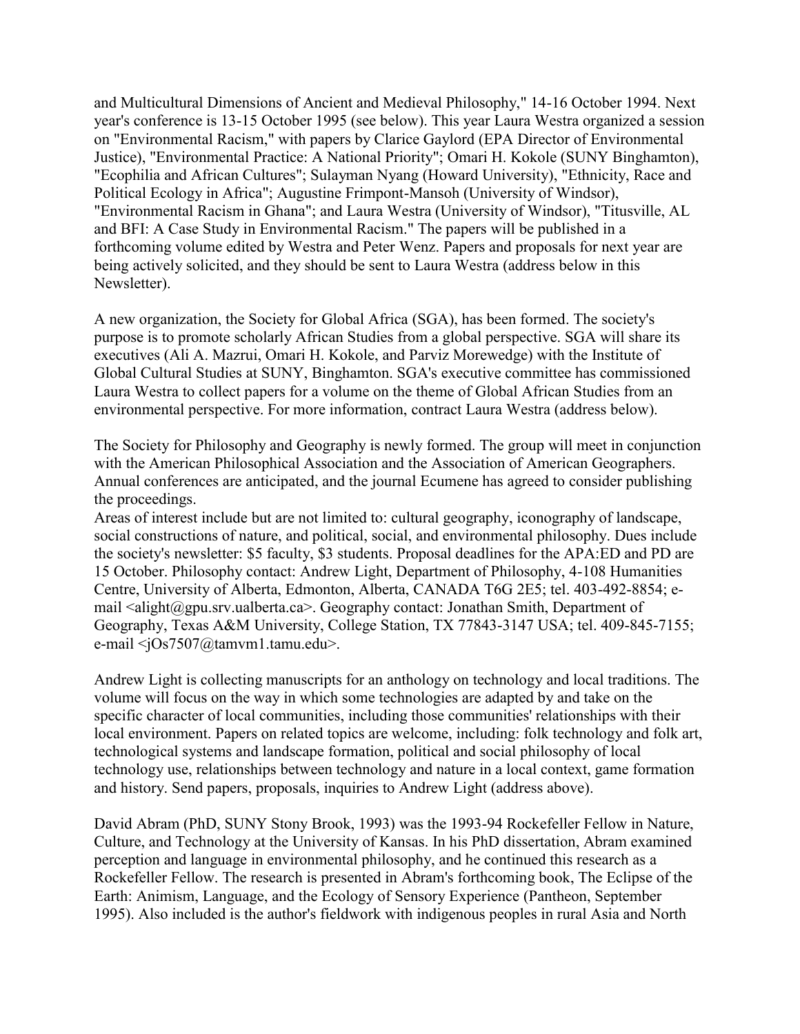and Multicultural Dimensions of Ancient and Medieval Philosophy," 14-16 October 1994. Next year's conference is 13-15 October 1995 (see below). This year Laura Westra organized a session on "Environmental Racism," with papers by Clarice Gaylord (EPA Director of Environmental Justice), "Environmental Practice: A National Priority"; Omari H. Kokole (SUNY Binghamton), "Ecophilia and African Cultures"; Sulayman Nyang (Howard University), "Ethnicity, Race and Political Ecology in Africa"; Augustine Frimpont-Mansoh (University of Windsor), "Environmental Racism in Ghana"; and Laura Westra (University of Windsor), "Titusville, AL and BFI: A Case Study in Environmental Racism." The papers will be published in a forthcoming volume edited by Westra and Peter Wenz. Papers and proposals for next year are being actively solicited, and they should be sent to Laura Westra (address below in this Newsletter).

A new organization, the Society for Global Africa (SGA), has been formed. The society's purpose is to promote scholarly African Studies from a global perspective. SGA will share its executives (Ali A. Mazrui, Omari H. Kokole, and Parviz Morewedge) with the Institute of Global Cultural Studies at SUNY, Binghamton. SGA's executive committee has commissioned Laura Westra to collect papers for a volume on the theme of Global African Studies from an environmental perspective. For more information, contract Laura Westra (address below).

The Society for Philosophy and Geography is newly formed. The group will meet in conjunction with the American Philosophical Association and the Association of American Geographers. Annual conferences are anticipated, and the journal Ecumene has agreed to consider publishing the proceedings.
Areas of interest include but are not limited to: cultural geography, iconography of landscape, social constructions of nature, and political, social, and environmental philosophy. Dues include the society's newsletter: $5 faculty, $3 students. Proposal deadlines for the APA:ED and PD are 15 October. Philosophy contact: Andrew Light, Department of Philosophy, 4-108 Humanities Centre, University of Alberta, Edmonton, Alberta, CANADA T6G 2E5; tel. 403-492-8854; e-mail <alight@gpu.srv.ualberta.ca>. Geography contact: Jonathan Smith, Department of Geography, Texas A&M University, College Station, TX 77843-3147 USA; tel. 409-845-7155; e-mail <jOs7507@tamvm1.tamu.edu>.

Andrew Light is collecting manuscripts for an anthology on technology and local traditions. The volume will focus on the way in which some technologies are adapted by and take on the specific character of local communities, including those communities' relationships with their local environment. Papers on related topics are welcome, including: folk technology and folk art, technological systems and landscape formation, political and social philosophy of local technology use, relationships between technology and nature in a local context, game formation and history. Send papers, proposals, inquiries to Andrew Light (address above).

David Abram (PhD, SUNY Stony Brook, 1993) was the 1993-94 Rockefeller Fellow in Nature, Culture, and Technology at the University of Kansas. In his PhD dissertation, Abram examined perception and language in environmental philosophy, and he continued this research as a Rockefeller Fellow. The research is presented in Abram's forthcoming book, The Eclipse of the Earth: Animism, Language, and the Ecology of Sensory Experience (Pantheon, September 1995). Also included is the author's fieldwork with indigenous peoples in rural Asia and North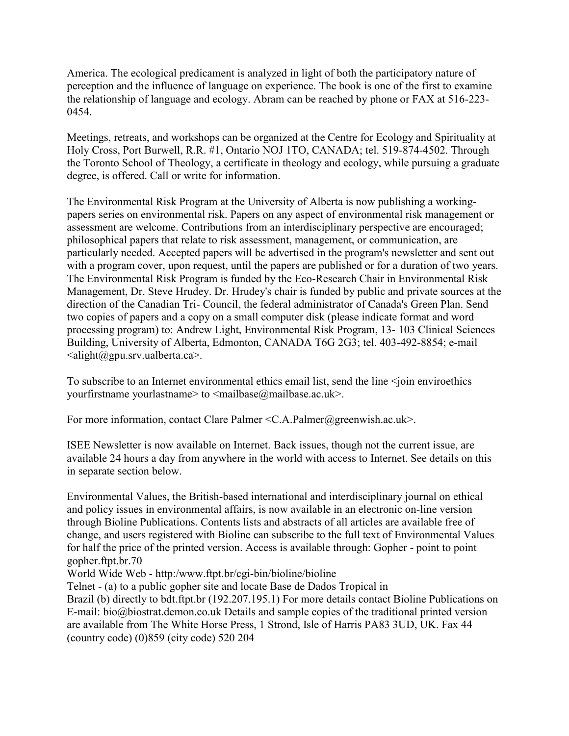America. The ecological predicament is analyzed in light of both the participatory nature of perception and the influence of language on experience. The book is one of the first to examine the relationship of language and ecology. Abram can be reached by phone or FAX at 516-223-0454.

Meetings, retreats, and workshops can be organized at the Centre for Ecology and Spirituality at Holy Cross, Port Burwell, R.R. #1, Ontario NOJ 1TO, CANADA; tel. 519-874-4502. Through the Toronto School of Theology, a certificate in theology and ecology, while pursuing a graduate degree, is offered. Call or write for information.

The Environmental Risk Program at the University of Alberta is now publishing a working-papers series on environmental risk. Papers on any aspect of environmental risk management or assessment are welcome. Contributions from an interdisciplinary perspective are encouraged; philosophical papers that relate to risk assessment, management, or communication, are particularly needed. Accepted papers will be advertised in the program's newsletter and sent out with a program cover, upon request, until the papers are published or for a duration of two years. The Environmental Risk Program is funded by the Eco-Research Chair in Environmental Risk Management, Dr. Steve Hrudey. Dr. Hrudey's chair is funded by public and private sources at the direction of the Canadian Tri- Council, the federal administrator of Canada's Green Plan. Send two copies of papers and a copy on a small computer disk (please indicate format and word processing program) to: Andrew Light, Environmental Risk Program, 13- 103 Clinical Sciences Building, University of Alberta, Edmonton, CANADA T6G 2G3; tel. 403-492-8854; e-mail <alight@gpu.srv.ualberta.ca>.

To subscribe to an Internet environmental ethics email list, send the line <join enviroethics yourfirstname yourlastname> to <mailbase@mailbase.ac.uk>.

For more information, contact Clare Palmer <C.A.Palmer@greenwish.ac.uk>.

ISEE Newsletter is now available on Internet. Back issues, though not the current issue, are available 24 hours a day from anywhere in the world with access to Internet. See details on this in separate section below.

Environmental Values, the British-based international and interdisciplinary journal on ethical and policy issues in environmental affairs, is now available in an electronic on-line version through Bioline Publications. Contents lists and abstracts of all articles are available free of change, and users registered with Bioline can subscribe to the full text of Environmental Values for half the price of the printed version. Access is available through: Gopher - point to point gopher.ftpt.br.70
World Wide Web - http:/www.ftpt.br/cgi-bin/bioline/bioline
Telnet - (a) to a public gopher site and locate Base de Dados Tropical in Brazil (b) directly to bdt.ftpt.br (192.207.195.1) For more details contact Bioline Publications on E-mail: bio@biostrat.demon.co.uk Details and sample copies of the traditional printed version are available from The White Horse Press, 1 Strond, Isle of Harris PA83 3UD, UK. Fax 44 (country code) (0)859 (city code) 520 204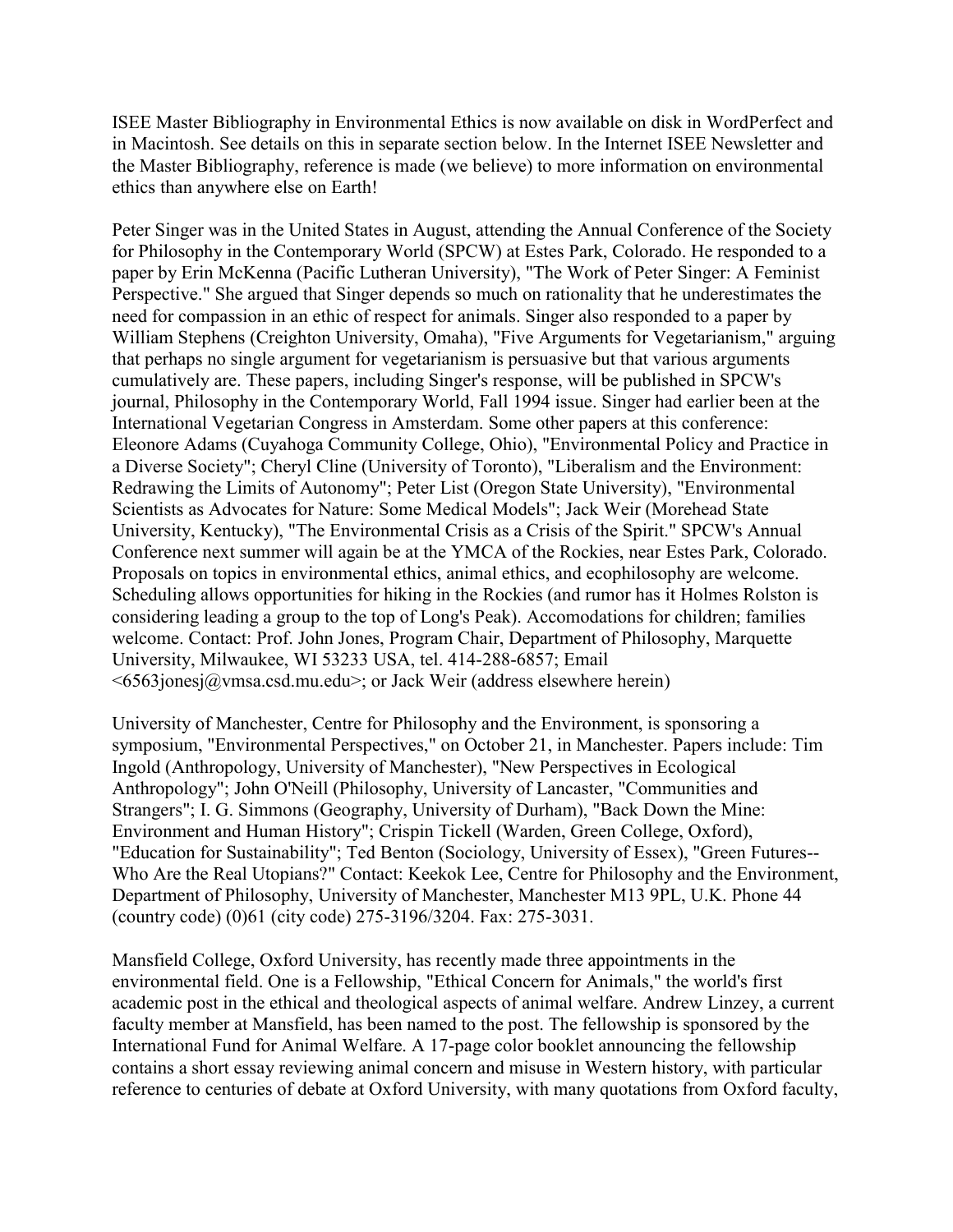ISEE Master Bibliography in Environmental Ethics is now available on disk in WordPerfect and in Macintosh. See details on this in separate section below. In the Internet ISEE Newsletter and the Master Bibliography, reference is made (we believe) to more information on environmental ethics than anywhere else on Earth!

Peter Singer was in the United States in August, attending the Annual Conference of the Society for Philosophy in the Contemporary World (SPCW) at Estes Park, Colorado. He responded to a paper by Erin McKenna (Pacific Lutheran University), "The Work of Peter Singer: A Feminist Perspective." She argued that Singer depends so much on rationality that he underestimates the need for compassion in an ethic of respect for animals. Singer also responded to a paper by William Stephens (Creighton University, Omaha), "Five Arguments for Vegetarianism," arguing that perhaps no single argument for vegetarianism is persuasive but that various arguments cumulatively are. These papers, including Singer's response, will be published in SPCW's journal, Philosophy in the Contemporary World, Fall 1994 issue. Singer had earlier been at the International Vegetarian Congress in Amsterdam. Some other papers at this conference: Eleonore Adams (Cuyahoga Community College, Ohio), "Environmental Policy and Practice in a Diverse Society"; Cheryl Cline (University of Toronto), "Liberalism and the Environment: Redrawing the Limits of Autonomy"; Peter List (Oregon State University), "Environmental Scientists as Advocates for Nature: Some Medical Models"; Jack Weir (Morehead State University, Kentucky), "The Environmental Crisis as a Crisis of the Spirit." SPCW's Annual Conference next summer will again be at the YMCA of the Rockies, near Estes Park, Colorado. Proposals on topics in environmental ethics, animal ethics, and ecophilosophy are welcome. Scheduling allows opportunities for hiking in the Rockies (and rumor has it Holmes Rolston is considering leading a group to the top of Long's Peak). Accomodations for children; families welcome. Contact: Prof. John Jones, Program Chair, Department of Philosophy, Marquette University, Milwaukee, WI 53233 USA, tel. 414-288-6857; Email <6563jonesj@vmsa.csd.mu.edu>; or Jack Weir (address elsewhere herein)

University of Manchester, Centre for Philosophy and the Environment, is sponsoring a symposium, "Environmental Perspectives," on October 21, in Manchester. Papers include: Tim Ingold (Anthropology, University of Manchester), "New Perspectives in Ecological Anthropology"; John O'Neill (Philosophy, University of Lancaster, "Communities and Strangers"; I. G. Simmons (Geography, University of Durham), "Back Down the Mine: Environment and Human History"; Crispin Tickell (Warden, Green College, Oxford), "Education for Sustainability"; Ted Benton (Sociology, University of Essex), "Green Futures--Who Are the Real Utopians?" Contact: Keekok Lee, Centre for Philosophy and the Environment, Department of Philosophy, University of Manchester, Manchester M13 9PL, U.K. Phone 44 (country code) (0)61 (city code) 275-3196/3204. Fax: 275-3031.

Mansfield College, Oxford University, has recently made three appointments in the environmental field. One is a Fellowship, "Ethical Concern for Animals," the world's first academic post in the ethical and theological aspects of animal welfare. Andrew Linzey, a current faculty member at Mansfield, has been named to the post. The fellowship is sponsored by the International Fund for Animal Welfare. A 17-page color booklet announcing the fellowship contains a short essay reviewing animal concern and misuse in Western history, with particular reference to centuries of debate at Oxford University, with many quotations from Oxford faculty,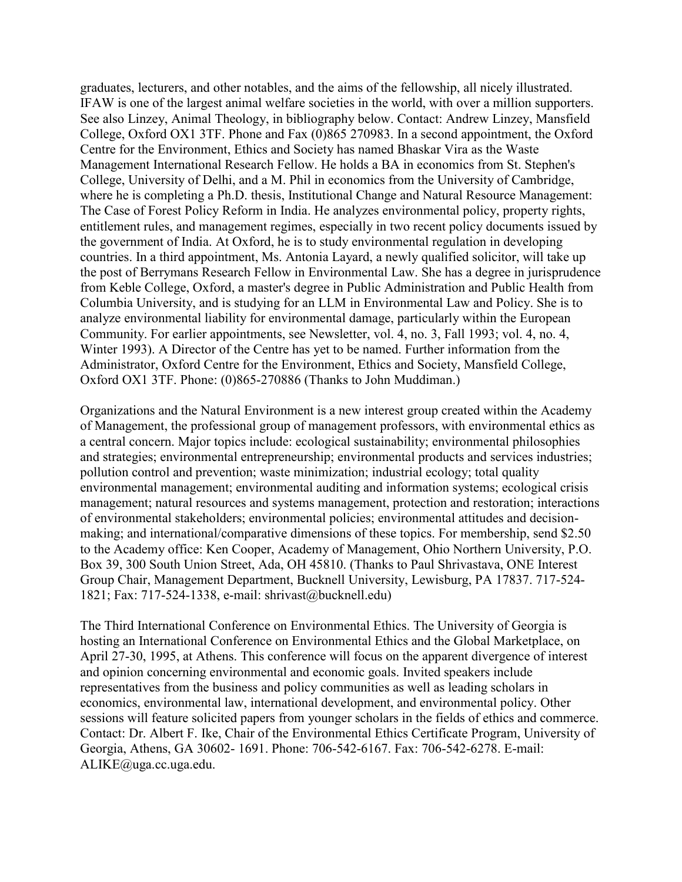graduates, lecturers, and other notables, and the aims of the fellowship, all nicely illustrated. IFAW is one of the largest animal welfare societies in the world, with over a million supporters. See also Linzey, Animal Theology, in bibliography below. Contact: Andrew Linzey, Mansfield College, Oxford OX1 3TF. Phone and Fax (0)865 270983. In a second appointment, the Oxford Centre for the Environment, Ethics and Society has named Bhaskar Vira as the Waste Management International Research Fellow. He holds a BA in economics from St. Stephen's College, University of Delhi, and a M. Phil in economics from the University of Cambridge, where he is completing a Ph.D. thesis, Institutional Change and Natural Resource Management: The Case of Forest Policy Reform in India. He analyzes environmental policy, property rights, entitlement rules, and management regimes, especially in two recent policy documents issued by the government of India. At Oxford, he is to study environmental regulation in developing countries. In a third appointment, Ms. Antonia Layard, a newly qualified solicitor, will take up the post of Berrymans Research Fellow in Environmental Law. She has a degree in jurisprudence from Keble College, Oxford, a master's degree in Public Administration and Public Health from Columbia University, and is studying for an LLM in Environmental Law and Policy. She is to analyze environmental liability for environmental damage, particularly within the European Community. For earlier appointments, see Newsletter, vol. 4, no. 3, Fall 1993; vol. 4, no. 4, Winter 1993). A Director of the Centre has yet to be named. Further information from the Administrator, Oxford Centre for the Environment, Ethics and Society, Mansfield College, Oxford OX1 3TF. Phone: (0)865-270886 (Thanks to John Muddiman.)

Organizations and the Natural Environment is a new interest group created within the Academy of Management, the professional group of management professors, with environmental ethics as a central concern. Major topics include: ecological sustainability; environmental philosophies and strategies; environmental entrepreneurship; environmental products and services industries; pollution control and prevention; waste minimization; industrial ecology; total quality environmental management; environmental auditing and information systems; ecological crisis management; natural resources and systems management, protection and restoration; interactions of environmental stakeholders; environmental policies; environmental attitudes and decision-making; and international/comparative dimensions of these topics. For membership, send $2.50 to the Academy office: Ken Cooper, Academy of Management, Ohio Northern University, P.O. Box 39, 300 South Union Street, Ada, OH 45810. (Thanks to Paul Shrivastava, ONE Interest Group Chair, Management Department, Bucknell University, Lewisburg, PA 17837. 717-524-1821; Fax: 717-524-1338, e-mail: shrivast@bucknell.edu)

The Third International Conference on Environmental Ethics. The University of Georgia is hosting an International Conference on Environmental Ethics and the Global Marketplace, on April 27-30, 1995, at Athens. This conference will focus on the apparent divergence of interest and opinion concerning environmental and economic goals. Invited speakers include representatives from the business and policy communities as well as leading scholars in economics, environmental law, international development, and environmental policy. Other sessions will feature solicited papers from younger scholars in the fields of ethics and commerce. Contact: Dr. Albert F. Ike, Chair of the Environmental Ethics Certificate Program, University of Georgia, Athens, GA 30602- 1691. Phone: 706-542-6167. Fax: 706-542-6278. E-mail: ALIKE@uga.cc.uga.edu.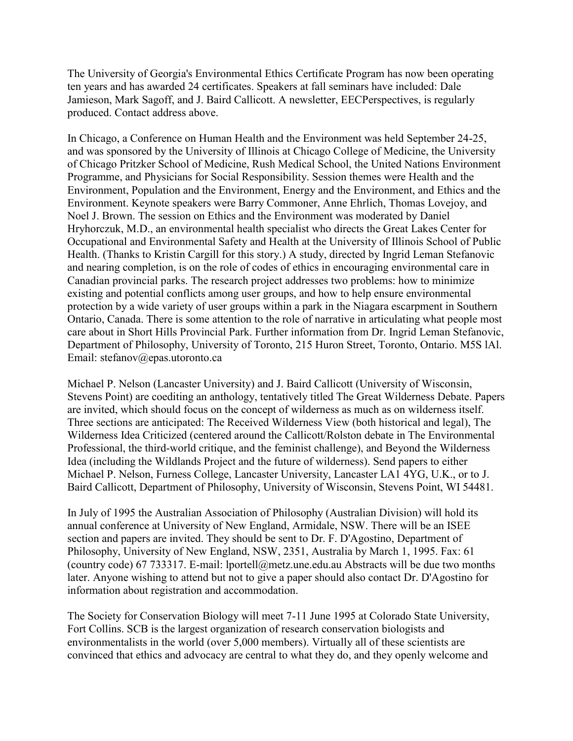The University of Georgia's Environmental Ethics Certificate Program has now been operating ten years and has awarded 24 certificates. Speakers at fall seminars have included: Dale Jamieson, Mark Sagoff, and J. Baird Callicott. A newsletter, EECPerspectives, is regularly produced. Contact address above.

In Chicago, a Conference on Human Health and the Environment was held September 24-25, and was sponsored by the University of Illinois at Chicago College of Medicine, the University of Chicago Pritzker School of Medicine, Rush Medical School, the United Nations Environment Programme, and Physicians for Social Responsibility. Session themes were Health and the Environment, Population and the Environment, Energy and the Environment, and Ethics and the Environment. Keynote speakers were Barry Commoner, Anne Ehrlich, Thomas Lovejoy, and Noel J. Brown. The session on Ethics and the Environment was moderated by Daniel Hryhorczuk, M.D., an environmental health specialist who directs the Great Lakes Center for Occupational and Environmental Safety and Health at the University of Illinois School of Public Health. (Thanks to Kristin Cargill for this story.) A study, directed by Ingrid Leman Stefanovic and nearing completion, is on the role of codes of ethics in encouraging environmental care in Canadian provincial parks. The research project addresses two problems: how to minimize existing and potential conflicts among user groups, and how to help ensure environmental protection by a wide variety of user groups within a park in the Niagara escarpment in Southern Ontario, Canada. There is some attention to the role of narrative in articulating what people most care about in Short Hills Provincial Park. Further information from Dr. Ingrid Leman Stefanovic, Department of Philosophy, University of Toronto, 215 Huron Street, Toronto, Ontario. M5S lAl. Email: stefanov@epas.utoronto.ca

Michael P. Nelson (Lancaster University) and J. Baird Callicott (University of Wisconsin, Stevens Point) are coediting an anthology, tentatively titled The Great Wilderness Debate. Papers are invited, which should focus on the concept of wilderness as much as on wilderness itself. Three sections are anticipated: The Received Wilderness View (both historical and legal), The Wilderness Idea Criticized (centered around the Callicott/Rolston debate in The Environmental Professional, the third-world critique, and the feminist challenge), and Beyond the Wilderness Idea (including the Wildlands Project and the future of wilderness). Send papers to either Michael P. Nelson, Furness College, Lancaster University, Lancaster LA1 4YG, U.K., or to J. Baird Callicott, Department of Philosophy, University of Wisconsin, Stevens Point, WI 54481.

In July of 1995 the Australian Association of Philosophy (Australian Division) will hold its annual conference at University of New England, Armidale, NSW. There will be an ISEE section and papers are invited. They should be sent to Dr. F. D'Agostino, Department of Philosophy, University of New England, NSW, 2351, Australia by March 1, 1995. Fax: 61 (country code) 67 733317. E-mail: lportell@metz.une.edu.au Abstracts will be due two months later. Anyone wishing to attend but not to give a paper should also contact Dr. D'Agostino for information about registration and accommodation.

The Society for Conservation Biology will meet 7-11 June 1995 at Colorado State University, Fort Collins. SCB is the largest organization of research conservation biologists and environmentalists in the world (over 5,000 members). Virtually all of these scientists are convinced that ethics and advocacy are central to what they do, and they openly welcome and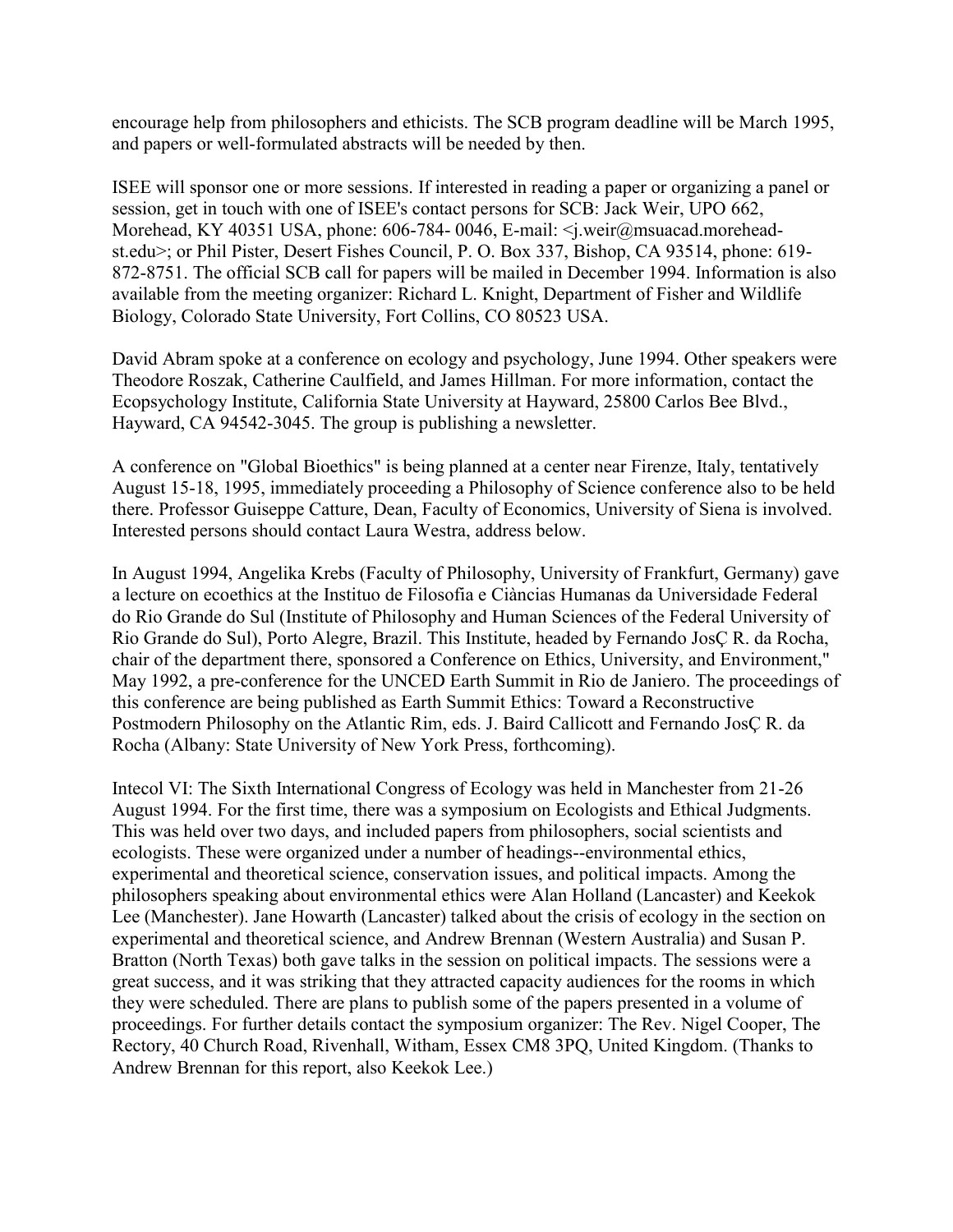encourage help from philosophers and ethicists. The SCB program deadline will be March 1995, and papers or well-formulated abstracts will be needed by then.

ISEE will sponsor one or more sessions. If interested in reading a paper or organizing a panel or session, get in touch with one of ISEE's contact persons for SCB: Jack Weir, UPO 662, Morehead, KY 40351 USA, phone: 606-784- 0046, E-mail: <j.weir@msuacad.morehead-st.edu>; or Phil Pister, Desert Fishes Council, P. O. Box 337, Bishop, CA 93514, phone: 619-872-8751. The official SCB call for papers will be mailed in December 1994. Information is also available from the meeting organizer: Richard L. Knight, Department of Fisher and Wildlife Biology, Colorado State University, Fort Collins, CO 80523 USA.

David Abram spoke at a conference on ecology and psychology, June 1994. Other speakers were Theodore Roszak, Catherine Caulfield, and James Hillman. For more information, contact the Ecopsychology Institute, California State University at Hayward, 25800 Carlos Bee Blvd., Hayward, CA 94542-3045. The group is publishing a newsletter.

A conference on "Global Bioethics" is being planned at a center near Firenze, Italy, tentatively August 15-18, 1995, immediately proceeding a Philosophy of Science conference also to be held there. Professor Guiseppe Catture, Dean, Faculty of Economics, University of Siena is involved. Interested persons should contact Laura Westra, address below.

In August 1994, Angelika Krebs (Faculty of Philosophy, University of Frankfurt, Germany) gave a lecture on ecoethics at the Instituo de Filosofia e Ciàncias Humanas da Universidade Federal do Rio Grande do Sul (Institute of Philosophy and Human Sciences of the Federal University of Rio Grande do Sul), Porto Alegre, Brazil. This Institute, headed by Fernando JosÇ R. da Rocha, chair of the department there, sponsored a Conference on Ethics, University, and Environment," May 1992, a pre-conference for the UNCED Earth Summit in Rio de Janiero. The proceedings of this conference are being published as Earth Summit Ethics: Toward a Reconstructive Postmodern Philosophy on the Atlantic Rim, eds. J. Baird Callicott and Fernando JosÇ R. da Rocha (Albany: State University of New York Press, forthcoming).

Intecol VI: The Sixth International Congress of Ecology was held in Manchester from 21-26 August 1994. For the first time, there was a symposium on Ecologists and Ethical Judgments. This was held over two days, and included papers from philosophers, social scientists and ecologists. These were organized under a number of headings--environmental ethics, experimental and theoretical science, conservation issues, and political impacts. Among the philosophers speaking about environmental ethics were Alan Holland (Lancaster) and Keekok Lee (Manchester). Jane Howarth (Lancaster) talked about the crisis of ecology in the section on experimental and theoretical science, and Andrew Brennan (Western Australia) and Susan P. Bratton (North Texas) both gave talks in the session on political impacts. The sessions were a great success, and it was striking that they attracted capacity audiences for the rooms in which they were scheduled. There are plans to publish some of the papers presented in a volume of proceedings. For further details contact the symposium organizer: The Rev. Nigel Cooper, The Rectory, 40 Church Road, Rivenhall, Witham, Essex CM8 3PQ, United Kingdom. (Thanks to Andrew Brennan for this report, also Keekok Lee.)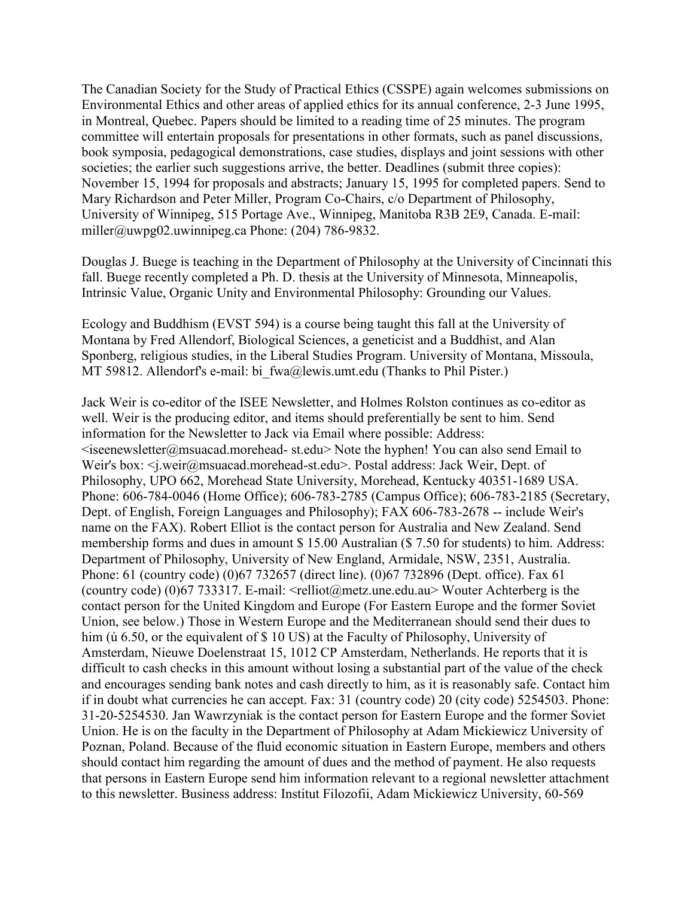The Canadian Society for the Study of Practical Ethics (CSSPE) again welcomes submissions on Environmental Ethics and other areas of applied ethics for its annual conference, 2-3 June 1995, in Montreal, Quebec. Papers should be limited to a reading time of 25 minutes. The program committee will entertain proposals for presentations in other formats, such as panel discussions, book symposia, pedagogical demonstrations, case studies, displays and joint sessions with other societies; the earlier such suggestions arrive, the better. Deadlines (submit three copies): November 15, 1994 for proposals and abstracts; January 15, 1995 for completed papers. Send to Mary Richardson and Peter Miller, Program Co-Chairs, c/o Department of Philosophy, University of Winnipeg, 515 Portage Ave., Winnipeg, Manitoba R3B 2E9, Canada. E-mail: miller@uwpg02.uwinnipeg.ca Phone: (204) 786-9832.

Douglas J. Buege is teaching in the Department of Philosophy at the University of Cincinnati this fall. Buege recently completed a Ph. D. thesis at the University of Minnesota, Minneapolis, Intrinsic Value, Organic Unity and Environmental Philosophy: Grounding our Values.

Ecology and Buddhism (EVST 594) is a course being taught this fall at the University of Montana by Fred Allendorf, Biological Sciences, a geneticist and a Buddhist, and Alan Sponberg, religious studies, in the Liberal Studies Program. University of Montana, Missoula, MT 59812. Allendorf's e-mail: bi_fwa@lewis.umt.edu (Thanks to Phil Pister.)

Jack Weir is co-editor of the ISEE Newsletter, and Holmes Rolston continues as co-editor as well. Weir is the producing editor, and items should preferentially be sent to him. Send information for the Newsletter to Jack via Email where possible: Address: <iseenewsletter@msuacad.morehead- st.edu> Note the hyphen! You can also send Email to Weir's box: <j.weir@msuacad.morehead-st.edu>. Postal address: Jack Weir, Dept. of Philosophy, UPO 662, Morehead State University, Morehead, Kentucky 40351-1689 USA. Phone: 606-784-0046 (Home Office); 606-783-2785 (Campus Office); 606-783-2185 (Secretary, Dept. of English, Foreign Languages and Philosophy); FAX 606-783-2678 -- include Weir's name on the FAX). Robert Elliot is the contact person for Australia and New Zealand. Send membership forms and dues in amount $ 15.00 Australian ($ 7.50 for students) to him. Address: Department of Philosophy, University of New England, Armidale, NSW, 2351, Australia. Phone: 61 (country code) (0)67 732657 (direct line). (0)67 732896 (Dept. office). Fax 61 (country code) (0)67 733317. E-mail: <relliot@metz.une.edu.au> Wouter Achterberg is the contact person for the United Kingdom and Europe (For Eastern Europe and the former Soviet Union, see below.) Those in Western Europe and the Mediterranean should send their dues to him (ú 6.50, or the equivalent of $ 10 US) at the Faculty of Philosophy, University of Amsterdam, Nieuwe Doelenstraat 15, 1012 CP Amsterdam, Netherlands. He reports that it is difficult to cash checks in this amount without losing a substantial part of the value of the check and encourages sending bank notes and cash directly to him, as it is reasonably safe. Contact him if in doubt what currencies he can accept. Fax: 31 (country code) 20 (city code) 5254503. Phone: 31-20-5254530. Jan Wawrzyniak is the contact person for Eastern Europe and the former Soviet Union. He is on the faculty in the Department of Philosophy at Adam Mickiewicz University of Poznan, Poland. Because of the fluid economic situation in Eastern Europe, members and others should contact him regarding the amount of dues and the method of payment. He also requests that persons in Eastern Europe send him information relevant to a regional newsletter attachment to this newsletter. Business address: Institut Filozofii, Adam Mickiewicz University, 60-569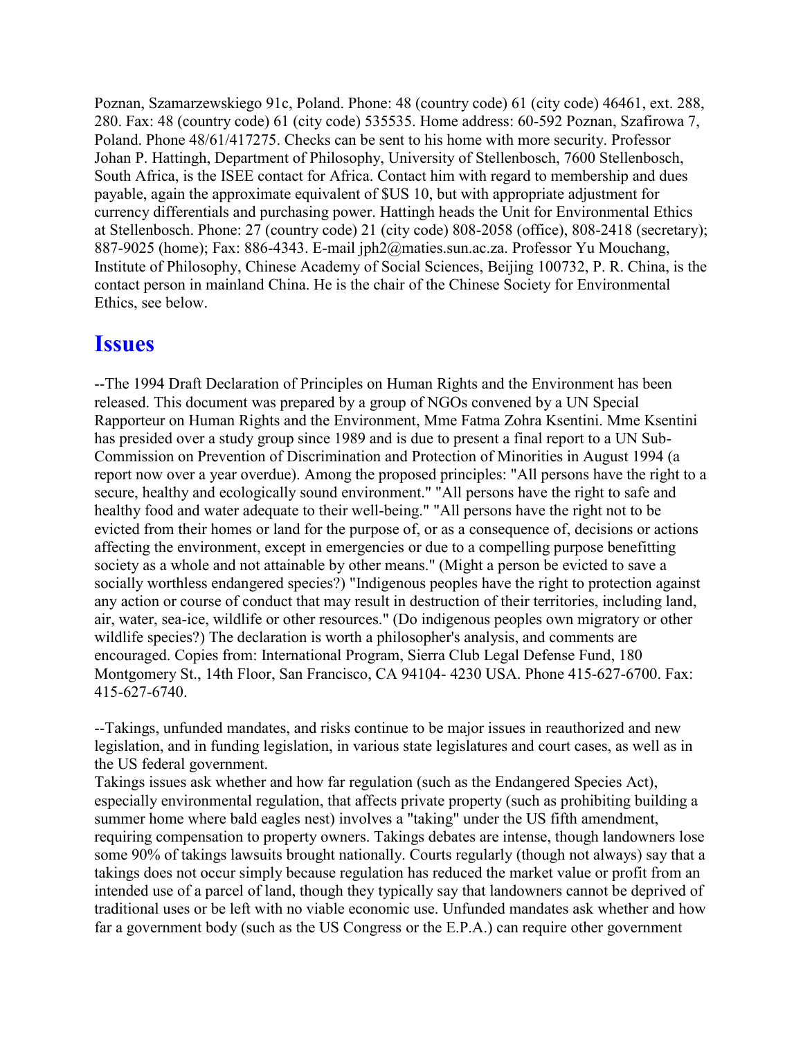Poznan, Szamarzewskiego 91c, Poland. Phone: 48 (country code) 61 (city code) 46461, ext. 288, 280. Fax: 48 (country code) 61 (city code) 535535. Home address: 60-592 Poznan, Szafirowa 7, Poland. Phone 48/61/417275. Checks can be sent to his home with more security. Professor Johan P. Hattingh, Department of Philosophy, University of Stellenbosch, 7600 Stellenbosch, South Africa, is the ISEE contact for Africa. Contact him with regard to membership and dues payable, again the approximate equivalent of $US 10, but with appropriate adjustment for currency differentials and purchasing power. Hattingh heads the Unit for Environmental Ethics at Stellenbosch. Phone: 27 (country code) 21 (city code) 808-2058 (office), 808-2418 (secretary); 887-9025 (home); Fax: 886-4343. E-mail jph2@maties.sun.ac.za. Professor Yu Mouchang, Institute of Philosophy, Chinese Academy of Social Sciences, Beijing 100732, P. R. China, is the contact person in mainland China. He is the chair of the Chinese Society for Environmental Ethics, see below.

## Issues

--The 1994 Draft Declaration of Principles on Human Rights and the Environment has been released. This document was prepared by a group of NGOs convened by a UN Special Rapporteur on Human Rights and the Environment, Mme Fatma Zohra Ksentini. Mme Ksentini has presided over a study group since 1989 and is due to present a final report to a UN Sub-Commission on Prevention of Discrimination and Protection of Minorities in August 1994 (a report now over a year overdue). Among the proposed principles: "All persons have the right to a secure, healthy and ecologically sound environment." "All persons have the right to safe and healthy food and water adequate to their well-being." "All persons have the right not to be evicted from their homes or land for the purpose of, or as a consequence of, decisions or actions affecting the environment, except in emergencies or due to a compelling purpose benefitting society as a whole and not attainable by other means." (Might a person be evicted to save a socially worthless endangered species?) "Indigenous peoples have the right to protection against any action or course of conduct that may result in destruction of their territories, including land, air, water, sea-ice, wildlife or other resources." (Do indigenous peoples own migratory or other wildlife species?) The declaration is worth a philosopher's analysis, and comments are encouraged. Copies from: International Program, Sierra Club Legal Defense Fund, 180 Montgomery St., 14th Floor, San Francisco, CA 94104- 4230 USA. Phone 415-627-6700. Fax: 415-627-6740.

--Takings, unfunded mandates, and risks continue to be major issues in reauthorized and new legislation, and in funding legislation, in various state legislatures and court cases, as well as in the US federal government.
Takings issues ask whether and how far regulation (such as the Endangered Species Act), especially environmental regulation, that affects private property (such as prohibiting building a summer home where bald eagles nest) involves a "taking" under the US fifth amendment, requiring compensation to property owners. Takings debates are intense, though landowners lose some 90% of takings lawsuits brought nationally. Courts regularly (though not always) say that a takings does not occur simply because regulation has reduced the market value or profit from an intended use of a parcel of land, though they typically say that landowners cannot be deprived of traditional uses or be left with no viable economic use. Unfunded mandates ask whether and how far a government body (such as the US Congress or the E.P.A.) can require other government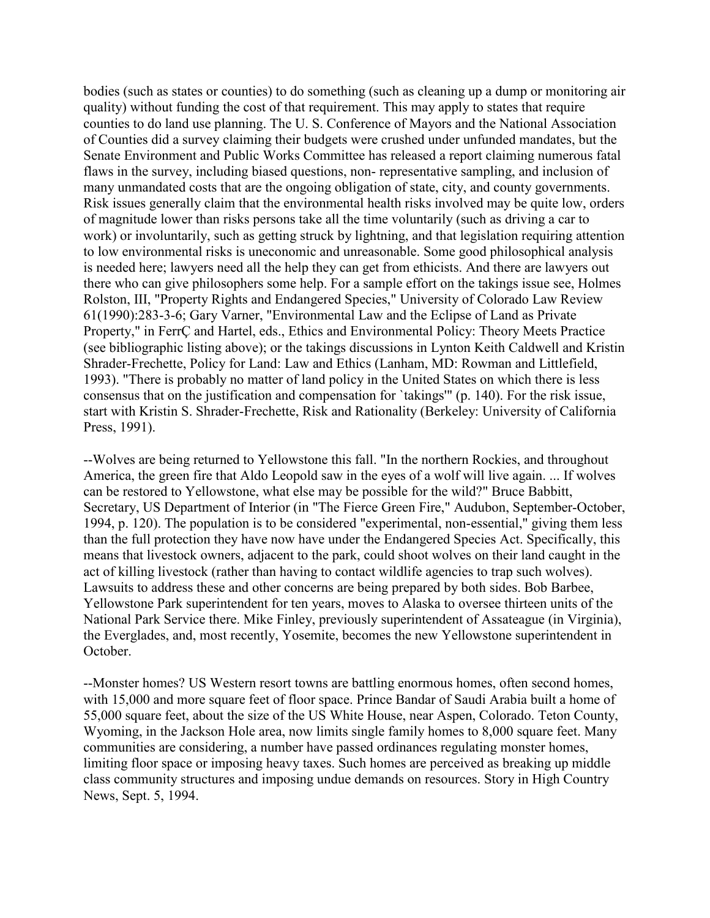bodies (such as states or counties) to do something (such as cleaning up a dump or monitoring air quality) without funding the cost of that requirement. This may apply to states that require counties to do land use planning. The U. S. Conference of Mayors and the National Association of Counties did a survey claiming their budgets were crushed under unfunded mandates, but the Senate Environment and Public Works Committee has released a report claiming numerous fatal flaws in the survey, including biased questions, non- representative sampling, and inclusion of many unmandated costs that are the ongoing obligation of state, city, and county governments. Risk issues generally claim that the environmental health risks involved may be quite low, orders of magnitude lower than risks persons take all the time voluntarily (such as driving a car to work) or involuntarily, such as getting struck by lightning, and that legislation requiring attention to low environmental risks is uneconomic and unreasonable. Some good philosophical analysis is needed here; lawyers need all the help they can get from ethicists. And there are lawyers out there who can give philosophers some help. For a sample effort on the takings issue see, Holmes Rolston, III, "Property Rights and Endangered Species," University of Colorado Law Review 61(1990):283-3-6; Gary Varner, "Environmental Law and the Eclipse of Land as Private Property," in FerrÇ and Hartel, eds., Ethics and Environmental Policy: Theory Meets Practice (see bibliographic listing above); or the takings discussions in Lynton Keith Caldwell and Kristin Shrader-Frechette, Policy for Land: Law and Ethics (Lanham, MD: Rowman and Littlefield, 1993). "There is probably no matter of land policy in the United States on which there is less consensus that on the justification and compensation for `takings'" (p. 140). For the risk issue, start with Kristin S. Shrader-Frechette, Risk and Rationality (Berkeley: University of California Press, 1991).

--Wolves are being returned to Yellowstone this fall. "In the northern Rockies, and throughout America, the green fire that Aldo Leopold saw in the eyes of a wolf will live again. ... If wolves can be restored to Yellowstone, what else may be possible for the wild?" Bruce Babbitt, Secretary, US Department of Interior (in "The Fierce Green Fire," Audubon, September-October, 1994, p. 120). The population is to be considered "experimental, non-essential," giving them less than the full protection they have now have under the Endangered Species Act. Specifically, this means that livestock owners, adjacent to the park, could shoot wolves on their land caught in the act of killing livestock (rather than having to contact wildlife agencies to trap such wolves). Lawsuits to address these and other concerns are being prepared by both sides. Bob Barbee, Yellowstone Park superintendent for ten years, moves to Alaska to oversee thirteen units of the National Park Service there. Mike Finley, previously superintendent of Assateague (in Virginia), the Everglades, and, most recently, Yosemite, becomes the new Yellowstone superintendent in October.

--Monster homes? US Western resort towns are battling enormous homes, often second homes, with 15,000 and more square feet of floor space. Prince Bandar of Saudi Arabia built a home of 55,000 square feet, about the size of the US White House, near Aspen, Colorado. Teton County, Wyoming, in the Jackson Hole area, now limits single family homes to 8,000 square feet. Many communities are considering, a number have passed ordinances regulating monster homes, limiting floor space or imposing heavy taxes. Such homes are perceived as breaking up middle class community structures and imposing undue demands on resources. Story in High Country News, Sept. 5, 1994.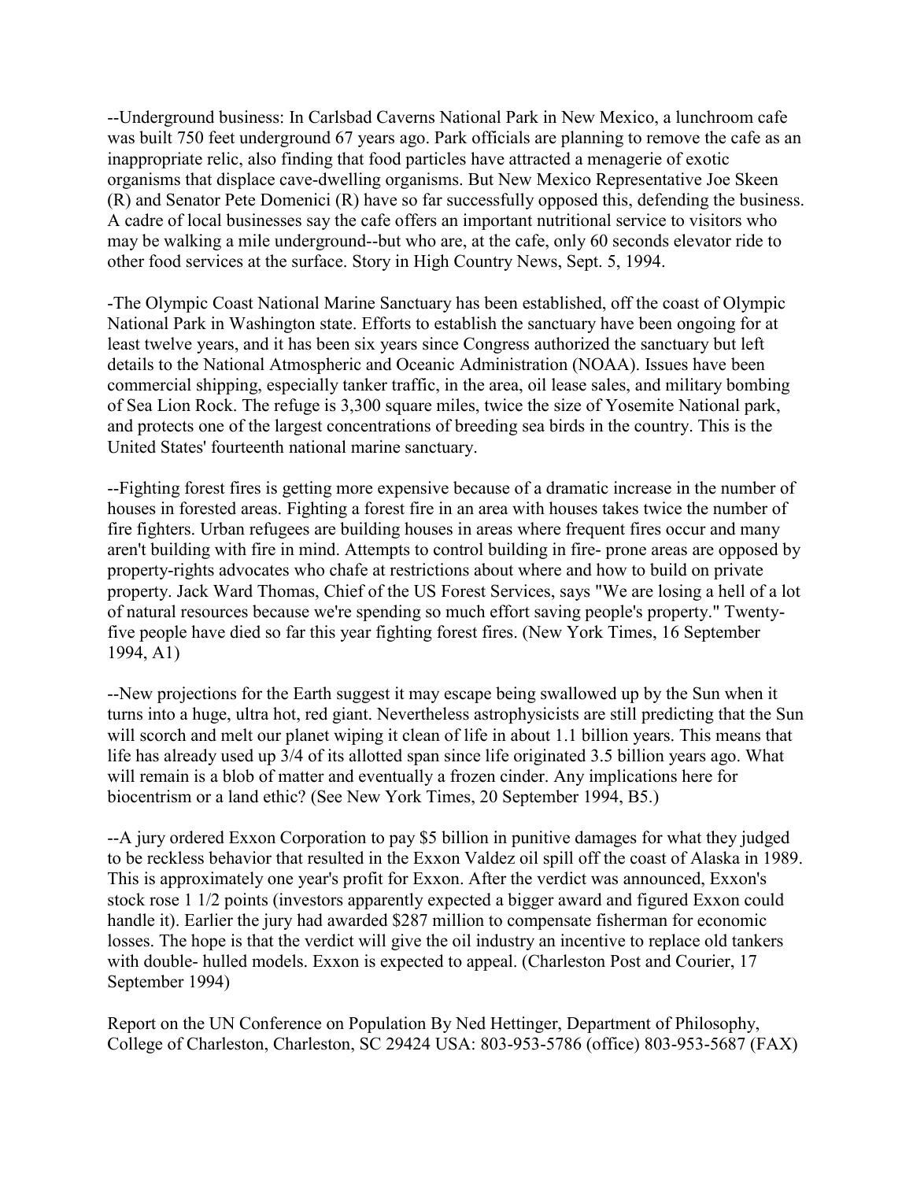--Underground business: In Carlsbad Caverns National Park in New Mexico, a lunchroom cafe was built 750 feet underground 67 years ago. Park officials are planning to remove the cafe as an inappropriate relic, also finding that food particles have attracted a menagerie of exotic organisms that displace cave-dwelling organisms. But New Mexico Representative Joe Skeen (R) and Senator Pete Domenici (R) have so far successfully opposed this, defending the business. A cadre of local businesses say the cafe offers an important nutritional service to visitors who may be walking a mile underground--but who are, at the cafe, only 60 seconds elevator ride to other food services at the surface. Story in High Country News, Sept. 5, 1994.

-The Olympic Coast National Marine Sanctuary has been established, off the coast of Olympic National Park in Washington state. Efforts to establish the sanctuary have been ongoing for at least twelve years, and it has been six years since Congress authorized the sanctuary but left details to the National Atmospheric and Oceanic Administration (NOAA). Issues have been commercial shipping, especially tanker traffic, in the area, oil lease sales, and military bombing of Sea Lion Rock. The refuge is 3,300 square miles, twice the size of Yosemite National park, and protects one of the largest concentrations of breeding sea birds in the country. This is the United States' fourteenth national marine sanctuary.

--Fighting forest fires is getting more expensive because of a dramatic increase in the number of houses in forested areas. Fighting a forest fire in an area with houses takes twice the number of fire fighters. Urban refugees are building houses in areas where frequent fires occur and many aren't building with fire in mind. Attempts to control building in fire- prone areas are opposed by property-rights advocates who chafe at restrictions about where and how to build on private property. Jack Ward Thomas, Chief of the US Forest Services, says "We are losing a hell of a lot of natural resources because we're spending so much effort saving people's property." Twenty-five people have died so far this year fighting forest fires. (New York Times, 16 September 1994, A1)

--New projections for the Earth suggest it may escape being swallowed up by the Sun when it turns into a huge, ultra hot, red giant. Nevertheless astrophysicists are still predicting that the Sun will scorch and melt our planet wiping it clean of life in about 1.1 billion years. This means that life has already used up 3/4 of its allotted span since life originated 3.5 billion years ago. What will remain is a blob of matter and eventually a frozen cinder. Any implications here for biocentrism or a land ethic? (See New York Times, 20 September 1994, B5.)

--A jury ordered Exxon Corporation to pay $5 billion in punitive damages for what they judged to be reckless behavior that resulted in the Exxon Valdez oil spill off the coast of Alaska in 1989. This is approximately one year's profit for Exxon. After the verdict was announced, Exxon's stock rose 1 1/2 points (investors apparently expected a bigger award and figured Exxon could handle it). Earlier the jury had awarded $287 million to compensate fisherman for economic losses. The hope is that the verdict will give the oil industry an incentive to replace old tankers with double- hulled models. Exxon is expected to appeal. (Charleston Post and Courier, 17 September 1994)

Report on the UN Conference on Population By Ned Hettinger, Department of Philosophy, College of Charleston, Charleston, SC 29424 USA: 803-953-5786 (office) 803-953-5687 (FAX)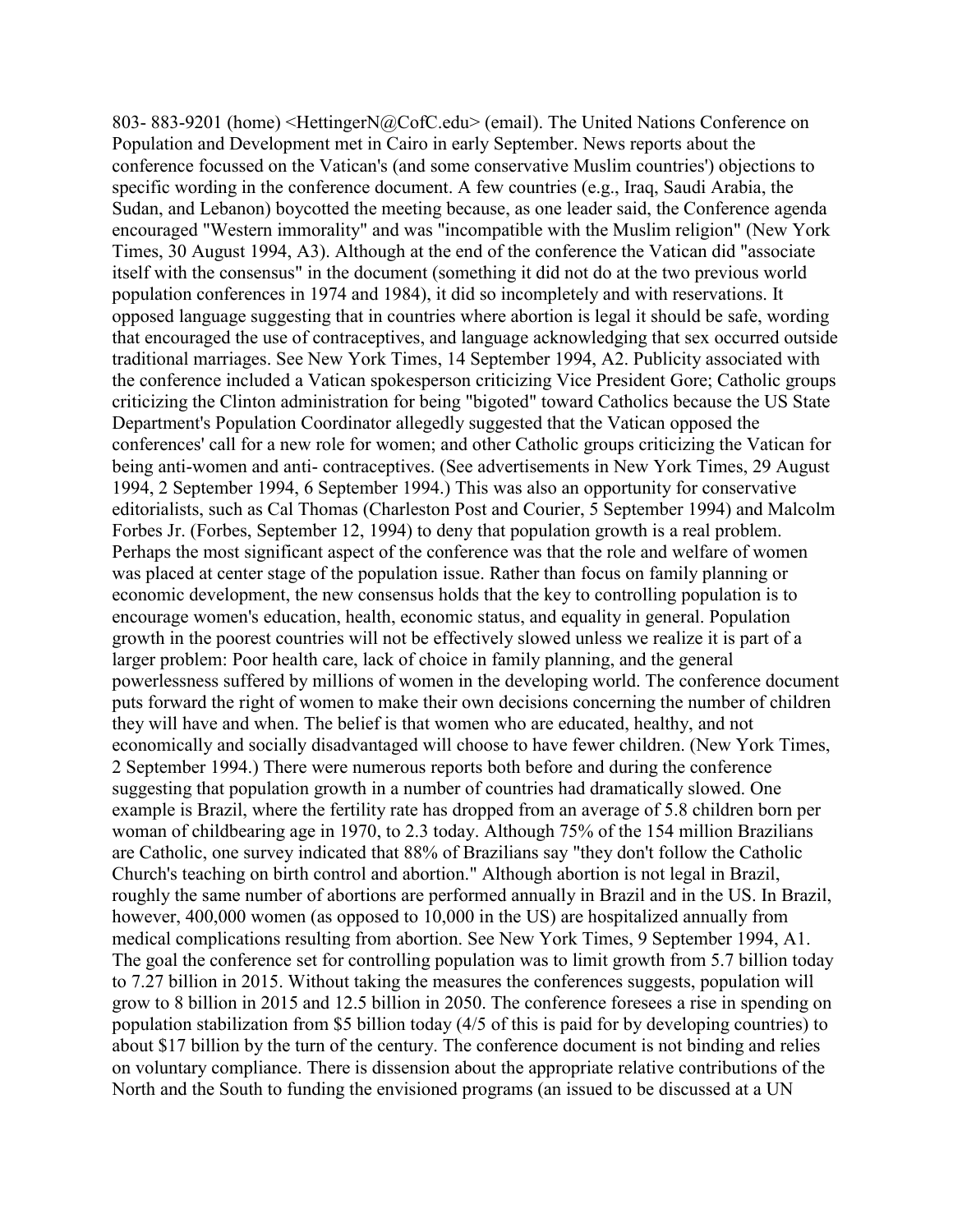803- 883-9201 (home) <HettingerN@CofC.edu> (email). The United Nations Conference on Population and Development met in Cairo in early September. News reports about the conference focussed on the Vatican's (and some conservative Muslim countries') objections to specific wording in the conference document. A few countries (e.g., Iraq, Saudi Arabia, the Sudan, and Lebanon) boycotted the meeting because, as one leader said, the Conference agenda encouraged "Western immorality" and was "incompatible with the Muslim religion" (New York Times, 30 August 1994, A3). Although at the end of the conference the Vatican did "associate itself with the consensus" in the document (something it did not do at the two previous world population conferences in 1974 and 1984), it did so incompletely and with reservations. It opposed language suggesting that in countries where abortion is legal it should be safe, wording that encouraged the use of contraceptives, and language acknowledging that sex occurred outside traditional marriages. See New York Times, 14 September 1994, A2. Publicity associated with the conference included a Vatican spokesperson criticizing Vice President Gore; Catholic groups criticizing the Clinton administration for being "bigoted" toward Catholics because the US State Department's Population Coordinator allegedly suggested that the Vatican opposed the conferences' call for a new role for women; and other Catholic groups criticizing the Vatican for being anti-women and anti- contraceptives. (See advertisements in New York Times, 29 August 1994, 2 September 1994, 6 September 1994.) This was also an opportunity for conservative editorialists, such as Cal Thomas (Charleston Post and Courier, 5 September 1994) and Malcolm Forbes Jr. (Forbes, September 12, 1994) to deny that population growth is a real problem. Perhaps the most significant aspect of the conference was that the role and welfare of women was placed at center stage of the population issue. Rather than focus on family planning or economic development, the new consensus holds that the key to controlling population is to encourage women's education, health, economic status, and equality in general. Population growth in the poorest countries will not be effectively slowed unless we realize it is part of a larger problem: Poor health care, lack of choice in family planning, and the general powerlessness suffered by millions of women in the developing world. The conference document puts forward the right of women to make their own decisions concerning the number of children they will have and when. The belief is that women who are educated, healthy, and not economically and socially disadvantaged will choose to have fewer children. (New York Times, 2 September 1994.) There were numerous reports both before and during the conference suggesting that population growth in a number of countries had dramatically slowed. One example is Brazil, where the fertility rate has dropped from an average of 5.8 children born per woman of childbearing age in 1970, to 2.3 today. Although 75% of the 154 million Brazilians are Catholic, one survey indicated that 88% of Brazilians say "they don't follow the Catholic Church's teaching on birth control and abortion." Although abortion is not legal in Brazil, roughly the same number of abortions are performed annually in Brazil and in the US. In Brazil, however, 400,000 women (as opposed to 10,000 in the US) are hospitalized annually from medical complications resulting from abortion. See New York Times, 9 September 1994, A1. The goal the conference set for controlling population was to limit growth from 5.7 billion today to 7.27 billion in 2015. Without taking the measures the conferences suggests, population will grow to 8 billion in 2015 and 12.5 billion in 2050. The conference foresees a rise in spending on population stabilization from $5 billion today (4/5 of this is paid for by developing countries) to about $17 billion by the turn of the century. The conference document is not binding and relies on voluntary compliance. There is dissension about the appropriate relative contributions of the North and the South to funding the envisioned programs (an issued to be discussed at a UN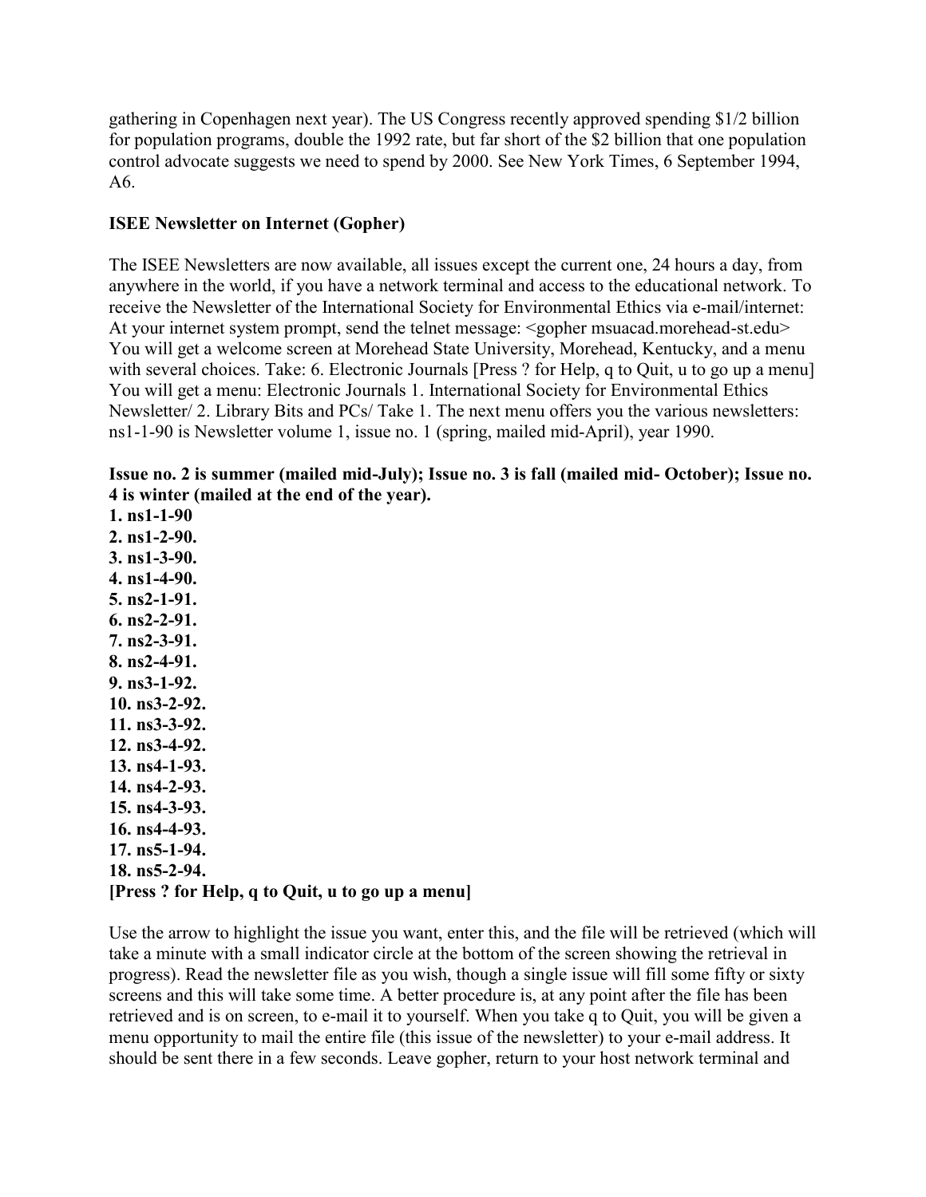gathering in Copenhagen next year). The US Congress recently approved spending $1/2 billion for population programs, double the 1992 rate, but far short of the $2 billion that one population control advocate suggests we need to spend by 2000. See New York Times, 6 September 1994, A6.

**ISEE Newsletter on Internet (Gopher)**

The ISEE Newsletters are now available, all issues except the current one, 24 hours a day, from anywhere in the world, if you have a network terminal and access to the educational network. To receive the Newsletter of the International Society for Environmental Ethics via e-mail/internet: At your internet system prompt, send the telnet message: <gopher msuacad.morehead-st.edu> You will get a welcome screen at Morehead State University, Morehead, Kentucky, and a menu with several choices. Take: 6. Electronic Journals [Press ? for Help, q to Quit, u to go up a menu] You will get a menu: Electronic Journals 1. International Society for Environmental Ethics Newsletter/ 2. Library Bits and PCs/ Take 1. The next menu offers you the various newsletters: ns1-1-90 is Newsletter volume 1, issue no. 1 (spring, mailed mid-April), year 1990.

**Issue no. 2 is summer (mailed mid-July); Issue no. 3 is fall (mailed mid- October); Issue no. 4 is winter (mailed at the end of the year).**

**1. ns1-1-90**
**2. ns1-2-90.**
**3. ns1-3-90.**
**4. ns1-4-90.**
**5. ns2-1-91.**
**6. ns2-2-91.**
**7. ns2-3-91.**
**8. ns2-4-91.**
**9. ns3-1-92.**
**10. ns3-2-92.**
**11. ns3-3-92.**
**12. ns3-4-92.**
**13. ns4-1-93.**
**14. ns4-2-93.**
**15. ns4-3-93.**
**16. ns4-4-93.**
**17. ns5-1-94.**
**18. ns5-2-94.**
**[Press ? for Help, q to Quit, u to go up a menu]**

Use the arrow to highlight the issue you want, enter this, and the file will be retrieved (which will take a minute with a small indicator circle at the bottom of the screen showing the retrieval in progress). Read the newsletter file as you wish, though a single issue will fill some fifty or sixty screens and this will take some time. A better procedure is, at any point after the file has been retrieved and is on screen, to e-mail it to yourself. When you take q to Quit, you will be given a menu opportunity to mail the entire file (this issue of the newsletter) to your e-mail address. It should be sent there in a few seconds. Leave gopher, return to your host network terminal and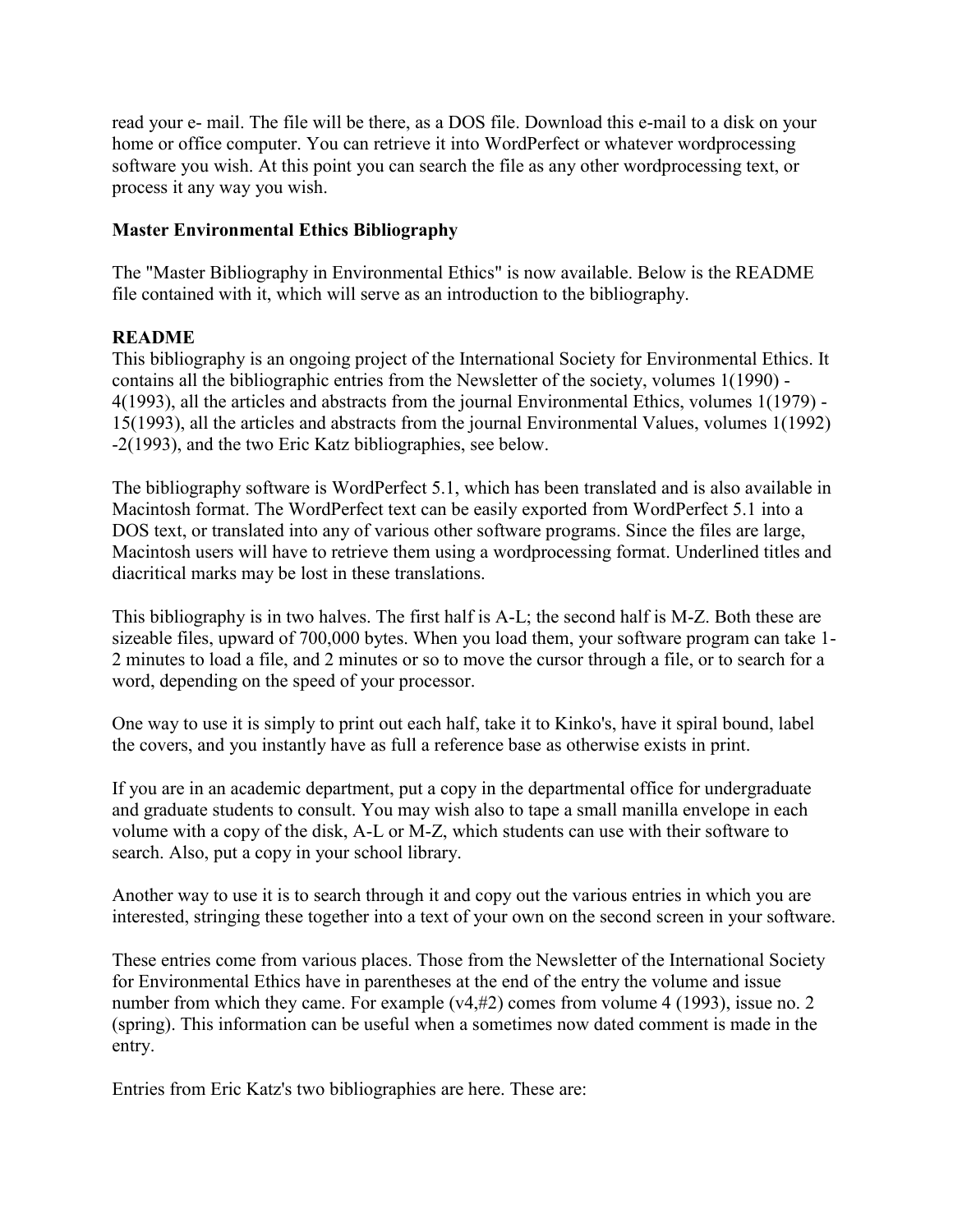read your e- mail. The file will be there, as a DOS file. Download this e-mail to a disk on your home or office computer. You can retrieve it into WordPerfect or whatever wordprocessing software you wish. At this point you can search the file as any other wordprocessing text, or process it any way you wish.

**Master Environmental Ethics Bibliography**

The "Master Bibliography in Environmental Ethics" is now available. Below is the README file contained with it, which will serve as an introduction to the bibliography.

**README**

This bibliography is an ongoing project of the International Society for Environmental Ethics. It contains all the bibliographic entries from the Newsletter of the society, volumes 1(1990) - 4(1993), all the articles and abstracts from the journal Environmental Ethics, volumes 1(1979) - 15(1993), all the articles and abstracts from the journal Environmental Values, volumes 1(1992) -2(1993), and the two Eric Katz bibliographies, see below.

The bibliography software is WordPerfect 5.1, which has been translated and is also available in Macintosh format. The WordPerfect text can be easily exported from WordPerfect 5.1 into a DOS text, or translated into any of various other software programs. Since the files are large, Macintosh users will have to retrieve them using a wordprocessing format. Underlined titles and diacritical marks may be lost in these translations.

This bibliography is in two halves. The first half is A-L; the second half is M-Z. Both these are sizeable files, upward of 700,000 bytes. When you load them, your software program can take 1-2 minutes to load a file, and 2 minutes or so to move the cursor through a file, or to search for a word, depending on the speed of your processor.

One way to use it is simply to print out each half, take it to Kinko's, have it spiral bound, label the covers, and you instantly have as full a reference base as otherwise exists in print.

If you are in an academic department, put a copy in the departmental office for undergraduate and graduate students to consult. You may wish also to tape a small manilla envelope in each volume with a copy of the disk, A-L or M-Z, which students can use with their software to search. Also, put a copy in your school library.

Another way to use it is to search through it and copy out the various entries in which you are interested, stringing these together into a text of your own on the second screen in your software.

These entries come from various places. Those from the Newsletter of the International Society for Environmental Ethics have in parentheses at the end of the entry the volume and issue number from which they came. For example (v4,#2) comes from volume 4 (1993), issue no. 2 (spring). This information can be useful when a sometimes now dated comment is made in the entry.

Entries from Eric Katz's two bibliographies are here. These are: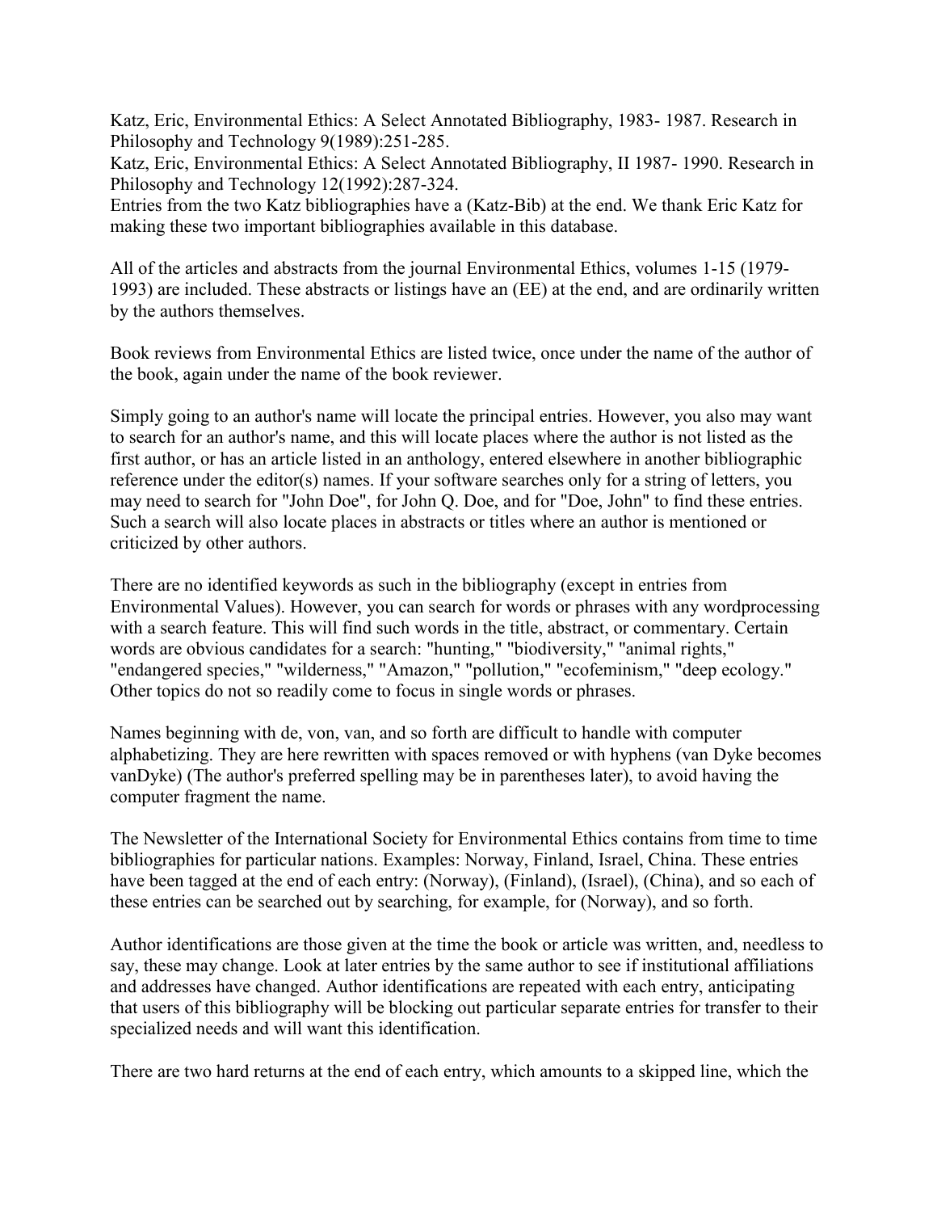Katz, Eric, Environmental Ethics: A Select Annotated Bibliography, 1983- 1987. Research in Philosophy and Technology 9(1989):251-285.
Katz, Eric, Environmental Ethics: A Select Annotated Bibliography, II 1987- 1990. Research in Philosophy and Technology 12(1992):287-324.
Entries from the two Katz bibliographies have a (Katz-Bib) at the end. We thank Eric Katz for making these two important bibliographies available in this database.

All of the articles and abstracts from the journal Environmental Ethics, volumes 1-15 (1979-1993) are included. These abstracts or listings have an (EE) at the end, and are ordinarily written by the authors themselves.

Book reviews from Environmental Ethics are listed twice, once under the name of the author of the book, again under the name of the book reviewer.

Simply going to an author's name will locate the principal entries. However, you also may want to search for an author's name, and this will locate places where the author is not listed as the first author, or has an article listed in an anthology, entered elsewhere in another bibliographic reference under the editor(s) names. If your software searches only for a string of letters, you may need to search for "John Doe", for John Q. Doe, and for "Doe, John" to find these entries. Such a search will also locate places in abstracts or titles where an author is mentioned or criticized by other authors.

There are no identified keywords as such in the bibliography (except in entries from Environmental Values). However, you can search for words or phrases with any wordprocessing with a search feature. This will find such words in the title, abstract, or commentary. Certain words are obvious candidates for a search: "hunting," "biodiversity," "animal rights," "endangered species," "wilderness," "Amazon," "pollution," "ecofeminism," "deep ecology." Other topics do not so readily come to focus in single words or phrases.

Names beginning with de, von, van, and so forth are difficult to handle with computer alphabetizing. They are here rewritten with spaces removed or with hyphens (van Dyke becomes vanDyke) (The author's preferred spelling may be in parentheses later), to avoid having the computer fragment the name.

The Newsletter of the International Society for Environmental Ethics contains from time to time bibliographies for particular nations. Examples: Norway, Finland, Israel, China. These entries have been tagged at the end of each entry: (Norway), (Finland), (Israel), (China), and so each of these entries can be searched out by searching, for example, for (Norway), and so forth.

Author identifications are those given at the time the book or article was written, and, needless to say, these may change. Look at later entries by the same author to see if institutional affiliations and addresses have changed. Author identifications are repeated with each entry, anticipating that users of this bibliography will be blocking out particular separate entries for transfer to their specialized needs and will want this identification.

There are two hard returns at the end of each entry, which amounts to a skipped line, which the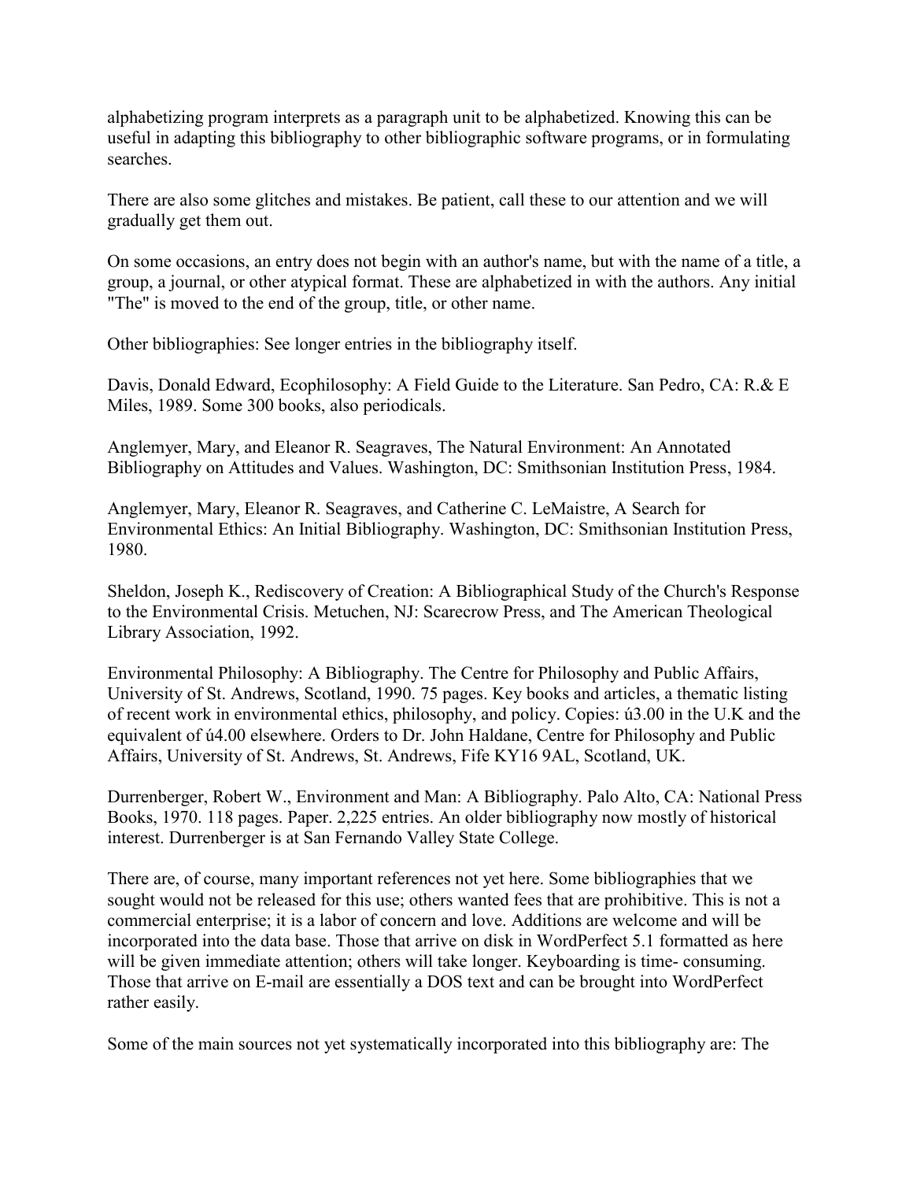alphabetizing program interprets as a paragraph unit to be alphabetized. Knowing this can be useful in adapting this bibliography to other bibliographic software programs, or in formulating searches.

There are also some glitches and mistakes. Be patient, call these to our attention and we will gradually get them out.

On some occasions, an entry does not begin with an author's name, but with the name of a title, a group, a journal, or other atypical format. These are alphabetized in with the authors. Any initial "The" is moved to the end of the group, title, or other name.

Other bibliographies: See longer entries in the bibliography itself.

Davis, Donald Edward, Ecophilosophy: A Field Guide to the Literature. San Pedro, CA: R.& E Miles, 1989. Some 300 books, also periodicals.

Anglemyer, Mary, and Eleanor R. Seagraves, The Natural Environment: An Annotated Bibliography on Attitudes and Values. Washington, DC: Smithsonian Institution Press, 1984.

Anglemyer, Mary, Eleanor R. Seagraves, and Catherine C. LeMaistre, A Search for Environmental Ethics: An Initial Bibliography. Washington, DC: Smithsonian Institution Press, 1980.

Sheldon, Joseph K., Rediscovery of Creation: A Bibliographical Study of the Church's Response to the Environmental Crisis. Metuchen, NJ: Scarecrow Press, and The American Theological Library Association, 1992.

Environmental Philosophy: A Bibliography. The Centre for Philosophy and Public Affairs, University of St. Andrews, Scotland, 1990. 75 pages. Key books and articles, a thematic listing of recent work in environmental ethics, philosophy, and policy. Copies: ú3.00 in the U.K and the equivalent of ú4.00 elsewhere. Orders to Dr. John Haldane, Centre for Philosophy and Public Affairs, University of St. Andrews, St. Andrews, Fife KY16 9AL, Scotland, UK.

Durrenberger, Robert W., Environment and Man: A Bibliography. Palo Alto, CA: National Press Books, 1970. 118 pages. Paper. 2,225 entries. An older bibliography now mostly of historical interest. Durrenberger is at San Fernando Valley State College.

There are, of course, many important references not yet here. Some bibliographies that we sought would not be released for this use; others wanted fees that are prohibitive. This is not a commercial enterprise; it is a labor of concern and love. Additions are welcome and will be incorporated into the data base. Those that arrive on disk in WordPerfect 5.1 formatted as here will be given immediate attention; others will take longer. Keyboarding is time- consuming. Those that arrive on E-mail are essentially a DOS text and can be brought into WordPerfect rather easily.

Some of the main sources not yet systematically incorporated into this bibliography are: The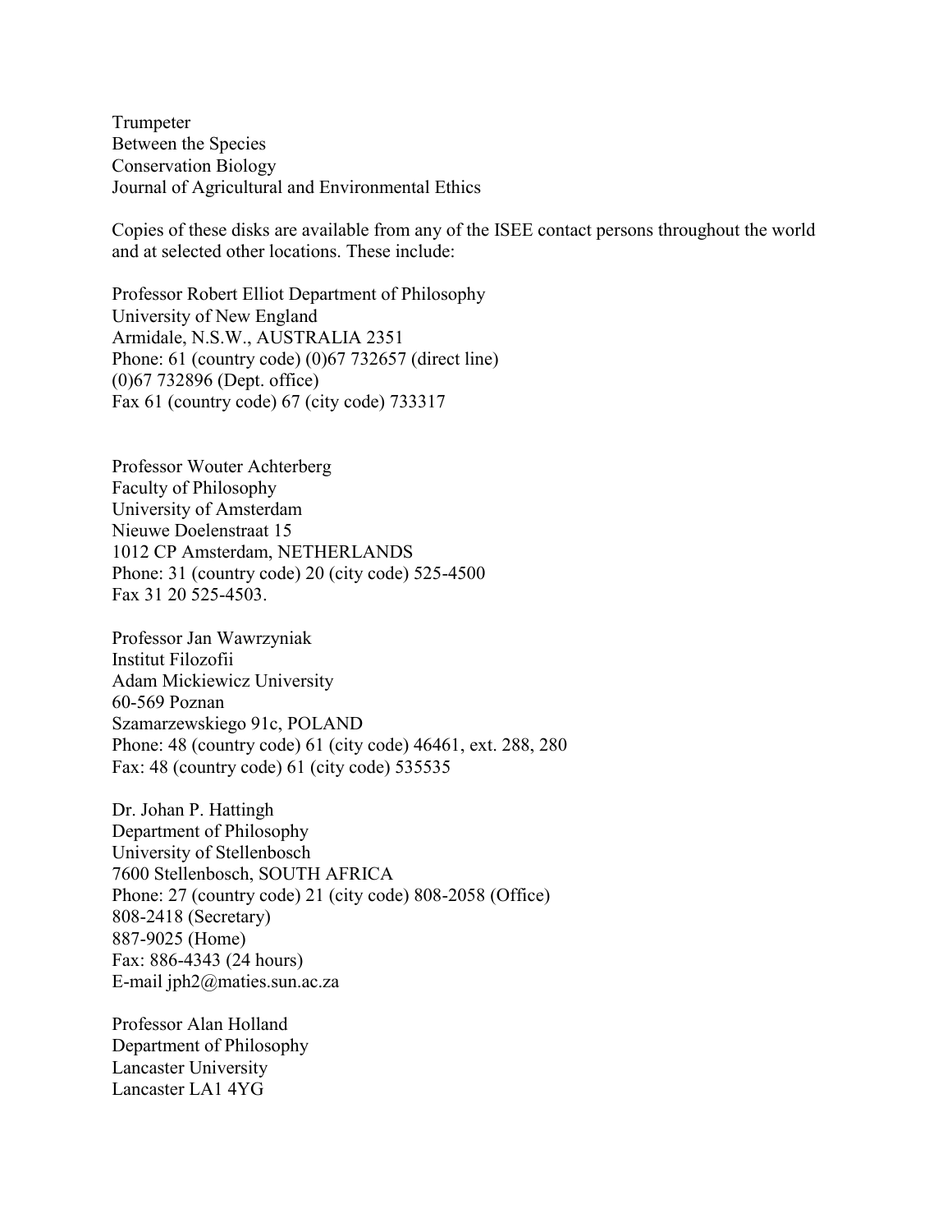Trumpeter
Between the Species
Conservation Biology
Journal of Agricultural and Environmental Ethics

Copies of these disks are available from any of the ISEE contact persons throughout the world and at selected other locations. These include:

Professor Robert Elliot Department of Philosophy
University of New England
Armidale, N.S.W., AUSTRALIA 2351
Phone: 61 (country code) (0)67 732657 (direct line)
(0)67 732896 (Dept. office)
Fax 61 (country code) 67 (city code) 733317

Professor Wouter Achterberg
Faculty of Philosophy
University of Amsterdam
Nieuwe Doelenstraat 15
1012 CP Amsterdam, NETHERLANDS
Phone: 31 (country code) 20 (city code) 525-4500
Fax 31 20 525-4503.

Professor Jan Wawrzyniak
Institut Filozofii
Adam Mickiewicz University
60-569 Poznan
Szamarzewskiego 91c, POLAND
Phone: 48 (country code) 61 (city code) 46461, ext. 288, 280
Fax: 48 (country code) 61 (city code) 535535

Dr. Johan P. Hattingh
Department of Philosophy
University of Stellenbosch
7600 Stellenbosch, SOUTH AFRICA
Phone: 27 (country code) 21 (city code) 808-2058 (Office)
808-2418 (Secretary)
887-9025 (Home)
Fax: 886-4343 (24 hours)
E-mail jph2@maties.sun.ac.za

Professor Alan Holland
Department of Philosophy
Lancaster University
Lancaster LA1 4YG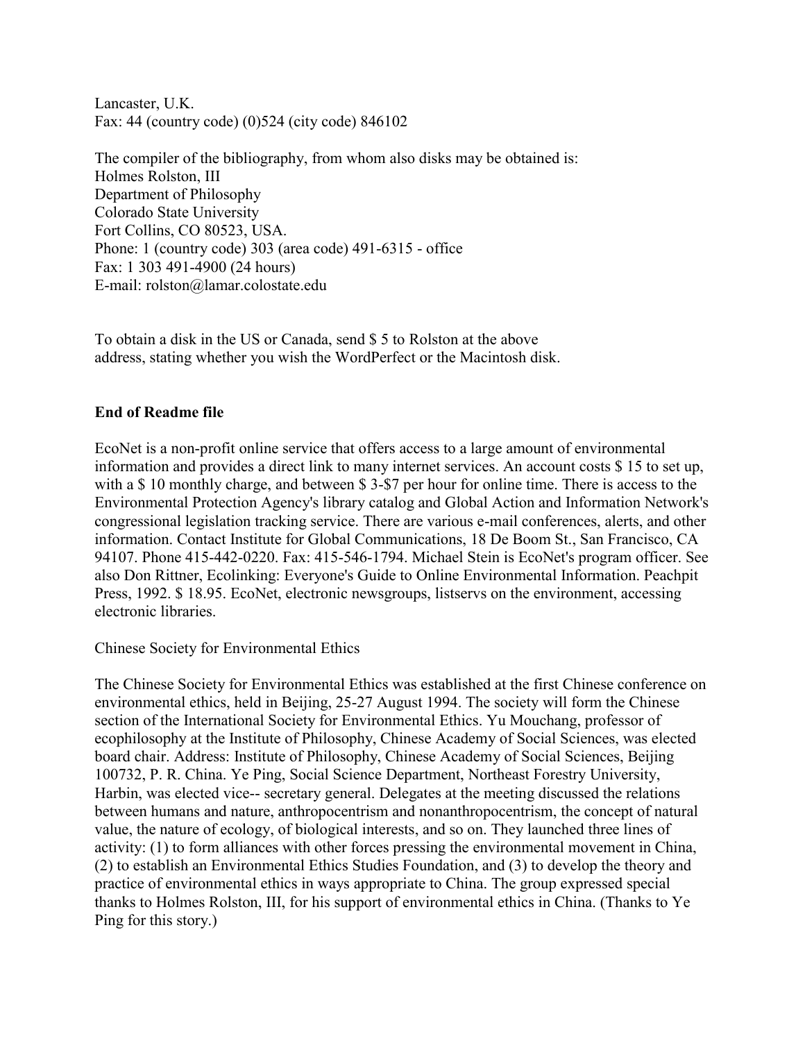Lancaster, U.K.
Fax: 44 (country code) (0)524 (city code) 846102

The compiler of the bibliography, from whom also disks may be obtained is:
Holmes Rolston, III
Department of Philosophy
Colorado State University
Fort Collins, CO 80523, USA.
Phone: 1 (country code) 303 (area code) 491-6315 - office
Fax: 1 303 491-4900 (24 hours)
E-mail: rolston@lamar.colostate.edu

To obtain a disk in the US or Canada, send $ 5 to Rolston at the above address, stating whether you wish the WordPerfect or the Macintosh disk.

**End of Readme file**

EcoNet is a non-profit online service that offers access to a large amount of environmental information and provides a direct link to many internet services. An account costs $ 15 to set up, with a $ 10 monthly charge, and between $ 3-$7 per hour for online time. There is access to the Environmental Protection Agency's library catalog and Global Action and Information Network's congressional legislation tracking service. There are various e-mail conferences, alerts, and other information. Contact Institute for Global Communications, 18 De Boom St., San Francisco, CA 94107. Phone 415-442-0220. Fax: 415-546-1794. Michael Stein is EcoNet's program officer. See also Don Rittner, Ecolinking: Everyone's Guide to Online Environmental Information. Peachpit Press, 1992. $ 18.95. EcoNet, electronic newsgroups, listservs on the environment, accessing electronic libraries.

Chinese Society for Environmental Ethics

The Chinese Society for Environmental Ethics was established at the first Chinese conference on environmental ethics, held in Beijing, 25-27 August 1994. The society will form the Chinese section of the International Society for Environmental Ethics. Yu Mouchang, professor of ecophilosophy at the Institute of Philosophy, Chinese Academy of Social Sciences, was elected board chair. Address: Institute of Philosophy, Chinese Academy of Social Sciences, Beijing 100732, P. R. China. Ye Ping, Social Science Department, Northeast Forestry University, Harbin, was elected vice-- secretary general. Delegates at the meeting discussed the relations between humans and nature, anthropocentrism and nonanthropocentrism, the concept of natural value, the nature of ecology, of biological interests, and so on. They launched three lines of activity: (1) to form alliances with other forces pressing the environmental movement in China, (2) to establish an Environmental Ethics Studies Foundation, and (3) to develop the theory and practice of environmental ethics in ways appropriate to China. The group expressed special thanks to Holmes Rolston, III, for his support of environmental ethics in China. (Thanks to Ye Ping for this story.)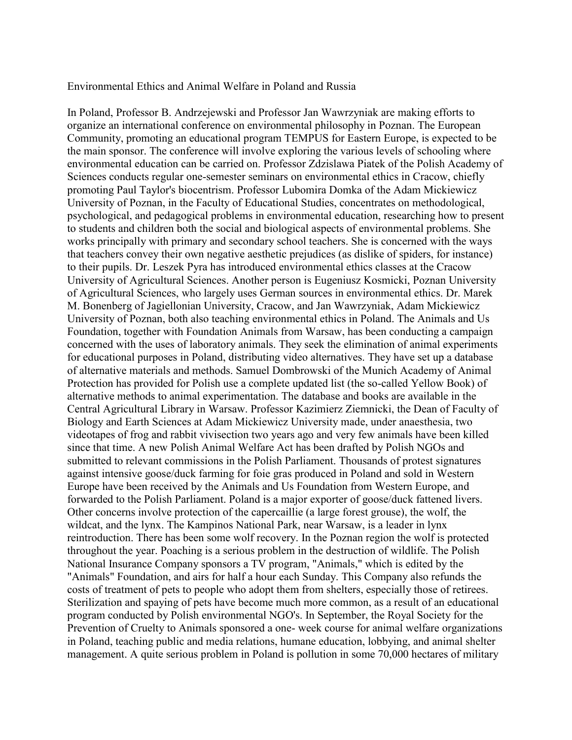Environmental Ethics and Animal Welfare in Poland and Russia

In Poland, Professor B. Andrzejewski and Professor Jan Wawrzyniak are making efforts to organize an international conference on environmental philosophy in Poznan. The European Community, promoting an educational program TEMPUS for Eastern Europe, is expected to be the main sponsor. The conference will involve exploring the various levels of schooling where environmental education can be carried on. Professor Zdzislawa Piatek of the Polish Academy of Sciences conducts regular one-semester seminars on environmental ethics in Cracow, chiefly promoting Paul Taylor's biocentrism. Professor Lubomira Domka of the Adam Mickiewicz University of Poznan, in the Faculty of Educational Studies, concentrates on methodological, psychological, and pedagogical problems in environmental education, researching how to present to students and children both the social and biological aspects of environmental problems. She works principally with primary and secondary school teachers. She is concerned with the ways that teachers convey their own negative aesthetic prejudices (as dislike of spiders, for instance) to their pupils. Dr. Leszek Pyra has introduced environmental ethics classes at the Cracow University of Agricultural Sciences. Another person is Eugeniusz Kosmicki, Poznan University of Agricultural Sciences, who largely uses German sources in environmental ethics. Dr. Marek M. Bonenberg of Jagiellonian University, Cracow, and Jan Wawrzyniak, Adam Mickiewicz University of Poznan, both also teaching environmental ethics in Poland. The Animals and Us Foundation, together with Foundation Animals from Warsaw, has been conducting a campaign concerned with the uses of laboratory animals. They seek the elimination of animal experiments for educational purposes in Poland, distributing video alternatives. They have set up a database of alternative materials and methods. Samuel Dombrowski of the Munich Academy of Animal Protection has provided for Polish use a complete updated list (the so-called Yellow Book) of alternative methods to animal experimentation. The database and books are available in the Central Agricultural Library in Warsaw. Professor Kazimierz Ziemnicki, the Dean of Faculty of Biology and Earth Sciences at Adam Mickiewicz University made, under anaesthesia, two videotapes of frog and rabbit vivisection two years ago and very few animals have been killed since that time. A new Polish Animal Welfare Act has been drafted by Polish NGOs and submitted to relevant commissions in the Polish Parliament. Thousands of protest signatures against intensive goose/duck farming for foie gras produced in Poland and sold in Western Europe have been received by the Animals and Us Foundation from Western Europe, and forwarded to the Polish Parliament. Poland is a major exporter of goose/duck fattened livers. Other concerns involve protection of the capercaillie (a large forest grouse), the wolf, the wildcat, and the lynx. The Kampinos National Park, near Warsaw, is a leader in lynx reintroduction. There has been some wolf recovery. In the Poznan region the wolf is protected throughout the year. Poaching is a serious problem in the destruction of wildlife. The Polish National Insurance Company sponsors a TV program, "Animals," which is edited by the "Animals" Foundation, and airs for half a hour each Sunday. This Company also refunds the costs of treatment of pets to people who adopt them from shelters, especially those of retirees. Sterilization and spaying of pets have become much more common, as a result of an educational program conducted by Polish environmental NGO's. In September, the Royal Society for the Prevention of Cruelty to Animals sponsored a one- week course for animal welfare organizations in Poland, teaching public and media relations, humane education, lobbying, and animal shelter management. A quite serious problem in Poland is pollution in some 70,000 hectares of military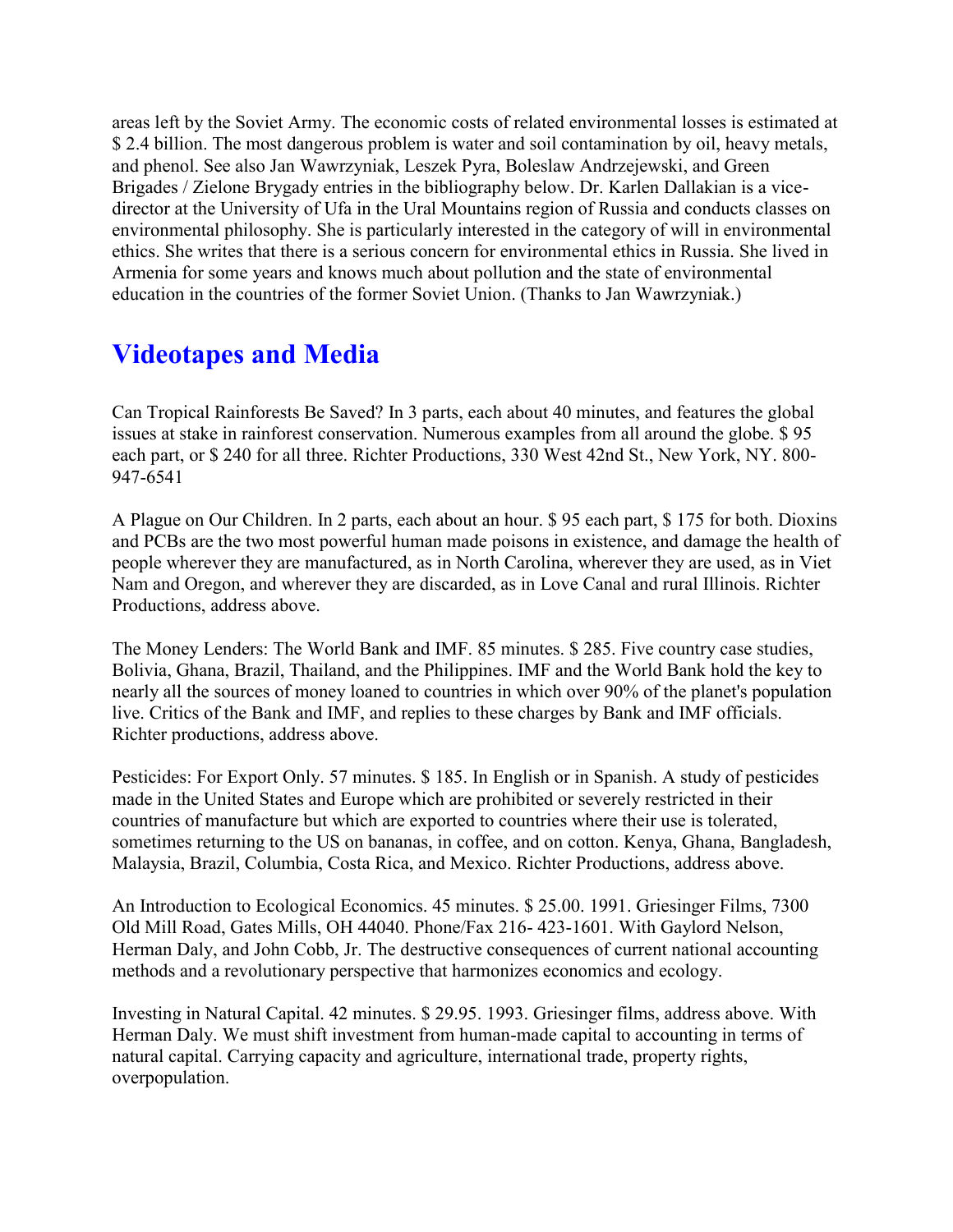areas left by the Soviet Army. The economic costs of related environmental losses is estimated at $ 2.4 billion. The most dangerous problem is water and soil contamination by oil, heavy metals, and phenol. See also Jan Wawrzyniak, Leszek Pyra, Boleslaw Andrzejewski, and Green Brigades / Zielone Brygady entries in the bibliography below. Dr. Karlen Dallakian is a vice-director at the University of Ufa in the Ural Mountains region of Russia and conducts classes on environmental philosophy. She is particularly interested in the category of will in environmental ethics. She writes that there is a serious concern for environmental ethics in Russia. She lived in Armenia for some years and knows much about pollution and the state of environmental education in the countries of the former Soviet Union. (Thanks to Jan Wawrzyniak.)

## Videotapes and Media

Can Tropical Rainforests Be Saved? In 3 parts, each about 40 minutes, and features the global issues at stake in rainforest conservation. Numerous examples from all around the globe. $ 95 each part, or $ 240 for all three. Richter Productions, 330 West 42nd St., New York, NY. 800-947-6541

A Plague on Our Children. In 2 parts, each about an hour. $ 95 each part, $ 175 for both. Dioxins and PCBs are the two most powerful human made poisons in existence, and damage the health of people wherever they are manufactured, as in North Carolina, wherever they are used, as in Viet Nam and Oregon, and wherever they are discarded, as in Love Canal and rural Illinois. Richter Productions, address above.

The Money Lenders: The World Bank and IMF. 85 minutes. $ 285. Five country case studies, Bolivia, Ghana, Brazil, Thailand, and the Philippines. IMF and the World Bank hold the key to nearly all the sources of money loaned to countries in which over 90% of the planet's population live. Critics of the Bank and IMF, and replies to these charges by Bank and IMF officials. Richter productions, address above.

Pesticides: For Export Only. 57 minutes. $ 185. In English or in Spanish. A study of pesticides made in the United States and Europe which are prohibited or severely restricted in their countries of manufacture but which are exported to countries where their use is tolerated, sometimes returning to the US on bananas, in coffee, and on cotton. Kenya, Ghana, Bangladesh, Malaysia, Brazil, Columbia, Costa Rica, and Mexico. Richter Productions, address above.

An Introduction to Ecological Economics. 45 minutes. $ 25.00. 1991. Griesinger Films, 7300 Old Mill Road, Gates Mills, OH 44040. Phone/Fax 216- 423-1601. With Gaylord Nelson, Herman Daly, and John Cobb, Jr. The destructive consequences of current national accounting methods and a revolutionary perspective that harmonizes economics and ecology.

Investing in Natural Capital. 42 minutes. $ 29.95. 1993. Griesinger films, address above. With Herman Daly. We must shift investment from human-made capital to accounting in terms of natural capital. Carrying capacity and agriculture, international trade, property rights, overpopulation.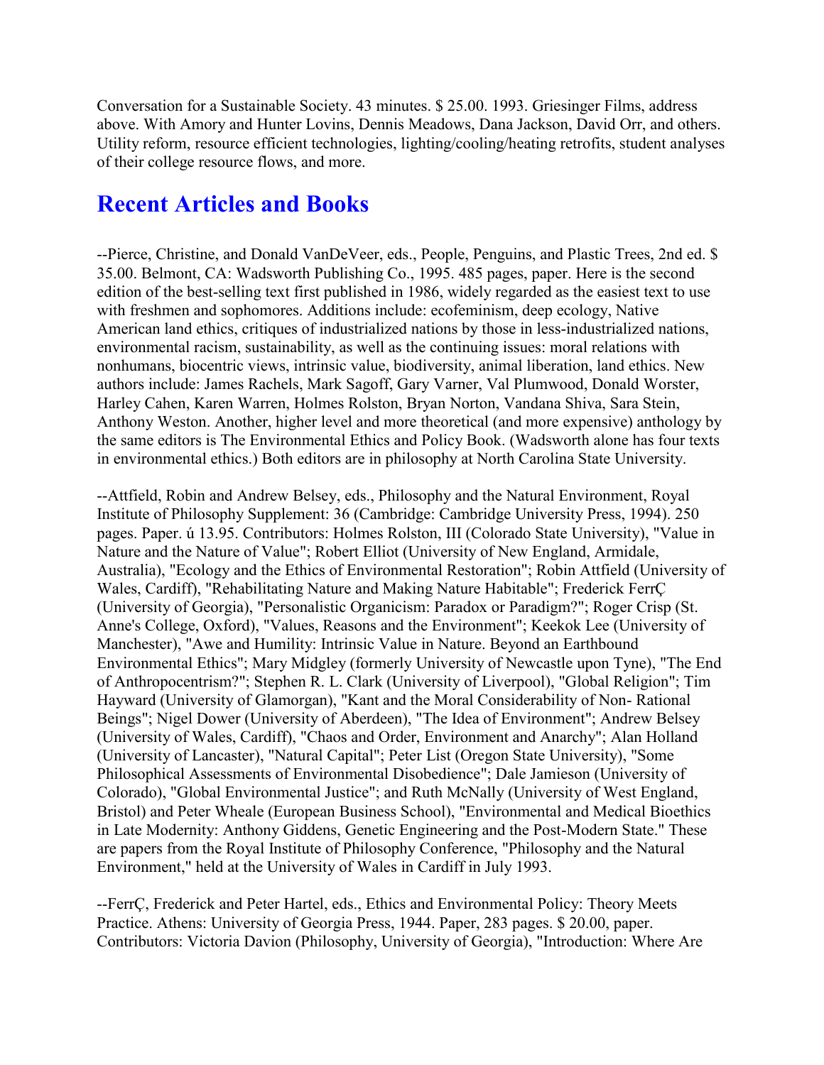Conversation for a Sustainable Society. 43 minutes. $ 25.00. 1993. Griesinger Films, address above. With Amory and Hunter Lovins, Dennis Meadows, Dana Jackson, David Orr, and others. Utility reform, resource efficient technologies, lighting/cooling/heating retrofits, student analyses of their college resource flows, and more.

## Recent Articles and Books

--Pierce, Christine, and Donald VanDeVeer, eds., People, Penguins, and Plastic Trees, 2nd ed. $ 35.00. Belmont, CA: Wadsworth Publishing Co., 1995. 485 pages, paper. Here is the second edition of the best-selling text first published in 1986, widely regarded as the easiest text to use with freshmen and sophomores. Additions include: ecofeminism, deep ecology, Native American land ethics, critiques of industrialized nations by those in less-industrialized nations, environmental racism, sustainability, as well as the continuing issues: moral relations with nonhumans, biocentric views, intrinsic value, biodiversity, animal liberation, land ethics. New authors include: James Rachels, Mark Sagoff, Gary Varner, Val Plumwood, Donald Worster, Harley Cahen, Karen Warren, Holmes Rolston, Bryan Norton, Vandana Shiva, Sara Stein, Anthony Weston. Another, higher level and more theoretical (and more expensive) anthology by the same editors is The Environmental Ethics and Policy Book. (Wadsworth alone has four texts in environmental ethics.) Both editors are in philosophy at North Carolina State University.

--Attfield, Robin and Andrew Belsey, eds., Philosophy and the Natural Environment, Royal Institute of Philosophy Supplement: 36 (Cambridge: Cambridge University Press, 1994). 250 pages. Paper. ú 13.95. Contributors: Holmes Rolston, III (Colorado State University), "Value in Nature and the Nature of Value"; Robert Elliot (University of New England, Armidale, Australia), "Ecology and the Ethics of Environmental Restoration"; Robin Attfield (University of Wales, Cardiff), "Rehabilitating Nature and Making Nature Habitable"; Frederick FerrÇ (University of Georgia), "Personalistic Organicism: Paradox or Paradigm?"; Roger Crisp (St. Anne's College, Oxford), "Values, Reasons and the Environment"; Keekok Lee (University of Manchester), "Awe and Humility: Intrinsic Value in Nature. Beyond an Earthbound Environmental Ethics"; Mary Midgley (formerly University of Newcastle upon Tyne), "The End of Anthropocentrism?"; Stephen R. L. Clark (University of Liverpool), "Global Religion"; Tim Hayward (University of Glamorgan), "Kant and the Moral Considerability of Non- Rational Beings"; Nigel Dower (University of Aberdeen), "The Idea of Environment"; Andrew Belsey (University of Wales, Cardiff), "Chaos and Order, Environment and Anarchy"; Alan Holland (University of Lancaster), "Natural Capital"; Peter List (Oregon State University), "Some Philosophical Assessments of Environmental Disobedience"; Dale Jamieson (University of Colorado), "Global Environmental Justice"; and Ruth McNally (University of West England, Bristol) and Peter Wheale (European Business School), "Environmental and Medical Bioethics in Late Modernity: Anthony Giddens, Genetic Engineering and the Post-Modern State." These are papers from the Royal Institute of Philosophy Conference, "Philosophy and the Natural Environment," held at the University of Wales in Cardiff in July 1993.

--FerrÇ, Frederick and Peter Hartel, eds., Ethics and Environmental Policy: Theory Meets Practice. Athens: University of Georgia Press, 1944. Paper, 283 pages. $ 20.00, paper. Contributors: Victoria Davion (Philosophy, University of Georgia), "Introduction: Where Are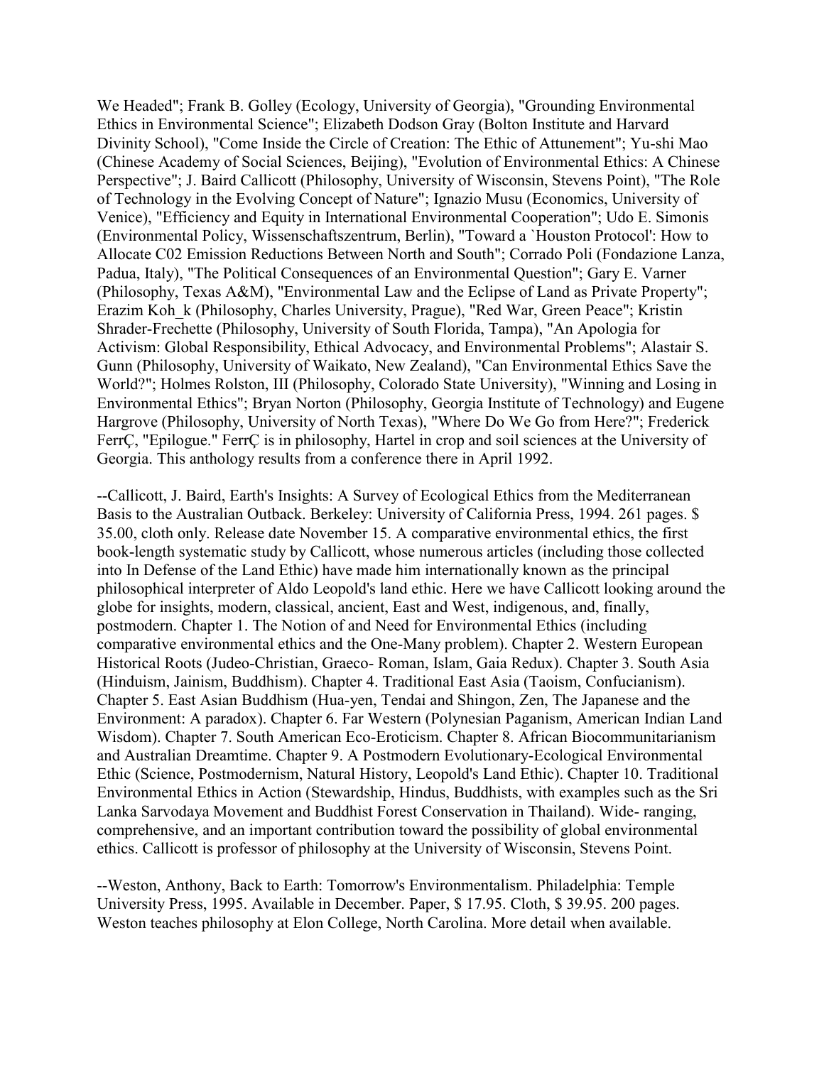We Headed"; Frank B. Golley (Ecology, University of Georgia), "Grounding Environmental Ethics in Environmental Science"; Elizabeth Dodson Gray (Bolton Institute and Harvard Divinity School), "Come Inside the Circle of Creation: The Ethic of Attunement"; Yu-shi Mao (Chinese Academy of Social Sciences, Beijing), "Evolution of Environmental Ethics: A Chinese Perspective"; J. Baird Callicott (Philosophy, University of Wisconsin, Stevens Point), "The Role of Technology in the Evolving Concept of Nature"; Ignazio Musu (Economics, University of Venice), "Efficiency and Equity in International Environmental Cooperation"; Udo E. Simonis (Environmental Policy, Wissenschaftszentrum, Berlin), "Toward a `Houston Protocol': How to Allocate C02 Emission Reductions Between North and South"; Corrado Poli (Fondazione Lanza, Padua, Italy), "The Political Consequences of an Environmental Question"; Gary E. Varner (Philosophy, Texas A&M), "Environmental Law and the Eclipse of Land as Private Property"; Erazim Koh_k (Philosophy, Charles University, Prague), "Red War, Green Peace"; Kristin Shrader-Frechette (Philosophy, University of South Florida, Tampa), "An Apologia for Activism: Global Responsibility, Ethical Advocacy, and Environmental Problems"; Alastair S. Gunn (Philosophy, University of Waikato, New Zealand), "Can Environmental Ethics Save the World?"; Holmes Rolston, III (Philosophy, Colorado State University), "Winning and Losing in Environmental Ethics"; Bryan Norton (Philosophy, Georgia Institute of Technology) and Eugene Hargrove (Philosophy, University of North Texas), "Where Do We Go from Here?"; Frederick FerrÇ, "Epilogue." FerrÇ is in philosophy, Hartel in crop and soil sciences at the University of Georgia. This anthology results from a conference there in April 1992.

--Callicott, J. Baird, Earth's Insights: A Survey of Ecological Ethics from the Mediterranean Basis to the Australian Outback. Berkeley: University of California Press, 1994. 261 pages. $ 35.00, cloth only. Release date November 15. A comparative environmental ethics, the first book-length systematic study by Callicott, whose numerous articles (including those collected into In Defense of the Land Ethic) have made him internationally known as the principal philosophical interpreter of Aldo Leopold's land ethic. Here we have Callicott looking around the globe for insights, modern, classical, ancient, East and West, indigenous, and, finally, postmodern. Chapter 1. The Notion of and Need for Environmental Ethics (including comparative environmental ethics and the One-Many problem). Chapter 2. Western European Historical Roots (Judeo-Christian, Graeco- Roman, Islam, Gaia Redux). Chapter 3. South Asia (Hinduism, Jainism, Buddhism). Chapter 4. Traditional East Asia (Taoism, Confucianism). Chapter 5. East Asian Buddhism (Hua-yen, Tendai and Shingon, Zen, The Japanese and the Environment: A paradox). Chapter 6. Far Western (Polynesian Paganism, American Indian Land Wisdom). Chapter 7. South American Eco-Eroticism. Chapter 8. African Biocommunitarianism and Australian Dreamtime. Chapter 9. A Postmodern Evolutionary-Ecological Environmental Ethic (Science, Postmodernism, Natural History, Leopold's Land Ethic). Chapter 10. Traditional Environmental Ethics in Action (Stewardship, Hindus, Buddhists, with examples such as the Sri Lanka Sarvodaya Movement and Buddhist Forest Conservation in Thailand). Wide- ranging, comprehensive, and an important contribution toward the possibility of global environmental ethics. Callicott is professor of philosophy at the University of Wisconsin, Stevens Point.

--Weston, Anthony, Back to Earth: Tomorrow's Environmentalism. Philadelphia: Temple University Press, 1995. Available in December. Paper, $ 17.95. Cloth, $ 39.95. 200 pages. Weston teaches philosophy at Elon College, North Carolina. More detail when available.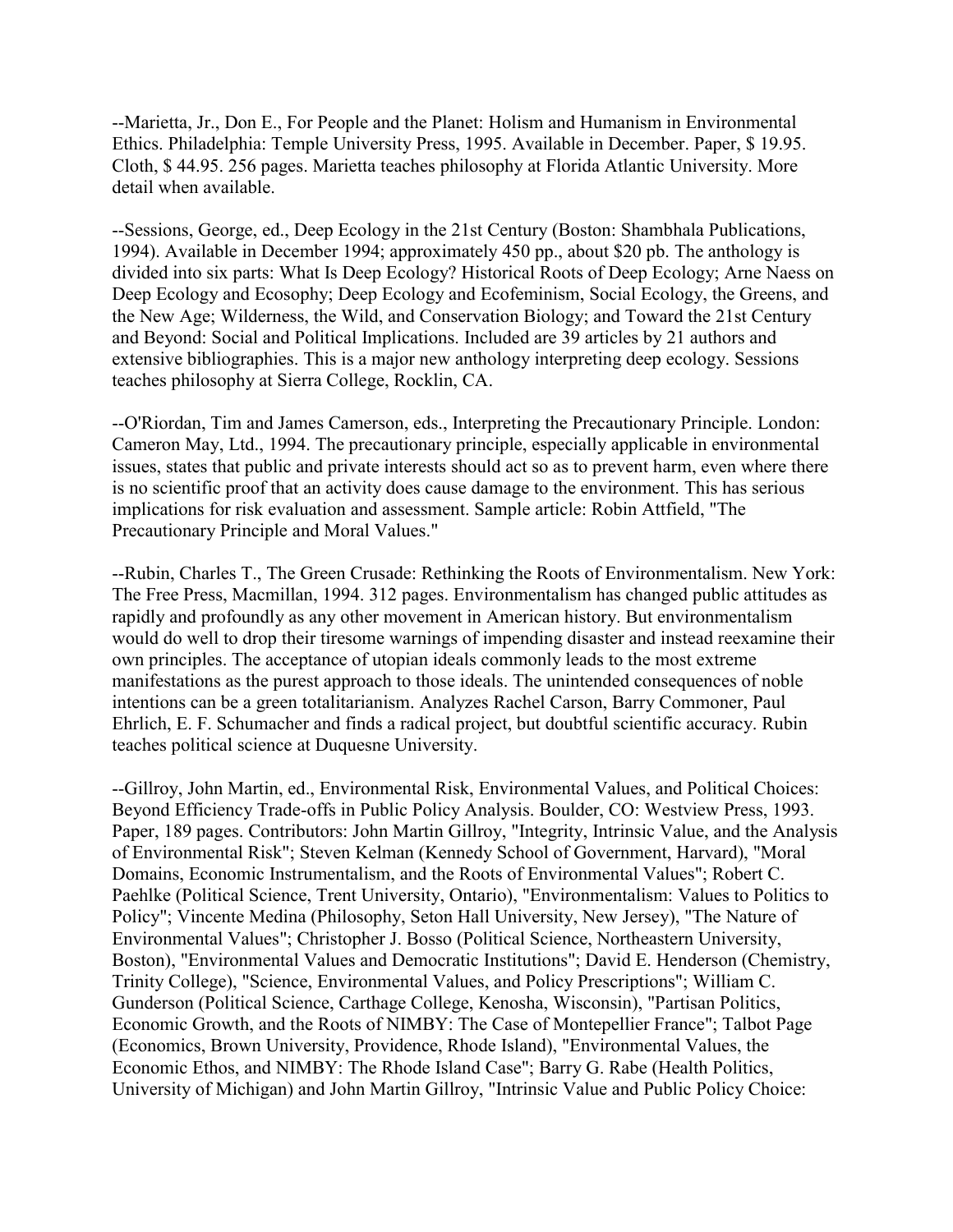--Marietta, Jr., Don E., For People and the Planet: Holism and Humanism in Environmental Ethics. Philadelphia: Temple University Press, 1995. Available in December. Paper, $ 19.95. Cloth, $ 44.95. 256 pages. Marietta teaches philosophy at Florida Atlantic University. More detail when available.

--Sessions, George, ed., Deep Ecology in the 21st Century (Boston: Shambhala Publications, 1994). Available in December 1994; approximately 450 pp., about $20 pb. The anthology is divided into six parts: What Is Deep Ecology? Historical Roots of Deep Ecology; Arne Naess on Deep Ecology and Ecosophy; Deep Ecology and Ecofeminism, Social Ecology, the Greens, and the New Age; Wilderness, the Wild, and Conservation Biology; and Toward the 21st Century and Beyond: Social and Political Implications. Included are 39 articles by 21 authors and extensive bibliographies. This is a major new anthology interpreting deep ecology. Sessions teaches philosophy at Sierra College, Rocklin, CA.

--O'Riordan, Tim and James Camerson, eds., Interpreting the Precautionary Principle. London: Cameron May, Ltd., 1994. The precautionary principle, especially applicable in environmental issues, states that public and private interests should act so as to prevent harm, even where there is no scientific proof that an activity does cause damage to the environment. This has serious implications for risk evaluation and assessment. Sample article: Robin Attfield, "The Precautionary Principle and Moral Values."

--Rubin, Charles T., The Green Crusade: Rethinking the Roots of Environmentalism. New York: The Free Press, Macmillan, 1994. 312 pages. Environmentalism has changed public attitudes as rapidly and profoundly as any other movement in American history. But environmentalism would do well to drop their tiresome warnings of impending disaster and instead reexamine their own principles. The acceptance of utopian ideals commonly leads to the most extreme manifestations as the purest approach to those ideals. The unintended consequences of noble intentions can be a green totalitarianism. Analyzes Rachel Carson, Barry Commoner, Paul Ehrlich, E. F. Schumacher and finds a radical project, but doubtful scientific accuracy. Rubin teaches political science at Duquesne University.

--Gillroy, John Martin, ed., Environmental Risk, Environmental Values, and Political Choices: Beyond Efficiency Trade-offs in Public Policy Analysis. Boulder, CO: Westview Press, 1993. Paper, 189 pages. Contributors: John Martin Gillroy, "Integrity, Intrinsic Value, and the Analysis of Environmental Risk"; Steven Kelman (Kennedy School of Government, Harvard), "Moral Domains, Economic Instrumentalism, and the Roots of Environmental Values"; Robert C. Paehlke (Political Science, Trent University, Ontario), "Environmentalism: Values to Politics to Policy"; Vincente Medina (Philosophy, Seton Hall University, New Jersey), "The Nature of Environmental Values"; Christopher J. Bosso (Political Science, Northeastern University, Boston), "Environmental Values and Democratic Institutions"; David E. Henderson (Chemistry, Trinity College), "Science, Environmental Values, and Policy Prescriptions"; William C. Gunderson (Political Science, Carthage College, Kenosha, Wisconsin), "Partisan Politics, Economic Growth, and the Roots of NIMBY: The Case of Montepellier France"; Talbot Page (Economics, Brown University, Providence, Rhode Island), "Environmental Values, the Economic Ethos, and NIMBY: The Rhode Island Case"; Barry G. Rabe (Health Politics, University of Michigan) and John Martin Gillroy, "Intrinsic Value and Public Policy Choice: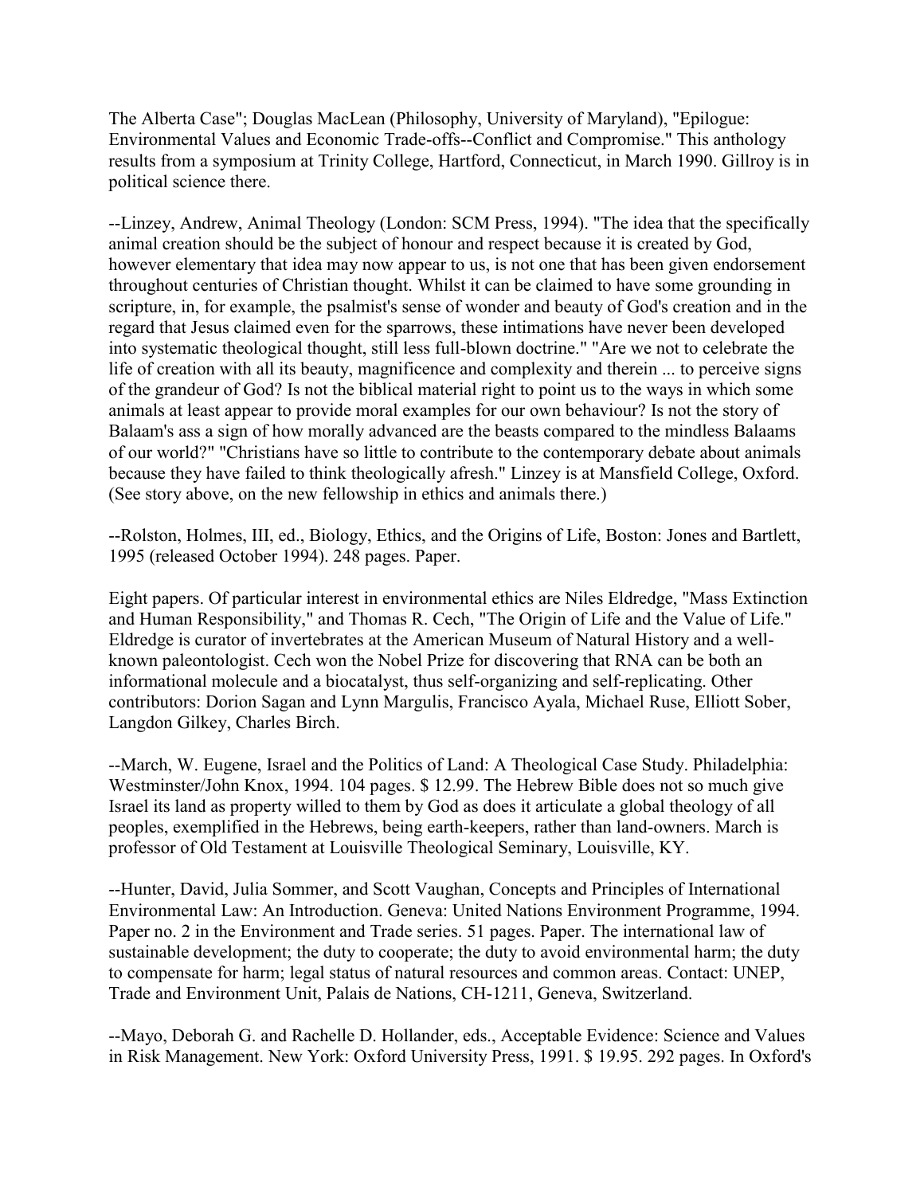The Alberta Case"; Douglas MacLean (Philosophy, University of Maryland), "Epilogue: Environmental Values and Economic Trade-offs--Conflict and Compromise." This anthology results from a symposium at Trinity College, Hartford, Connecticut, in March 1990. Gillroy is in political science there.

--Linzey, Andrew, Animal Theology (London: SCM Press, 1994). "The idea that the specifically animal creation should be the subject of honour and respect because it is created by God, however elementary that idea may now appear to us, is not one that has been given endorsement throughout centuries of Christian thought. Whilst it can be claimed to have some grounding in scripture, in, for example, the psalmist's sense of wonder and beauty of God's creation and in the regard that Jesus claimed even for the sparrows, these intimations have never been developed into systematic theological thought, still less full-blown doctrine." "Are we not to celebrate the life of creation with all its beauty, magnificence and complexity and therein ... to perceive signs of the grandeur of God? Is not the biblical material right to point us to the ways in which some animals at least appear to provide moral examples for our own behaviour? Is not the story of Balaam's ass a sign of how morally advanced are the beasts compared to the mindless Balaams of our world?" "Christians have so little to contribute to the contemporary debate about animals because they have failed to think theologically afresh." Linzey is at Mansfield College, Oxford. (See story above, on the new fellowship in ethics and animals there.)

--Rolston, Holmes, III, ed., Biology, Ethics, and the Origins of Life, Boston: Jones and Bartlett, 1995 (released October 1994). 248 pages. Paper.

Eight papers. Of particular interest in environmental ethics are Niles Eldredge, "Mass Extinction and Human Responsibility," and Thomas R. Cech, "The Origin of Life and the Value of Life." Eldredge is curator of invertebrates at the American Museum of Natural History and a well-known paleontologist. Cech won the Nobel Prize for discovering that RNA can be both an informational molecule and a biocatalyst, thus self-organizing and self-replicating. Other contributors: Dorion Sagan and Lynn Margulis, Francisco Ayala, Michael Ruse, Elliott Sober, Langdon Gilkey, Charles Birch.

--March, W. Eugene, Israel and the Politics of Land: A Theological Case Study. Philadelphia: Westminster/John Knox, 1994. 104 pages. $ 12.99. The Hebrew Bible does not so much give Israel its land as property willed to them by God as does it articulate a global theology of all peoples, exemplified in the Hebrews, being earth-keepers, rather than land-owners. March is professor of Old Testament at Louisville Theological Seminary, Louisville, KY.

--Hunter, David, Julia Sommer, and Scott Vaughan, Concepts and Principles of International Environmental Law: An Introduction. Geneva: United Nations Environment Programme, 1994. Paper no. 2 in the Environment and Trade series. 51 pages. Paper. The international law of sustainable development; the duty to cooperate; the duty to avoid environmental harm; the duty to compensate for harm; legal status of natural resources and common areas. Contact: UNEP, Trade and Environment Unit, Palais de Nations, CH-1211, Geneva, Switzerland.

--Mayo, Deborah G. and Rachelle D. Hollander, eds., Acceptable Evidence: Science and Values in Risk Management. New York: Oxford University Press, 1991. $ 19.95. 292 pages. In Oxford's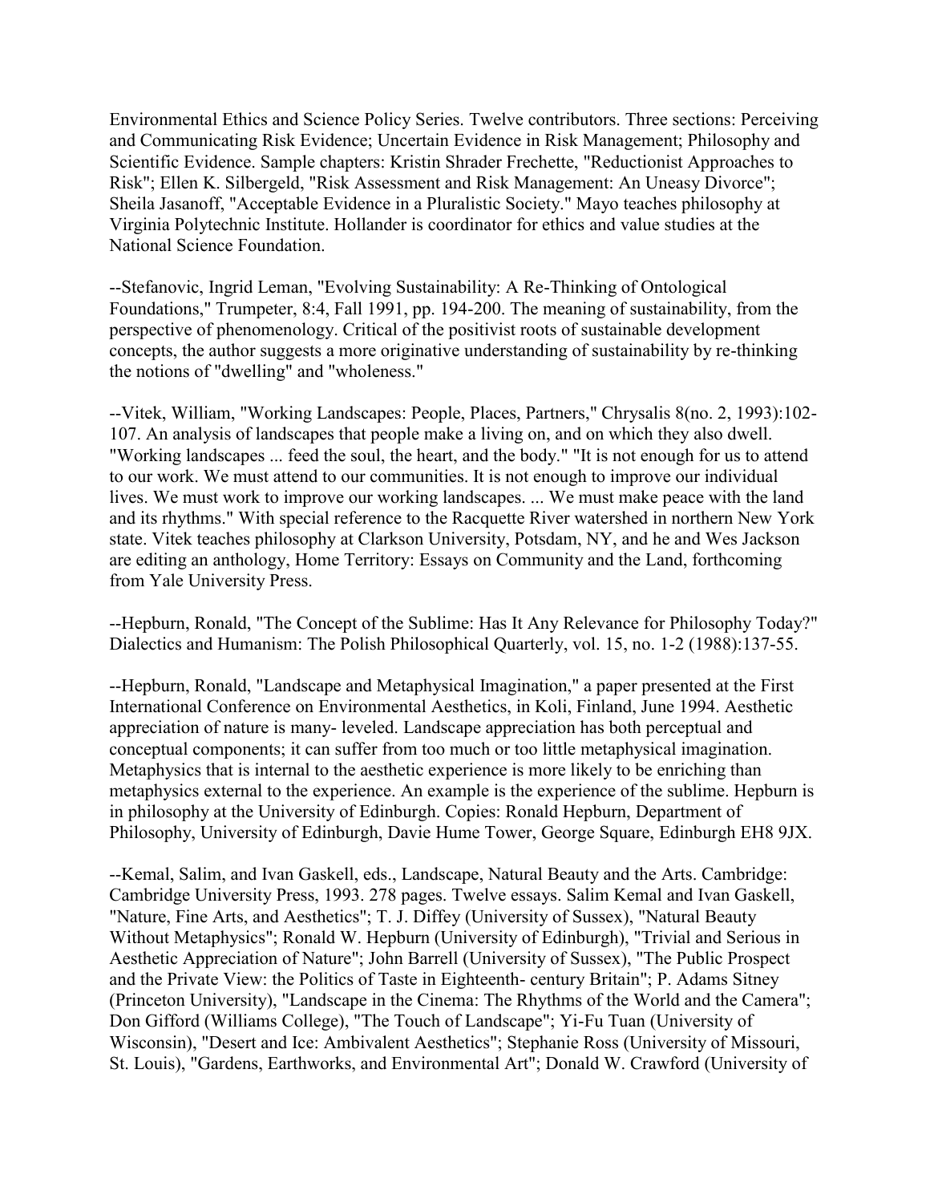Environmental Ethics and Science Policy Series. Twelve contributors. Three sections: Perceiving and Communicating Risk Evidence; Uncertain Evidence in Risk Management; Philosophy and Scientific Evidence. Sample chapters: Kristin Shrader Frechette, "Reductionist Approaches to Risk"; Ellen K. Silbergeld, "Risk Assessment and Risk Management: An Uneasy Divorce"; Sheila Jasanoff, "Acceptable Evidence in a Pluralistic Society." Mayo teaches philosophy at Virginia Polytechnic Institute. Hollander is coordinator for ethics and value studies at the National Science Foundation.

--Stefanovic, Ingrid Leman, "Evolving Sustainability: A Re-Thinking of Ontological Foundations," Trumpeter, 8:4, Fall 1991, pp. 194-200. The meaning of sustainability, from the perspective of phenomenology. Critical of the positivist roots of sustainable development concepts, the author suggests a more originative understanding of sustainability by re-thinking the notions of "dwelling" and "wholeness."

--Vitek, William, "Working Landscapes: People, Places, Partners," Chrysalis 8(no. 2, 1993):102-107. An analysis of landscapes that people make a living on, and on which they also dwell. "Working landscapes ... feed the soul, the heart, and the body." "It is not enough for us to attend to our work. We must attend to our communities. It is not enough to improve our individual lives. We must work to improve our working landscapes. ... We must make peace with the land and its rhythms." With special reference to the Racquette River watershed in northern New York state. Vitek teaches philosophy at Clarkson University, Potsdam, NY, and he and Wes Jackson are editing an anthology, Home Territory: Essays on Community and the Land, forthcoming from Yale University Press.

--Hepburn, Ronald, "The Concept of the Sublime: Has It Any Relevance for Philosophy Today?" Dialectics and Humanism: The Polish Philosophical Quarterly, vol. 15, no. 1-2 (1988):137-55.

--Hepburn, Ronald, "Landscape and Metaphysical Imagination," a paper presented at the First International Conference on Environmental Aesthetics, in Koli, Finland, June 1994. Aesthetic appreciation of nature is many- leveled. Landscape appreciation has both perceptual and conceptual components; it can suffer from too much or too little metaphysical imagination. Metaphysics that is internal to the aesthetic experience is more likely to be enriching than metaphysics external to the experience. An example is the experience of the sublime. Hepburn is in philosophy at the University of Edinburgh. Copies: Ronald Hepburn, Department of Philosophy, University of Edinburgh, Davie Hume Tower, George Square, Edinburgh EH8 9JX.

--Kemal, Salim, and Ivan Gaskell, eds., Landscape, Natural Beauty and the Arts. Cambridge: Cambridge University Press, 1993. 278 pages. Twelve essays. Salim Kemal and Ivan Gaskell, "Nature, Fine Arts, and Aesthetics"; T. J. Diffey (University of Sussex), "Natural Beauty Without Metaphysics"; Ronald W. Hepburn (University of Edinburgh), "Trivial and Serious in Aesthetic Appreciation of Nature"; John Barrell (University of Sussex), "The Public Prospect and the Private View: the Politics of Taste in Eighteenth- century Britain"; P. Adams Sitney (Princeton University), "Landscape in the Cinema: The Rhythms of the World and the Camera"; Don Gifford (Williams College), "The Touch of Landscape"; Yi-Fu Tuan (University of Wisconsin), "Desert and Ice: Ambivalent Aesthetics"; Stephanie Ross (University of Missouri, St. Louis), "Gardens, Earthworks, and Environmental Art"; Donald W. Crawford (University of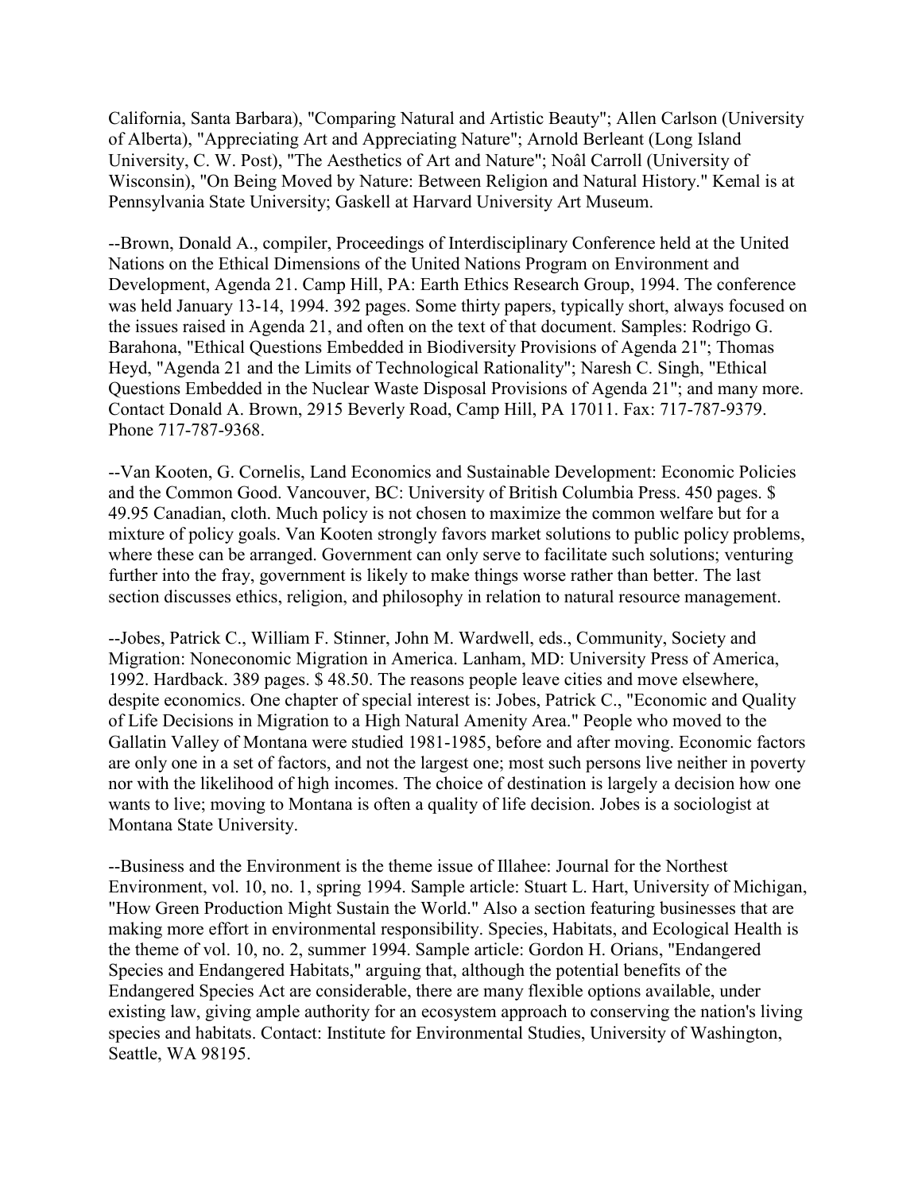California, Santa Barbara), "Comparing Natural and Artistic Beauty"; Allen Carlson (University of Alberta), "Appreciating Art and Appreciating Nature"; Arnold Berleant (Long Island University, C. W. Post), "The Aesthetics of Art and Nature"; Noâl Carroll (University of Wisconsin), "On Being Moved by Nature: Between Religion and Natural History." Kemal is at Pennsylvania State University; Gaskell at Harvard University Art Museum.

--Brown, Donald A., compiler, Proceedings of Interdisciplinary Conference held at the United Nations on the Ethical Dimensions of the United Nations Program on Environment and Development, Agenda 21. Camp Hill, PA: Earth Ethics Research Group, 1994. The conference was held January 13-14, 1994. 392 pages. Some thirty papers, typically short, always focused on the issues raised in Agenda 21, and often on the text of that document. Samples: Rodrigo G. Barahona, "Ethical Questions Embedded in Biodiversity Provisions of Agenda 21"; Thomas Heyd, "Agenda 21 and the Limits of Technological Rationality"; Naresh C. Singh, "Ethical Questions Embedded in the Nuclear Waste Disposal Provisions of Agenda 21"; and many more. Contact Donald A. Brown, 2915 Beverly Road, Camp Hill, PA 17011. Fax: 717-787-9379. Phone 717-787-9368.

--Van Kooten, G. Cornelis, Land Economics and Sustainable Development: Economic Policies and the Common Good. Vancouver, BC: University of British Columbia Press. 450 pages. $ 49.95 Canadian, cloth. Much policy is not chosen to maximize the common welfare but for a mixture of policy goals. Van Kooten strongly favors market solutions to public policy problems, where these can be arranged. Government can only serve to facilitate such solutions; venturing further into the fray, government is likely to make things worse rather than better. The last section discusses ethics, religion, and philosophy in relation to natural resource management.

--Jobes, Patrick C., William F. Stinner, John M. Wardwell, eds., Community, Society and Migration: Noneconomic Migration in America. Lanham, MD: University Press of America, 1992. Hardback. 389 pages. $ 48.50. The reasons people leave cities and move elsewhere, despite economics. One chapter of special interest is: Jobes, Patrick C., "Economic and Quality of Life Decisions in Migration to a High Natural Amenity Area." People who moved to the Gallatin Valley of Montana were studied 1981-1985, before and after moving. Economic factors are only one in a set of factors, and not the largest one; most such persons live neither in poverty nor with the likelihood of high incomes. The choice of destination is largely a decision how one wants to live; moving to Montana is often a quality of life decision. Jobes is a sociologist at Montana State University.

--Business and the Environment is the theme issue of Illahee: Journal for the Northest Environment, vol. 10, no. 1, spring 1994. Sample article: Stuart L. Hart, University of Michigan, "How Green Production Might Sustain the World." Also a section featuring businesses that are making more effort in environmental responsibility. Species, Habitats, and Ecological Health is the theme of vol. 10, no. 2, summer 1994. Sample article: Gordon H. Orians, "Endangered Species and Endangered Habitats," arguing that, although the potential benefits of the Endangered Species Act are considerable, there are many flexible options available, under existing law, giving ample authority for an ecosystem approach to conserving the nation's living species and habitats. Contact: Institute for Environmental Studies, University of Washington, Seattle, WA 98195.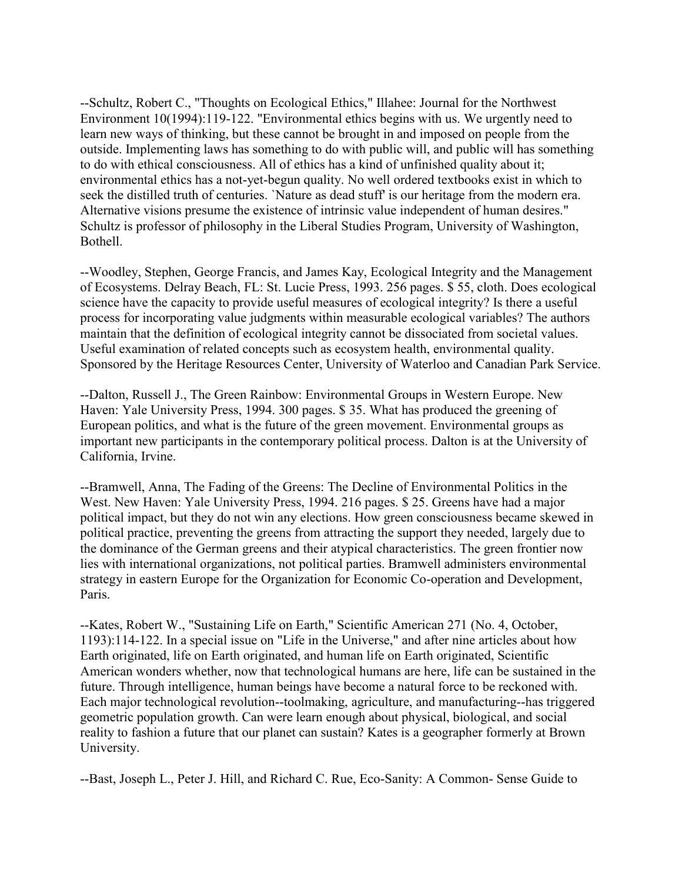--Schultz, Robert C., "Thoughts on Ecological Ethics," Illahee: Journal for the Northwest Environment 10(1994):119-122. "Environmental ethics begins with us. We urgently need to learn new ways of thinking, but these cannot be brought in and imposed on people from the outside. Implementing laws has something to do with public will, and public will has something to do with ethical consciousness. All of ethics has a kind of unfinished quality about it; environmental ethics has a not-yet-begun quality. No well ordered textbooks exist in which to seek the distilled truth of centuries. `Nature as dead stuff' is our heritage from the modern era. Alternative visions presume the existence of intrinsic value independent of human desires." Schultz is professor of philosophy in the Liberal Studies Program, University of Washington, Bothell.

--Woodley, Stephen, George Francis, and James Kay, Ecological Integrity and the Management of Ecosystems. Delray Beach, FL: St. Lucie Press, 1993. 256 pages. $ 55, cloth. Does ecological science have the capacity to provide useful measures of ecological integrity? Is there a useful process for incorporating value judgments within measurable ecological variables? The authors maintain that the definition of ecological integrity cannot be dissociated from societal values. Useful examination of related concepts such as ecosystem health, environmental quality. Sponsored by the Heritage Resources Center, University of Waterloo and Canadian Park Service.

--Dalton, Russell J., The Green Rainbow: Environmental Groups in Western Europe. New Haven: Yale University Press, 1994. 300 pages. $ 35. What has produced the greening of European politics, and what is the future of the green movement. Environmental groups as important new participants in the contemporary political process. Dalton is at the University of California, Irvine.

--Bramwell, Anna, The Fading of the Greens: The Decline of Environmental Politics in the West. New Haven: Yale University Press, 1994. 216 pages. $ 25. Greens have had a major political impact, but they do not win any elections. How green consciousness became skewed in political practice, preventing the greens from attracting the support they needed, largely due to the dominance of the German greens and their atypical characteristics. The green frontier now lies with international organizations, not political parties. Bramwell administers environmental strategy in eastern Europe for the Organization for Economic Co-operation and Development, Paris.

--Kates, Robert W., "Sustaining Life on Earth," Scientific American 271 (No. 4, October, 1193):114-122. In a special issue on "Life in the Universe," and after nine articles about how Earth originated, life on Earth originated, and human life on Earth originated, Scientific American wonders whether, now that technological humans are here, life can be sustained in the future. Through intelligence, human beings have become a natural force to be reckoned with. Each major technological revolution--toolmaking, agriculture, and manufacturing--has triggered geometric population growth. Can were learn enough about physical, biological, and social reality to fashion a future that our planet can sustain? Kates is a geographer formerly at Brown University.

--Bast, Joseph L., Peter J. Hill, and Richard C. Rue, Eco-Sanity: A Common- Sense Guide to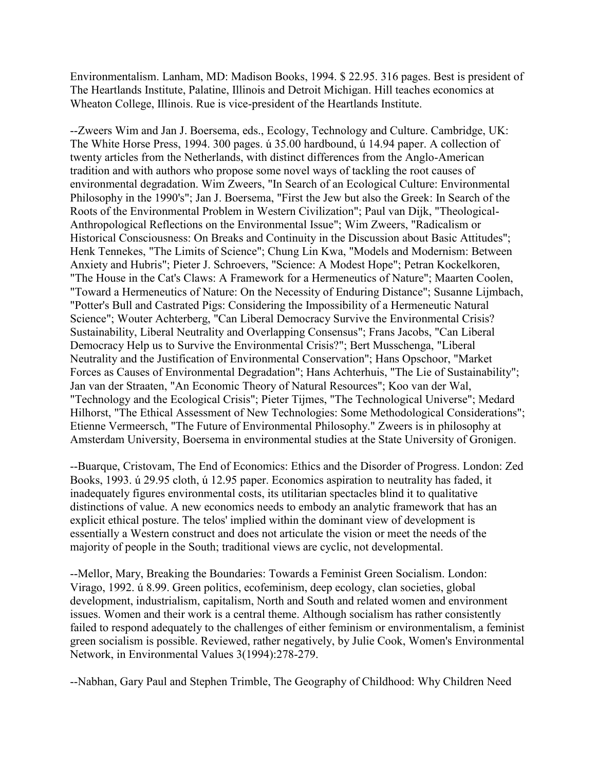Environmentalism. Lanham, MD: Madison Books, 1994. $ 22.95. 316 pages. Best is president of The Heartlands Institute, Palatine, Illinois and Detroit Michigan. Hill teaches economics at Wheaton College, Illinois. Rue is vice-president of the Heartlands Institute.

--Zweers Wim and Jan J. Boersema, eds., Ecology, Technology and Culture. Cambridge, UK: The White Horse Press, 1994. 300 pages. ú 35.00 hardbound, ú 14.94 paper. A collection of twenty articles from the Netherlands, with distinct differences from the Anglo-American tradition and with authors who propose some novel ways of tackling the root causes of environmental degradation. Wim Zweers, "In Search of an Ecological Culture: Environmental Philosophy in the 1990's"; Jan J. Boersema, "First the Jew but also the Greek: In Search of the Roots of the Environmental Problem in Western Civilization"; Paul van Dijk, "Theological-Anthropological Reflections on the Environmental Issue"; Wim Zweers, "Radicalism or Historical Consciousness: On Breaks and Continuity in the Discussion about Basic Attitudes"; Henk Tennekes, "The Limits of Science"; Chung Lin Kwa, "Models and Modernism: Between Anxiety and Hubris"; Pieter J. Schroevers, "Science: A Modest Hope"; Petran Kockelkoren, "The House in the Cat's Claws: A Framework for a Hermeneutics of Nature"; Maarten Coolen, "Toward a Hermeneutics of Nature: On the Necessity of Enduring Distance"; Susanne Lijmbach, "Potter's Bull and Castrated Pigs: Considering the Impossibility of a Hermeneutic Natural Science"; Wouter Achterberg, "Can Liberal Democracy Survive the Environmental Crisis? Sustainability, Liberal Neutrality and Overlapping Consensus"; Frans Jacobs, "Can Liberal Democracy Help us to Survive the Environmental Crisis?"; Bert Musschenga, "Liberal Neutrality and the Justification of Environmental Conservation"; Hans Opschoor, "Market Forces as Causes of Environmental Degradation"; Hans Achterhuis, "The Lie of Sustainability"; Jan van der Straaten, "An Economic Theory of Natural Resources"; Koo van der Wal, "Technology and the Ecological Crisis"; Pieter Tijmes, "The Technological Universe"; Medard Hilhorst, "The Ethical Assessment of New Technologies: Some Methodological Considerations"; Etienne Vermeersch, "The Future of Environmental Philosophy." Zweers is in philosophy at Amsterdam University, Boersema in environmental studies at the State University of Gronigen.

--Buarque, Cristovam, The End of Economics: Ethics and the Disorder of Progress. London: Zed Books, 1993. ú 29.95 cloth, ú 12.95 paper. Economics aspiration to neutrality has faded, it inadequately figures environmental costs, its utilitarian spectacles blind it to qualitative distinctions of value. A new economics needs to embody an analytic framework that has an explicit ethical posture. The telos' implied within the dominant view of development is essentially a Western construct and does not articulate the vision or meet the needs of the majority of people in the South; traditional views are cyclic, not developmental.

--Mellor, Mary, Breaking the Boundaries: Towards a Feminist Green Socialism. London: Virago, 1992. ú 8.99. Green politics, ecofeminism, deep ecology, clan societies, global development, industrialism, capitalism, North and South and related women and environment issues. Women and their work is a central theme. Although socialism has rather consistently failed to respond adequately to the challenges of either feminism or environmentalism, a feminist green socialism is possible. Reviewed, rather negatively, by Julie Cook, Women's Environmental Network, in Environmental Values 3(1994):278-279.

--Nabhan, Gary Paul and Stephen Trimble, The Geography of Childhood: Why Children Need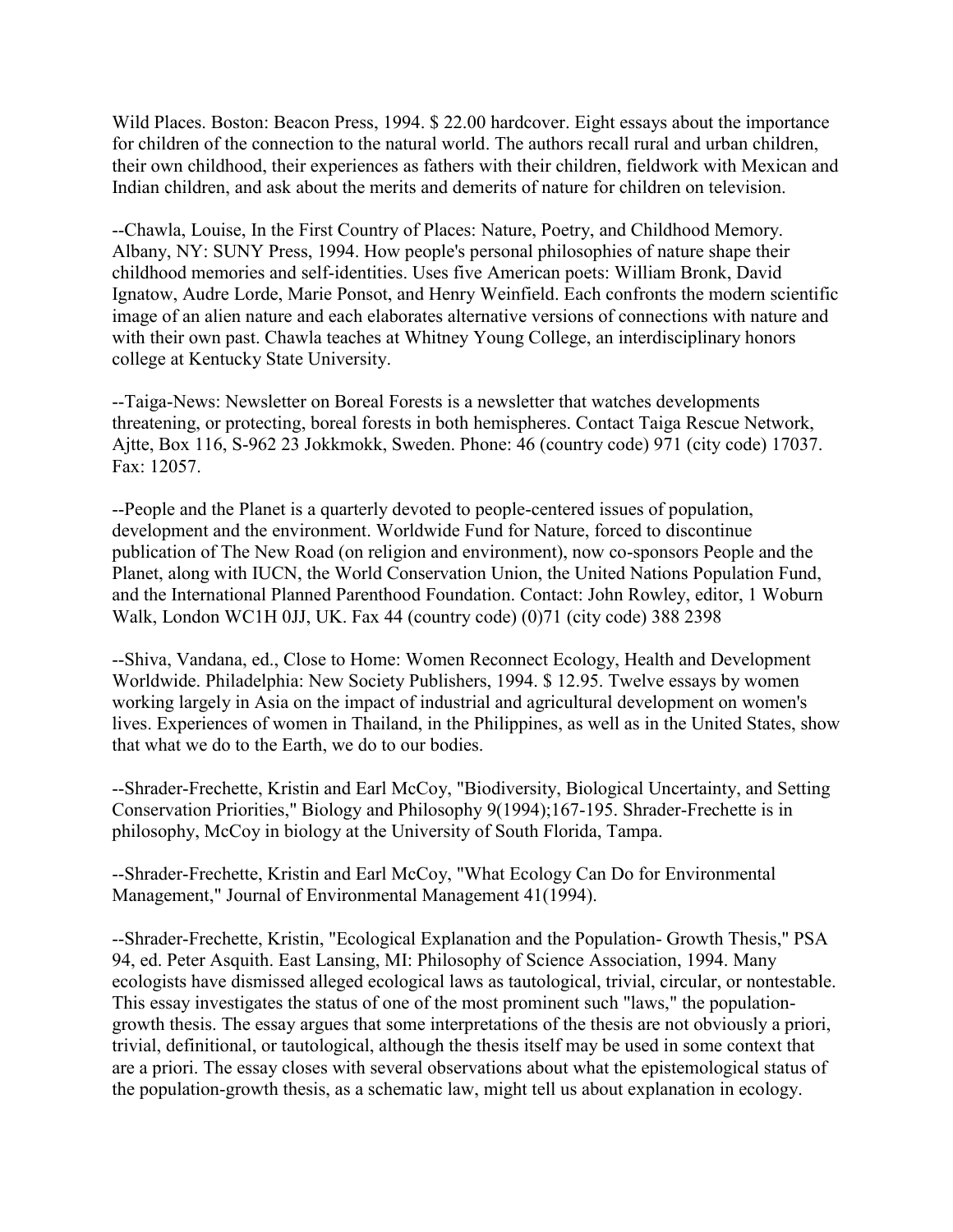Wild Places. Boston: Beacon Press, 1994. $ 22.00 hardcover. Eight essays about the importance for children of the connection to the natural world. The authors recall rural and urban children, their own childhood, their experiences as fathers with their children, fieldwork with Mexican and Indian children, and ask about the merits and demerits of nature for children on television.

--Chawla, Louise, In the First Country of Places: Nature, Poetry, and Childhood Memory. Albany, NY: SUNY Press, 1994. How people's personal philosophies of nature shape their childhood memories and self-identities. Uses five American poets: William Bronk, David Ignatow, Audre Lorde, Marie Ponsot, and Henry Weinfield. Each confronts the modern scientific image of an alien nature and each elaborates alternative versions of connections with nature and with their own past. Chawla teaches at Whitney Young College, an interdisciplinary honors college at Kentucky State University.

--Taiga-News: Newsletter on Boreal Forests is a newsletter that watches developments threatening, or protecting, boreal forests in both hemispheres. Contact Taiga Rescue Network, Ajtte, Box 116, S-962 23 Jokkmokk, Sweden. Phone: 46 (country code) 971 (city code) 17037. Fax: 12057.

--People and the Planet is a quarterly devoted to people-centered issues of population, development and the environment. Worldwide Fund for Nature, forced to discontinue publication of The New Road (on religion and environment), now co-sponsors People and the Planet, along with IUCN, the World Conservation Union, the United Nations Population Fund, and the International Planned Parenthood Foundation. Contact: John Rowley, editor, 1 Woburn Walk, London WC1H 0JJ, UK. Fax 44 (country code) (0)71 (city code) 388 2398

--Shiva, Vandana, ed., Close to Home: Women Reconnect Ecology, Health and Development Worldwide. Philadelphia: New Society Publishers, 1994. $ 12.95. Twelve essays by women working largely in Asia on the impact of industrial and agricultural development on women's lives. Experiences of women in Thailand, in the Philippines, as well as in the United States, show that what we do to the Earth, we do to our bodies.

--Shrader-Frechette, Kristin and Earl McCoy, "Biodiversity, Biological Uncertainty, and Setting Conservation Priorities," Biology and Philosophy 9(1994);167-195. Shrader-Frechette is in philosophy, McCoy in biology at the University of South Florida, Tampa.

--Shrader-Frechette, Kristin and Earl McCoy, "What Ecology Can Do for Environmental Management," Journal of Environmental Management 41(1994).

--Shrader-Frechette, Kristin, "Ecological Explanation and the Population- Growth Thesis," PSA 94, ed. Peter Asquith. East Lansing, MI: Philosophy of Science Association, 1994. Many ecologists have dismissed alleged ecological laws as tautological, trivial, circular, or nontestable. This essay investigates the status of one of the most prominent such "laws," the population-growth thesis. The essay argues that some interpretations of the thesis are not obviously a priori, trivial, definitional, or tautological, although the thesis itself may be used in some context that are a priori. The essay closes with several observations about what the epistemological status of the population-growth thesis, as a schematic law, might tell us about explanation in ecology.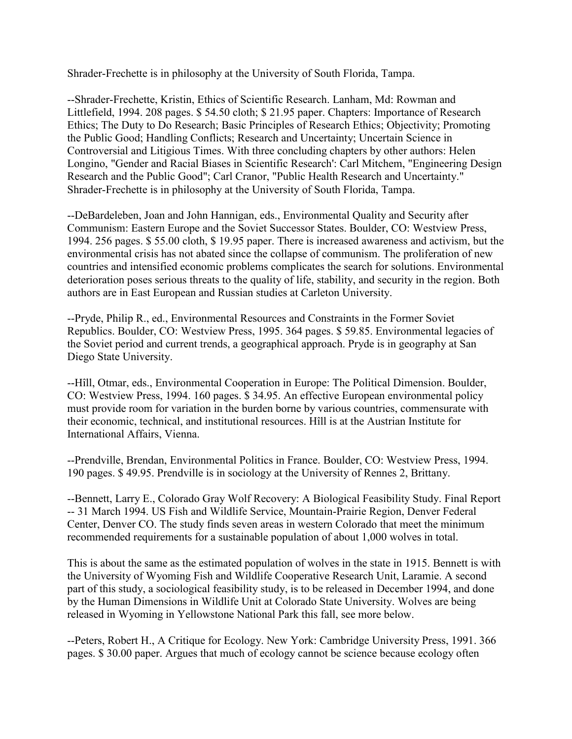Shrader-Frechette is in philosophy at the University of South Florida, Tampa.

--Shrader-Frechette, Kristin, Ethics of Scientific Research. Lanham, Md: Rowman and Littlefield, 1994. 208 pages. $ 54.50 cloth; $ 21.95 paper. Chapters: Importance of Research Ethics; The Duty to Do Research; Basic Principles of Research Ethics; Objectivity; Promoting the Public Good; Handling Conflicts; Research and Uncertainty; Uncertain Science in Controversial and Litigious Times. With three concluding chapters by other authors: Helen Longino, "Gender and Racial Biases in Scientific Research': Carl Mitchem, "Engineering Design Research and the Public Good"; Carl Cranor, "Public Health Research and Uncertainty." Shrader-Frechette is in philosophy at the University of South Florida, Tampa.

--DeBardeleben, Joan and John Hannigan, eds., Environmental Quality and Security after Communism: Eastern Europe and the Soviet Successor States. Boulder, CO: Westview Press, 1994. 256 pages. $ 55.00 cloth, $ 19.95 paper. There is increased awareness and activism, but the environmental crisis has not abated since the collapse of communism. The proliferation of new countries and intensified economic problems complicates the search for solutions. Environmental deterioration poses serious threats to the quality of life, stability, and security in the region. Both authors are in East European and Russian studies at Carleton University.

--Pryde, Philip R., ed., Environmental Resources and Constraints in the Former Soviet Republics. Boulder, CO: Westview Press, 1995. 364 pages. $ 59.85. Environmental legacies of the Soviet period and current trends, a geographical approach. Pryde is in geography at San Diego State University.

--Hîll, Otmar, eds., Environmental Cooperation in Europe: The Political Dimension. Boulder, CO: Westview Press, 1994. 160 pages. $ 34.95. An effective European environmental policy must provide room for variation in the burden borne by various countries, commensurate with their economic, technical, and institutional resources. Hîll is at the Austrian Institute for International Affairs, Vienna.

--Prendville, Brendan, Environmental Politics in France. Boulder, CO: Westview Press, 1994. 190 pages. $ 49.95. Prendville is in sociology at the University of Rennes 2, Brittany.

--Bennett, Larry E., Colorado Gray Wolf Recovery: A Biological Feasibility Study. Final Report -- 31 March 1994. US Fish and Wildlife Service, Mountain-Prairie Region, Denver Federal Center, Denver CO. The study finds seven areas in western Colorado that meet the minimum recommended requirements for a sustainable population of about 1,000 wolves in total.

This is about the same as the estimated population of wolves in the state in 1915. Bennett is with the University of Wyoming Fish and Wildlife Cooperative Research Unit, Laramie. A second part of this study, a sociological feasibility study, is to be released in December 1994, and done by the Human Dimensions in Wildlife Unit at Colorado State University. Wolves are being released in Wyoming in Yellowstone National Park this fall, see more below.

--Peters, Robert H., A Critique for Ecology. New York: Cambridge University Press, 1991. 366 pages. $ 30.00 paper. Argues that much of ecology cannot be science because ecology often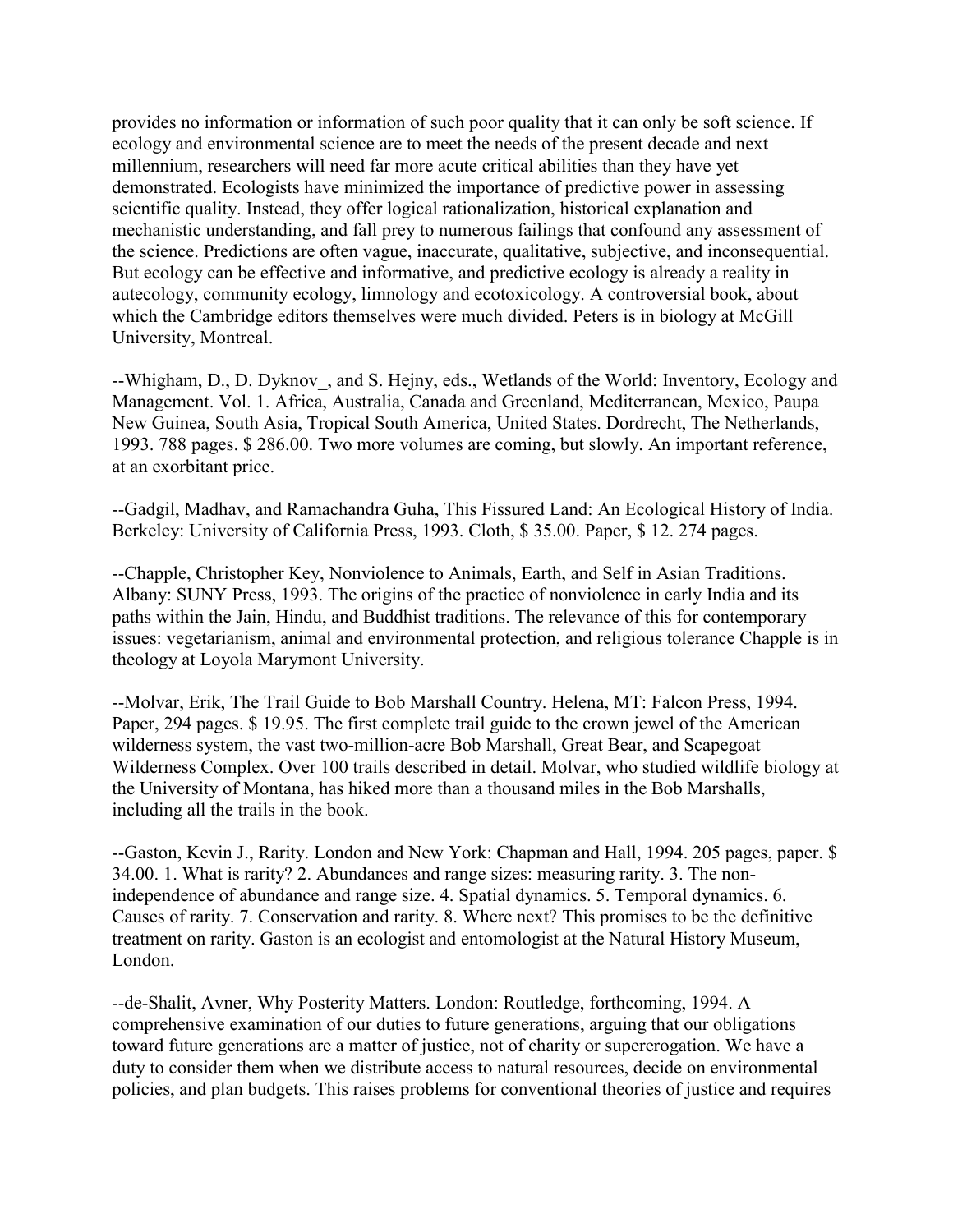provides no information or information of such poor quality that it can only be soft science. If ecology and environmental science are to meet the needs of the present decade and next millennium, researchers will need far more acute critical abilities than they have yet demonstrated. Ecologists have minimized the importance of predictive power in assessing scientific quality. Instead, they offer logical rationalization, historical explanation and mechanistic understanding, and fall prey to numerous failings that confound any assessment of the science. Predictions are often vague, inaccurate, qualitative, subjective, and inconsequential. But ecology can be effective and informative, and predictive ecology is already a reality in autecology, community ecology, limnology and ecotoxicology. A controversial book, about which the Cambridge editors themselves were much divided. Peters is in biology at McGill University, Montreal.

--Whigham, D., D. Dyknov_, and S. Hejny, eds., Wetlands of the World: Inventory, Ecology and Management. Vol. 1. Africa, Australia, Canada and Greenland, Mediterranean, Mexico, Paupa New Guinea, South Asia, Tropical South America, United States. Dordrecht, The Netherlands, 1993. 788 pages. $ 286.00. Two more volumes are coming, but slowly. An important reference, at an exorbitant price.

--Gadgil, Madhav, and Ramachandra Guha, This Fissured Land: An Ecological History of India. Berkeley: University of California Press, 1993. Cloth, $ 35.00. Paper, $ 12. 274 pages.

--Chapple, Christopher Key, Nonviolence to Animals, Earth, and Self in Asian Traditions. Albany: SUNY Press, 1993. The origins of the practice of nonviolence in early India and its paths within the Jain, Hindu, and Buddhist traditions. The relevance of this for contemporary issues: vegetarianism, animal and environmental protection, and religious tolerance Chapple is in theology at Loyola Marymont University.

--Molvar, Erik, The Trail Guide to Bob Marshall Country. Helena, MT: Falcon Press, 1994. Paper, 294 pages. $ 19.95. The first complete trail guide to the crown jewel of the American wilderness system, the vast two-million-acre Bob Marshall, Great Bear, and Scapegoat Wilderness Complex. Over 100 trails described in detail. Molvar, who studied wildlife biology at the University of Montana, has hiked more than a thousand miles in the Bob Marshalls, including all the trails in the book.

--Gaston, Kevin J., Rarity. London and New York: Chapman and Hall, 1994. 205 pages, paper. $ 34.00. 1. What is rarity? 2. Abundances and range sizes: measuring rarity. 3. The non-independence of abundance and range size. 4. Spatial dynamics. 5. Temporal dynamics. 6. Causes of rarity. 7. Conservation and rarity. 8. Where next? This promises to be the definitive treatment on rarity. Gaston is an ecologist and entomologist at the Natural History Museum, London.

--de-Shalit, Avner, Why Posterity Matters. London: Routledge, forthcoming, 1994. A comprehensive examination of our duties to future generations, arguing that our obligations toward future generations are a matter of justice, not of charity or supererogation. We have a duty to consider them when we distribute access to natural resources, decide on environmental policies, and plan budgets. This raises problems for conventional theories of justice and requires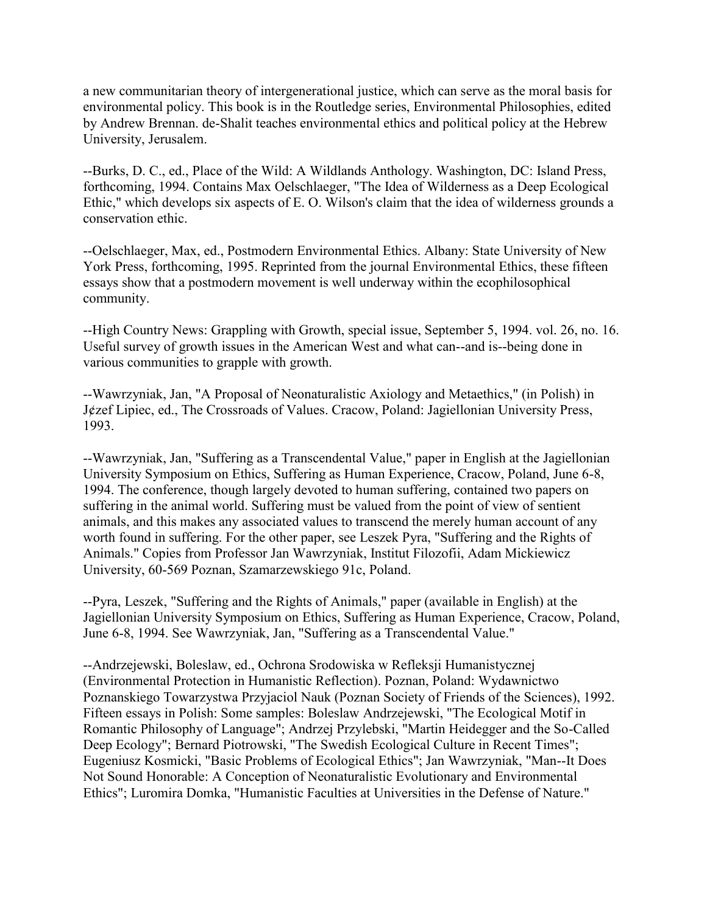a new communitarian theory of intergenerational justice, which can serve as the moral basis for environmental policy. This book is in the Routledge series, Environmental Philosophies, edited by Andrew Brennan. de-Shalit teaches environmental ethics and political policy at the Hebrew University, Jerusalem.

--Burks, D. C., ed., Place of the Wild: A Wildlands Anthology. Washington, DC: Island Press, forthcoming, 1994. Contains Max Oelschlaeger, "The Idea of Wilderness as a Deep Ecological Ethic," which develops six aspects of E. O. Wilson's claim that the idea of wilderness grounds a conservation ethic.

--Oelschlaeger, Max, ed., Postmodern Environmental Ethics. Albany: State University of New York Press, forthcoming, 1995. Reprinted from the journal Environmental Ethics, these fifteen essays show that a postmodern movement is well underway within the ecophilosophical community.

--High Country News: Grappling with Growth, special issue, September 5, 1994. vol. 26, no. 16. Useful survey of growth issues in the American West and what can--and is--being done in various communities to grapple with growth.

--Wawrzyniak, Jan, "A Proposal of Neonaturalistic Axiology and Metaethics," (in Polish) in J¢zef Lipiec, ed., The Crossroads of Values. Cracow, Poland: Jagiellonian University Press, 1993.

--Wawrzyniak, Jan, "Suffering as a Transcendental Value," paper in English at the Jagiellonian University Symposium on Ethics, Suffering as Human Experience, Cracow, Poland, June 6-8, 1994. The conference, though largely devoted to human suffering, contained two papers on suffering in the animal world. Suffering must be valued from the point of view of sentient animals, and this makes any associated values to transcend the merely human account of any worth found in suffering. For the other paper, see Leszek Pyra, "Suffering and the Rights of Animals." Copies from Professor Jan Wawrzyniak, Institut Filozofii, Adam Mickiewicz University, 60-569 Poznan, Szamarzewskiego 91c, Poland.

--Pyra, Leszek, "Suffering and the Rights of Animals," paper (available in English) at the Jagiellonian University Symposium on Ethics, Suffering as Human Experience, Cracow, Poland, June 6-8, 1994. See Wawrzyniak, Jan, "Suffering as a Transcendental Value."

--Andrzejewski, Boleslaw, ed., Ochrona Srodowiska w Refleksji Humanistycznej (Environmental Protection in Humanistic Reflection). Poznan, Poland: Wydawnictwo Poznanskiego Towarzystwa Przyjaciol Nauk (Poznan Society of Friends of the Sciences), 1992. Fifteen essays in Polish: Some samples: Boleslaw Andrzejewski, "The Ecological Motif in Romantic Philosophy of Language"; Andrzej Przylebski, "Martin Heidegger and the So-Called Deep Ecology"; Bernard Piotrowski, "The Swedish Ecological Culture in Recent Times"; Eugeniusz Kosmicki, "Basic Problems of Ecological Ethics"; Jan Wawrzyniak, "Man--It Does Not Sound Honorable: A Conception of Neonaturalistic Evolutionary and Environmental Ethics"; Luromira Domka, "Humanistic Faculties at Universities in the Defense of Nature."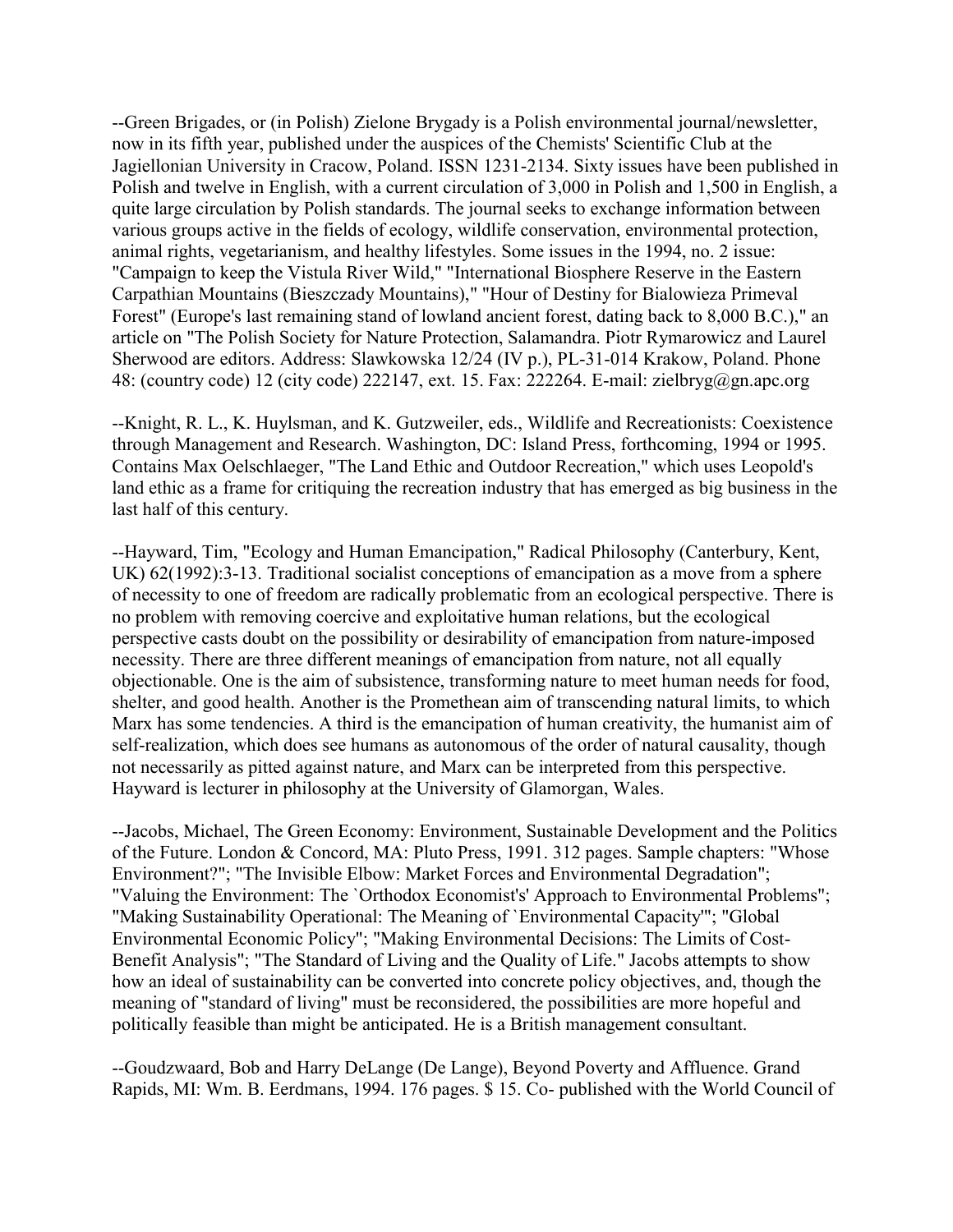--Green Brigades, or (in Polish) Zielone Brygady is a Polish environmental journal/newsletter, now in its fifth year, published under the auspices of the Chemists' Scientific Club at the Jagiellonian University in Cracow, Poland. ISSN 1231-2134. Sixty issues have been published in Polish and twelve in English, with a current circulation of 3,000 in Polish and 1,500 in English, a quite large circulation by Polish standards. The journal seeks to exchange information between various groups active in the fields of ecology, wildlife conservation, environmental protection, animal rights, vegetarianism, and healthy lifestyles. Some issues in the 1994, no. 2 issue: "Campaign to keep the Vistula River Wild," "International Biosphere Reserve in the Eastern Carpathian Mountains (Bieszczady Mountains)," "Hour of Destiny for Bialowieza Primeval Forest" (Europe's last remaining stand of lowland ancient forest, dating back to 8,000 B.C.)," an article on "The Polish Society for Nature Protection, Salamandra. Piotr Rymarowicz and Laurel Sherwood are editors. Address: Slawkowska 12/24 (IV p.), PL-31-014 Krakow, Poland. Phone 48: (country code) 12 (city code) 222147, ext. 15. Fax: 222264. E-mail: zielbryg@gn.apc.org

--Knight, R. L., K. Huylsman, and K. Gutzweiler, eds., Wildlife and Recreationists: Coexistence through Management and Research. Washington, DC: Island Press, forthcoming, 1994 or 1995. Contains Max Oelschlaeger, "The Land Ethic and Outdoor Recreation," which uses Leopold's land ethic as a frame for critiquing the recreation industry that has emerged as big business in the last half of this century.

--Hayward, Tim, "Ecology and Human Emancipation," Radical Philosophy (Canterbury, Kent, UK) 62(1992):3-13. Traditional socialist conceptions of emancipation as a move from a sphere of necessity to one of freedom are radically problematic from an ecological perspective. There is no problem with removing coercive and exploitative human relations, but the ecological perspective casts doubt on the possibility or desirability of emancipation from nature-imposed necessity. There are three different meanings of emancipation from nature, not all equally objectionable. One is the aim of subsistence, transforming nature to meet human needs for food, shelter, and good health. Another is the Promethean aim of transcending natural limits, to which Marx has some tendencies. A third is the emancipation of human creativity, the humanist aim of self-realization, which does see humans as autonomous of the order of natural causality, though not necessarily as pitted against nature, and Marx can be interpreted from this perspective. Hayward is lecturer in philosophy at the University of Glamorgan, Wales.

--Jacobs, Michael, The Green Economy: Environment, Sustainable Development and the Politics of the Future. London & Concord, MA: Pluto Press, 1991. 312 pages. Sample chapters: "Whose Environment?"; "The Invisible Elbow: Market Forces and Environmental Degradation"; "Valuing the Environment: The `Orthodox Economist's' Approach to Environmental Problems"; "Making Sustainability Operational: The Meaning of `Environmental Capacity'"; "Global Environmental Economic Policy"; "Making Environmental Decisions: The Limits of Cost-Benefit Analysis"; "The Standard of Living and the Quality of Life." Jacobs attempts to show how an ideal of sustainability can be converted into concrete policy objectives, and, though the meaning of "standard of living" must be reconsidered, the possibilities are more hopeful and politically feasible than might be anticipated. He is a British management consultant.

--Goudzwaard, Bob and Harry DeLange (De Lange), Beyond Poverty and Affluence. Grand Rapids, MI: Wm. B. Eerdmans, 1994. 176 pages. $ 15. Co- published with the World Council of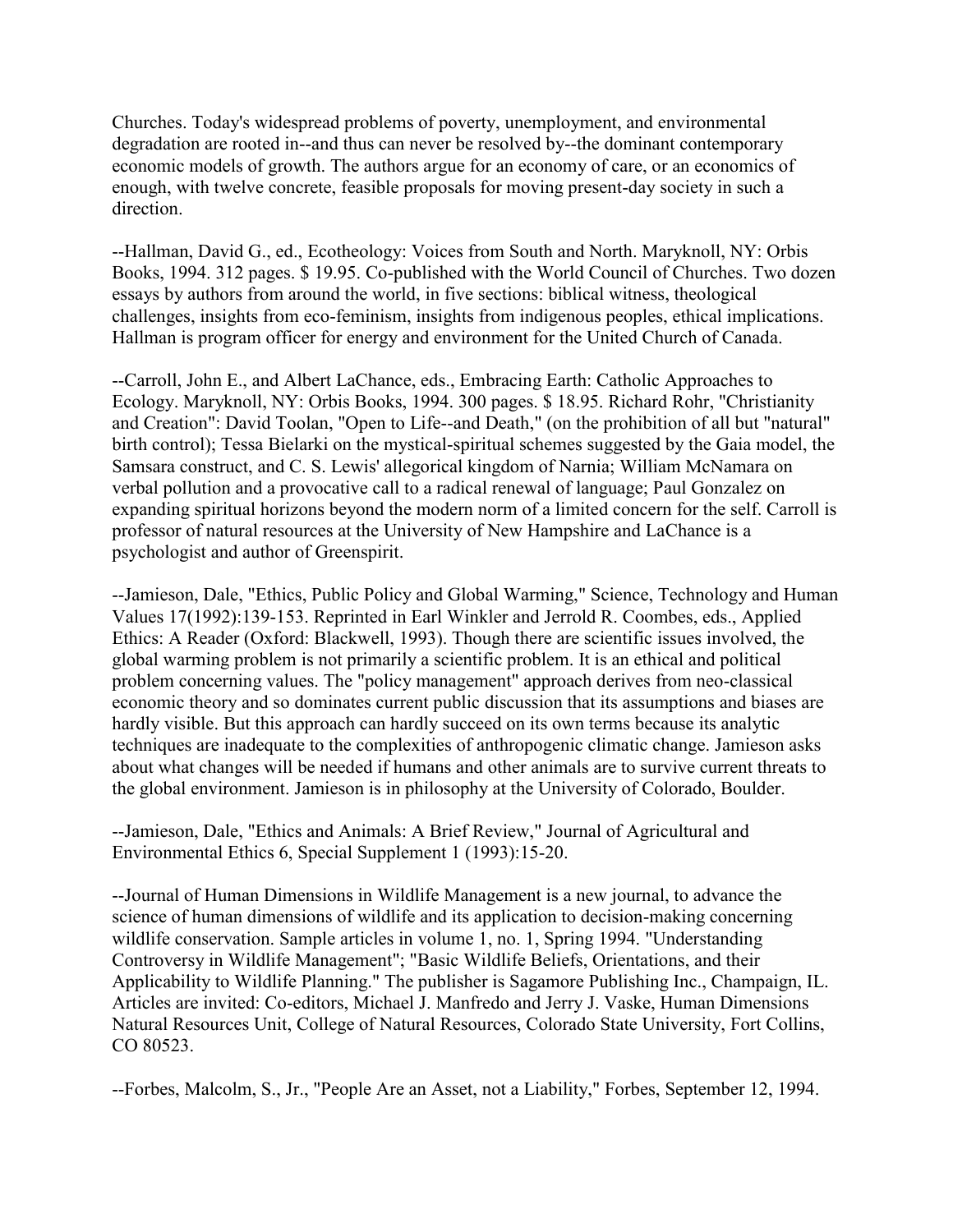Churches. Today's widespread problems of poverty, unemployment, and environmental degradation are rooted in--and thus can never be resolved by--the dominant contemporary economic models of growth. The authors argue for an economy of care, or an economics of enough, with twelve concrete, feasible proposals for moving present-day society in such a direction.

--Hallman, David G., ed., Ecotheology: Voices from South and North. Maryknoll, NY: Orbis Books, 1994. 312 pages. $ 19.95. Co-published with the World Council of Churches. Two dozen essays by authors from around the world, in five sections: biblical witness, theological challenges, insights from eco-feminism, insights from indigenous peoples, ethical implications. Hallman is program officer for energy and environment for the United Church of Canada.

--Carroll, John E., and Albert LaChance, eds., Embracing Earth: Catholic Approaches to Ecology. Maryknoll, NY: Orbis Books, 1994. 300 pages. $ 18.95. Richard Rohr, "Christianity and Creation": David Toolan, "Open to Life--and Death," (on the prohibition of all but "natural" birth control); Tessa Bielarki on the mystical-spiritual schemes suggested by the Gaia model, the Samsara construct, and C. S. Lewis' allegorical kingdom of Narnia; William McNamara on verbal pollution and a provocative call to a radical renewal of language; Paul Gonzalez on expanding spiritual horizons beyond the modern norm of a limited concern for the self. Carroll is professor of natural resources at the University of New Hampshire and LaChance is a psychologist and author of Greenspirit.

--Jamieson, Dale, "Ethics, Public Policy and Global Warming," Science, Technology and Human Values 17(1992):139-153. Reprinted in Earl Winkler and Jerrold R. Coombes, eds., Applied Ethics: A Reader (Oxford: Blackwell, 1993). Though there are scientific issues involved, the global warming problem is not primarily a scientific problem. It is an ethical and political problem concerning values. The "policy management" approach derives from neo-classical economic theory and so dominates current public discussion that its assumptions and biases are hardly visible. But this approach can hardly succeed on its own terms because its analytic techniques are inadequate to the complexities of anthropogenic climatic change. Jamieson asks about what changes will be needed if humans and other animals are to survive current threats to the global environment. Jamieson is in philosophy at the University of Colorado, Boulder.

--Jamieson, Dale, "Ethics and Animals: A Brief Review," Journal of Agricultural and Environmental Ethics 6, Special Supplement 1 (1993):15-20.

--Journal of Human Dimensions in Wildlife Management is a new journal, to advance the science of human dimensions of wildlife and its application to decision-making concerning wildlife conservation. Sample articles in volume 1, no. 1, Spring 1994. "Understanding Controversy in Wildlife Management"; "Basic Wildlife Beliefs, Orientations, and their Applicability to Wildlife Planning." The publisher is Sagamore Publishing Inc., Champaign, IL. Articles are invited: Co-editors, Michael J. Manfredo and Jerry J. Vaske, Human Dimensions Natural Resources Unit, College of Natural Resources, Colorado State University, Fort Collins, CO 80523.

--Forbes, Malcolm, S., Jr., "People Are an Asset, not a Liability," Forbes, September 12, 1994.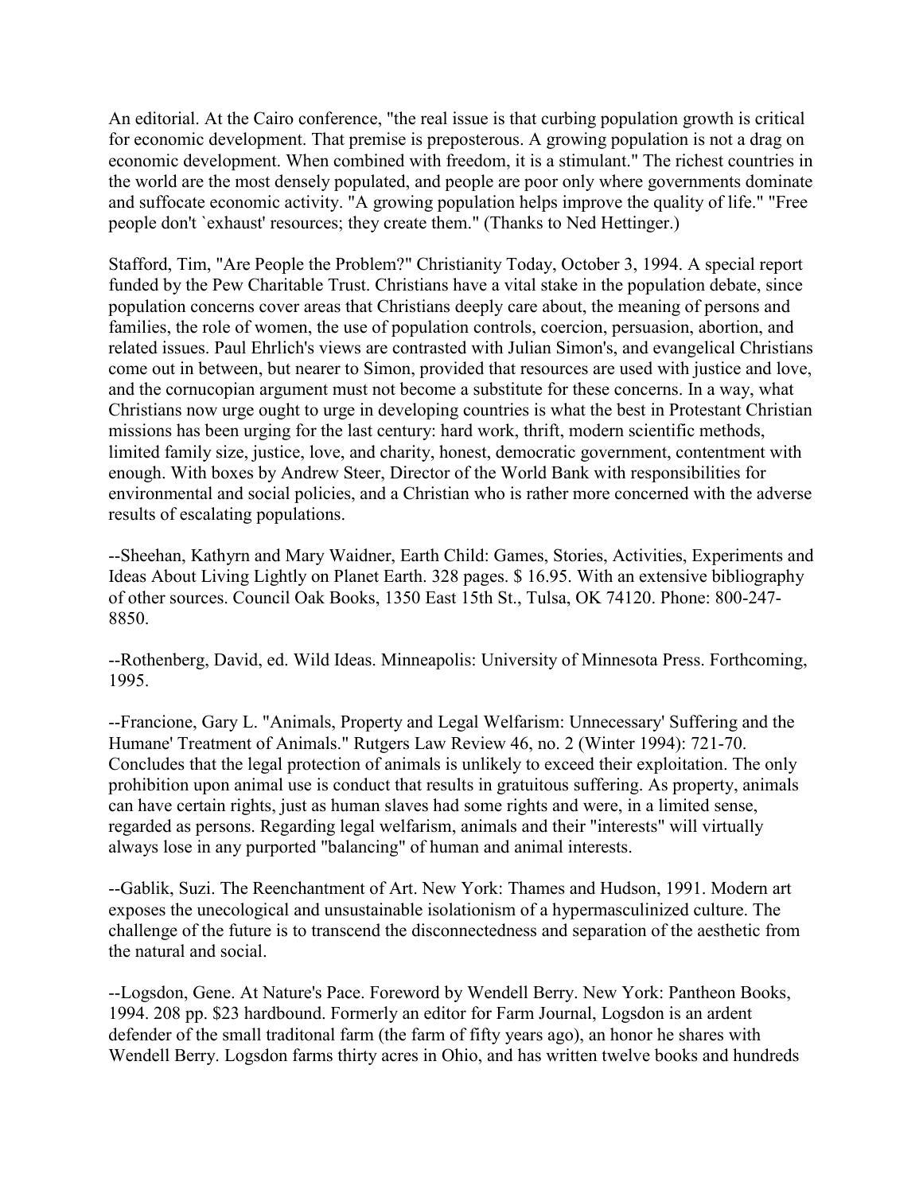An editorial. At the Cairo conference, "the real issue is that curbing population growth is critical for economic development. That premise is preposterous. A growing population is not a drag on economic development. When combined with freedom, it is a stimulant." The richest countries in the world are the most densely populated, and people are poor only where governments dominate and suffocate economic activity. "A growing population helps improve the quality of life." "Free people don't `exhaust' resources; they create them." (Thanks to Ned Hettinger.)

Stafford, Tim, "Are People the Problem?" Christianity Today, October 3, 1994. A special report funded by the Pew Charitable Trust. Christians have a vital stake in the population debate, since population concerns cover areas that Christians deeply care about, the meaning of persons and families, the role of women, the use of population controls, coercion, persuasion, abortion, and related issues. Paul Ehrlich's views are contrasted with Julian Simon's, and evangelical Christians come out in between, but nearer to Simon, provided that resources are used with justice and love, and the cornucopian argument must not become a substitute for these concerns. In a way, what Christians now urge ought to urge in developing countries is what the best in Protestant Christian missions has been urging for the last century: hard work, thrift, modern scientific methods, limited family size, justice, love, and charity, honest, democratic government, contentment with enough. With boxes by Andrew Steer, Director of the World Bank with responsibilities for environmental and social policies, and a Christian who is rather more concerned with the adverse results of escalating populations.

--Sheehan, Kathyrn and Mary Waidner, Earth Child: Games, Stories, Activities, Experiments and Ideas About Living Lightly on Planet Earth. 328 pages. $ 16.95. With an extensive bibliography of other sources. Council Oak Books, 1350 East 15th St., Tulsa, OK 74120. Phone: 800-247-8850.

--Rothenberg, David, ed. Wild Ideas. Minneapolis: University of Minnesota Press. Forthcoming, 1995.

--Francione, Gary L. "Animals, Property and Legal Welfarism: Unnecessary' Suffering and the Humane' Treatment of Animals." Rutgers Law Review 46, no. 2 (Winter 1994): 721-70. Concludes that the legal protection of animals is unlikely to exceed their exploitation. The only prohibition upon animal use is conduct that results in gratuitous suffering. As property, animals can have certain rights, just as human slaves had some rights and were, in a limited sense, regarded as persons. Regarding legal welfarism, animals and their "interests" will virtually always lose in any purported "balancing" of human and animal interests.

--Gablik, Suzi. The Reenchantment of Art. New York: Thames and Hudson, 1991. Modern art exposes the unecological and unsustainable isolationism of a hypermasculinized culture. The challenge of the future is to transcend the disconnectedness and separation of the aesthetic from the natural and social.

--Logsdon, Gene. At Nature's Pace. Foreword by Wendell Berry. New York: Pantheon Books, 1994. 208 pp. $23 hardbound. Formerly an editor for Farm Journal, Logsdon is an ardent defender of the small traditonal farm (the farm of fifty years ago), an honor he shares with Wendell Berry. Logsdon farms thirty acres in Ohio, and has written twelve books and hundreds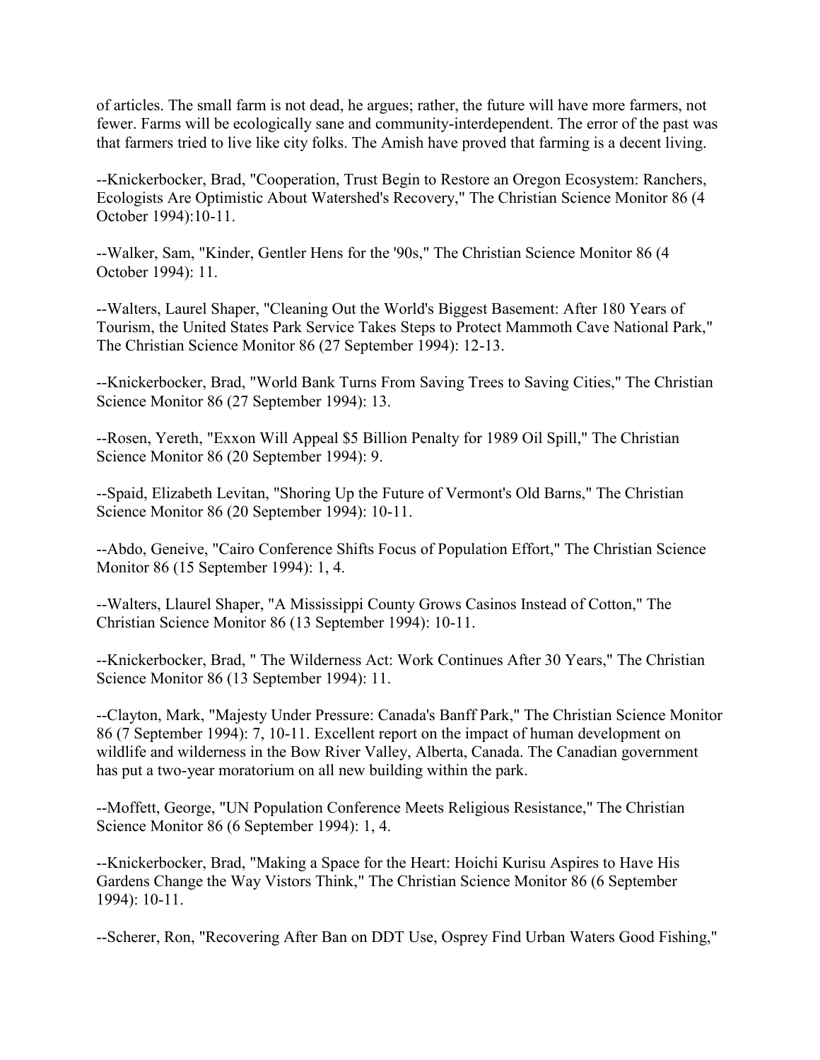of articles. The small farm is not dead, he argues; rather, the future will have more farmers, not fewer. Farms will be ecologically sane and community-interdependent. The error of the past was that farmers tried to live like city folks. The Amish have proved that farming is a decent living.

--Knickerbocker, Brad, "Cooperation, Trust Begin to Restore an Oregon Ecosystem: Ranchers, Ecologists Are Optimistic About Watershed's Recovery," The Christian Science Monitor 86 (4 October 1994):10-11.

--Walker, Sam, "Kinder, Gentler Hens for the '90s," The Christian Science Monitor 86 (4 October 1994): 11.

--Walters, Laurel Shaper, "Cleaning Out the World's Biggest Basement: After 180 Years of Tourism, the United States Park Service Takes Steps to Protect Mammoth Cave National Park," The Christian Science Monitor 86 (27 September 1994): 12-13.

--Knickerbocker, Brad, "World Bank Turns From Saving Trees to Saving Cities," The Christian Science Monitor 86 (27 September 1994): 13.

--Rosen, Yereth, "Exxon Will Appeal $5 Billion Penalty for 1989 Oil Spill," The Christian Science Monitor 86 (20 September 1994): 9.

--Spaid, Elizabeth Levitan, "Shoring Up the Future of Vermont's Old Barns," The Christian Science Monitor 86 (20 September 1994): 10-11.

--Abdo, Geneive, "Cairo Conference Shifts Focus of Population Effort," The Christian Science Monitor 86 (15 September 1994): 1, 4.

--Walters, Llaurel Shaper, "A Mississippi County Grows Casinos Instead of Cotton," The Christian Science Monitor 86 (13 September 1994): 10-11.

--Knickerbocker, Brad, " The Wilderness Act: Work Continues After 30 Years," The Christian Science Monitor 86 (13 September 1994): 11.

--Clayton, Mark, "Majesty Under Pressure: Canada's Banff Park," The Christian Science Monitor 86 (7 September 1994): 7, 10-11. Excellent report on the impact of human development on wildlife and wilderness in the Bow River Valley, Alberta, Canada. The Canadian government has put a two-year moratorium on all new building within the park.

--Moffett, George, "UN Population Conference Meets Religious Resistance," The Christian Science Monitor 86 (6 September 1994): 1, 4.

--Knickerbocker, Brad, "Making a Space for the Heart: Hoichi Kurisu Aspires to Have His Gardens Change the Way Vistors Think," The Christian Science Monitor 86 (6 September 1994): 10-11.

--Scherer, Ron, "Recovering After Ban on DDT Use, Osprey Find Urban Waters Good Fishing,"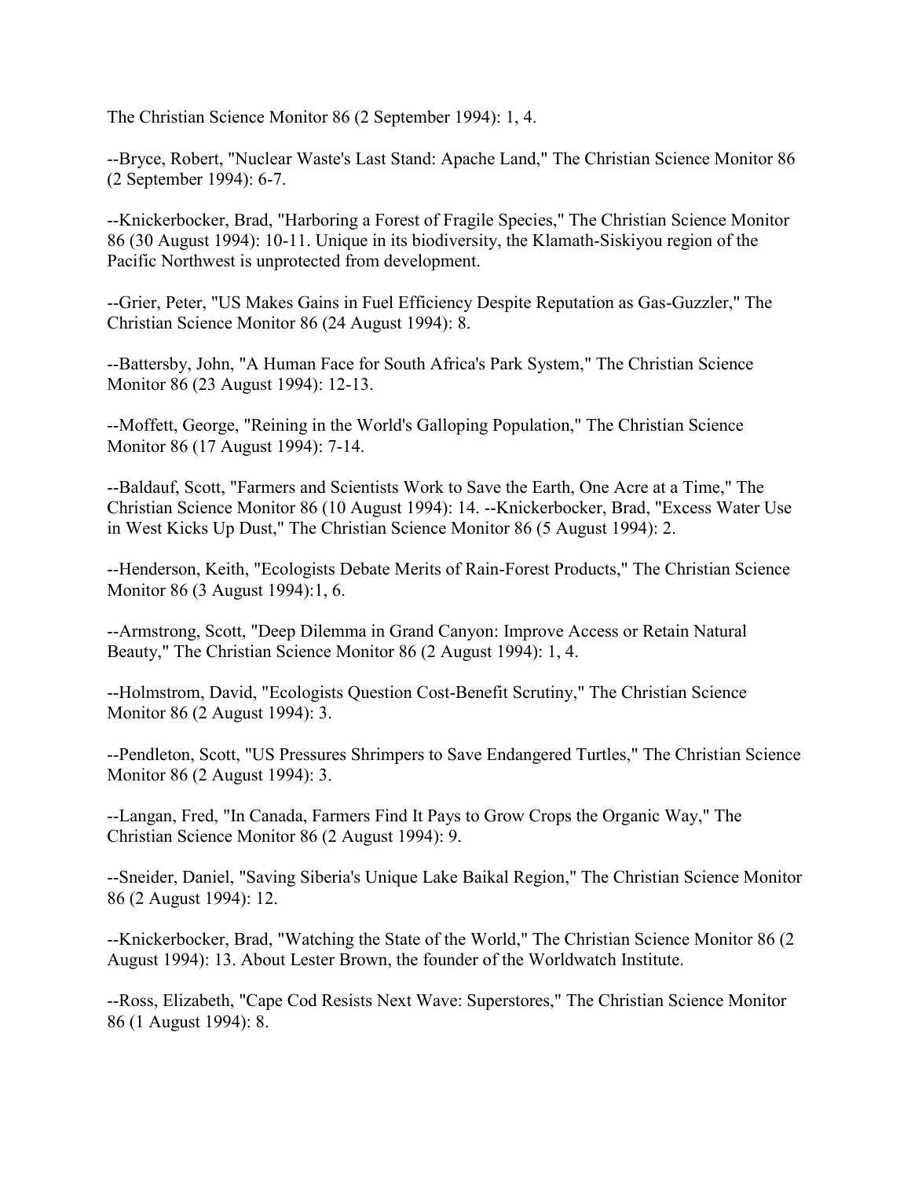The Christian Science Monitor 86 (2 September 1994): 1, 4.

--Bryce, Robert, "Nuclear Waste's Last Stand: Apache Land," The Christian Science Monitor 86 (2 September 1994): 6-7.

--Knickerbocker, Brad, "Harboring a Forest of Fragile Species," The Christian Science Monitor 86 (30 August 1994): 10-11. Unique in its biodiversity, the Klamath-Siskiyou region of the Pacific Northwest is unprotected from development.

--Grier, Peter, "US Makes Gains in Fuel Efficiency Despite Reputation as Gas-Guzzler," The Christian Science Monitor 86 (24 August 1994): 8.

--Battersby, John, "A Human Face for South Africa's Park System," The Christian Science Monitor 86 (23 August 1994): 12-13.

--Moffett, George, "Reining in the World's Galloping Population," The Christian Science Monitor 86 (17 August 1994): 7-14.

--Baldauf, Scott, "Farmers and Scientists Work to Save the Earth, One Acre at a Time," The Christian Science Monitor 86 (10 August 1994): 14. --Knickerbocker, Brad, "Excess Water Use in West Kicks Up Dust," The Christian Science Monitor 86 (5 August 1994): 2.

--Henderson, Keith, "Ecologists Debate Merits of Rain-Forest Products," The Christian Science Monitor 86 (3 August 1994):1, 6.

--Armstrong, Scott, "Deep Dilemma in Grand Canyon: Improve Access or Retain Natural Beauty," The Christian Science Monitor 86 (2 August 1994): 1, 4.

--Holmstrom, David, "Ecologists Question Cost-Benefit Scrutiny," The Christian Science Monitor 86 (2 August 1994): 3.

--Pendleton, Scott, "US Pressures Shrimpers to Save Endangered Turtles," The Christian Science Monitor 86 (2 August 1994): 3.

--Langan, Fred, "In Canada, Farmers Find It Pays to Grow Crops the Organic Way," The Christian Science Monitor 86 (2 August 1994): 9.

--Sneider, Daniel, "Saving Siberia's Unique Lake Baikal Region," The Christian Science Monitor 86 (2 August 1994): 12.

--Knickerbocker, Brad, "Watching the State of the World," The Christian Science Monitor 86 (2 August 1994): 13. About Lester Brown, the founder of the Worldwatch Institute.

--Ross, Elizabeth, "Cape Cod Resists Next Wave: Superstores," The Christian Science Monitor 86 (1 August 1994): 8.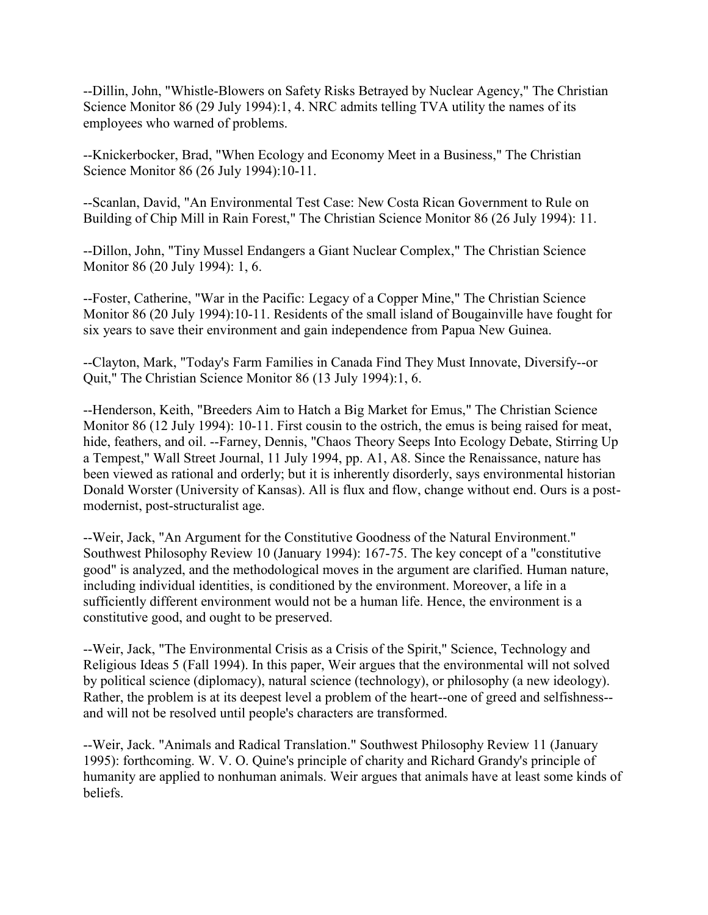--Dillin, John, "Whistle-Blowers on Safety Risks Betrayed by Nuclear Agency," The Christian Science Monitor 86 (29 July 1994):1, 4. NRC admits telling TVA utility the names of its employees who warned of problems.

--Knickerbocker, Brad, "When Ecology and Economy Meet in a Business," The Christian Science Monitor 86 (26 July 1994):10-11.

--Scanlan, David, "An Environmental Test Case: New Costa Rican Government to Rule on Building of Chip Mill in Rain Forest," The Christian Science Monitor 86 (26 July 1994): 11.

--Dillon, John, "Tiny Mussel Endangers a Giant Nuclear Complex," The Christian Science Monitor 86 (20 July 1994): 1, 6.

--Foster, Catherine, "War in the Pacific: Legacy of a Copper Mine," The Christian Science Monitor 86 (20 July 1994):10-11. Residents of the small island of Bougainville have fought for six years to save their environment and gain independence from Papua New Guinea.

--Clayton, Mark, "Today's Farm Families in Canada Find They Must Innovate, Diversify--or Quit," The Christian Science Monitor 86 (13 July 1994):1, 6.

--Henderson, Keith, "Breeders Aim to Hatch a Big Market for Emus," The Christian Science Monitor 86 (12 July 1994): 10-11. First cousin to the ostrich, the emus is being raised for meat, hide, feathers, and oil. --Farney, Dennis, "Chaos Theory Seeps Into Ecology Debate, Stirring Up a Tempest," Wall Street Journal, 11 July 1994, pp. A1, A8. Since the Renaissance, nature has been viewed as rational and orderly; but it is inherently disorderly, says environmental historian Donald Worster (University of Kansas). All is flux and flow, change without end. Ours is a post-modernist, post-structuralist age.

--Weir, Jack, "An Argument for the Constitutive Goodness of the Natural Environment." Southwest Philosophy Review 10 (January 1994): 167-75. The key concept of a "constitutive good" is analyzed, and the methodological moves in the argument are clarified. Human nature, including individual identities, is conditioned by the environment. Moreover, a life in a sufficiently different environment would not be a human life. Hence, the environment is a constitutive good, and ought to be preserved.

--Weir, Jack, "The Environmental Crisis as a Crisis of the Spirit," Science, Technology and Religious Ideas 5 (Fall 1994). In this paper, Weir argues that the environmental will not solved by political science (diplomacy), natural science (technology), or philosophy (a new ideology). Rather, the problem is at its deepest level a problem of the heart--one of greed and selfishness--and will not be resolved until people's characters are transformed.

--Weir, Jack. "Animals and Radical Translation." Southwest Philosophy Review 11 (January 1995): forthcoming. W. V. O. Quine's principle of charity and Richard Grandy's principle of humanity are applied to nonhuman animals. Weir argues that animals have at least some kinds of beliefs.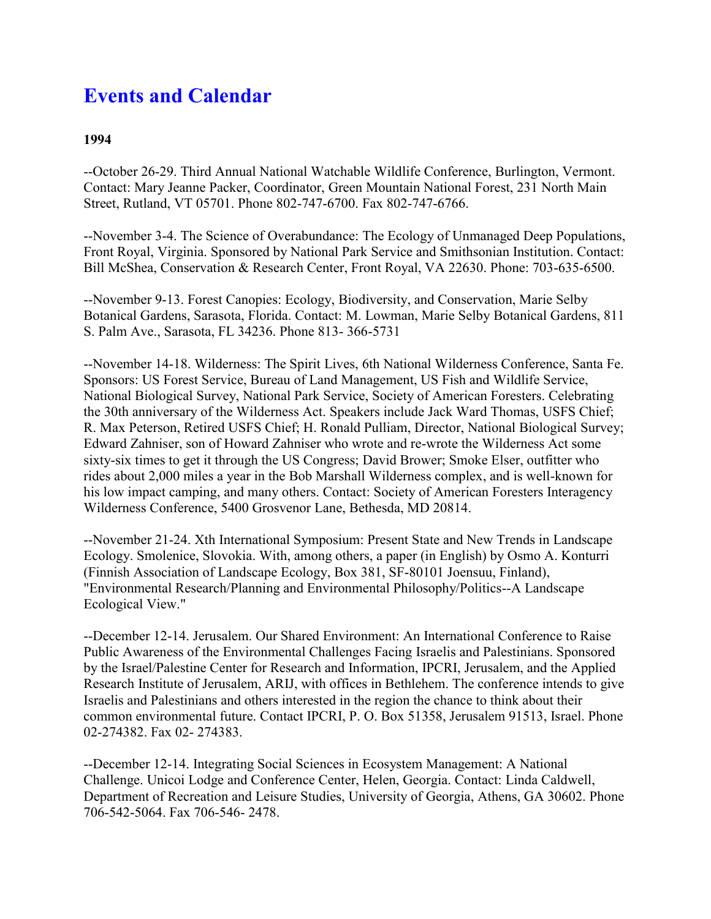# Events and Calendar

**1994**

--October 26-29. Third Annual National Watchable Wildlife Conference, Burlington, Vermont. Contact: Mary Jeanne Packer, Coordinator, Green Mountain National Forest, 231 North Main Street, Rutland, VT 05701. Phone 802-747-6700. Fax 802-747-6766.

--November 3-4. The Science of Overabundance: The Ecology of Unmanaged Deep Populations, Front Royal, Virginia. Sponsored by National Park Service and Smithsonian Institution. Contact: Bill McShea, Conservation & Research Center, Front Royal, VA 22630. Phone: 703-635-6500.

--November 9-13. Forest Canopies: Ecology, Biodiversity, and Conservation, Marie Selby Botanical Gardens, Sarasota, Florida. Contact: M. Lowman, Marie Selby Botanical Gardens, 811 S. Palm Ave., Sarasota, FL 34236. Phone 813- 366-5731

--November 14-18. Wilderness: The Spirit Lives, 6th National Wilderness Conference, Santa Fe. Sponsors: US Forest Service, Bureau of Land Management, US Fish and Wildlife Service, National Biological Survey, National Park Service, Society of American Foresters. Celebrating the 30th anniversary of the Wilderness Act. Speakers include Jack Ward Thomas, USFS Chief; R. Max Peterson, Retired USFS Chief; H. Ronald Pulliam, Director, National Biological Survey; Edward Zahniser, son of Howard Zahniser who wrote and re-wrote the Wilderness Act some sixty-six times to get it through the US Congress; David Brower; Smoke Elser, outfitter who rides about 2,000 miles a year in the Bob Marshall Wilderness complex, and is well-known for his low impact camping, and many others. Contact: Society of American Foresters Interagency Wilderness Conference, 5400 Grosvenor Lane, Bethesda, MD 20814.

--November 21-24. Xth International Symposium: Present State and New Trends in Landscape Ecology. Smolenice, Slovokia. With, among others, a paper (in English) by Osmo A. Konturri (Finnish Association of Landscape Ecology, Box 381, SF-80101 Joensuu, Finland), "Environmental Research/Planning and Environmental Philosophy/Politics--A Landscape Ecological View."

--December 12-14. Jerusalem. Our Shared Environment: An International Conference to Raise Public Awareness of the Environmental Challenges Facing Israelis and Palestinians. Sponsored by the Israel/Palestine Center for Research and Information, IPCRI, Jerusalem, and the Applied Research Institute of Jerusalem, ARIJ, with offices in Bethlehem. The conference intends to give Israelis and Palestinians and others interested in the region the chance to think about their common environmental future. Contact IPCRI, P. O. Box 51358, Jerusalem 91513, Israel. Phone 02-274382. Fax 02- 274383.

--December 12-14. Integrating Social Sciences in Ecosystem Management: A National Challenge. Unicoi Lodge and Conference Center, Helen, Georgia. Contact: Linda Caldwell, Department of Recreation and Leisure Studies, University of Georgia, Athens, GA 30602. Phone 706-542-5064. Fax 706-546- 2478.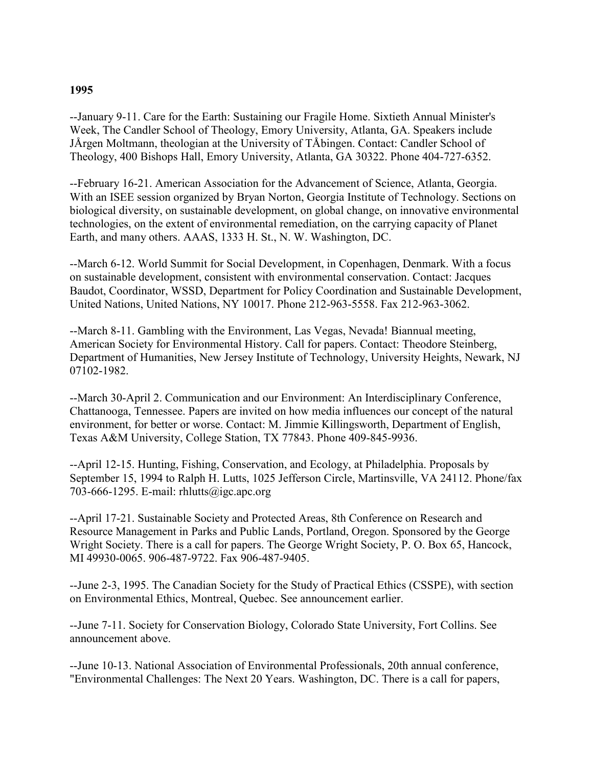**1995**

--January 9-11. Care for the Earth: Sustaining our Fragile Home. Sixtieth Annual Minister's Week, The Candler School of Theology, Emory University, Atlanta, GA. Speakers include JÅrgen Moltmann, theologian at the University of TÅbingen. Contact: Candler School of Theology, 400 Bishops Hall, Emory University, Atlanta, GA 30322. Phone 404-727-6352.

--February 16-21. American Association for the Advancement of Science, Atlanta, Georgia. With an ISEE session organized by Bryan Norton, Georgia Institute of Technology. Sections on biological diversity, on sustainable development, on global change, on innovative environmental technologies, on the extent of environmental remediation, on the carrying capacity of Planet Earth, and many others. AAAS, 1333 H. St., N. W. Washington, DC.

--March 6-12. World Summit for Social Development, in Copenhagen, Denmark. With a focus on sustainable development, consistent with environmental conservation. Contact: Jacques Baudot, Coordinator, WSSD, Department for Policy Coordination and Sustainable Development, United Nations, United Nations, NY 10017. Phone 212-963-5558. Fax 212-963-3062.

--March 8-11. Gambling with the Environment, Las Vegas, Nevada! Biannual meeting, American Society for Environmental History. Call for papers. Contact: Theodore Steinberg, Department of Humanities, New Jersey Institute of Technology, University Heights, Newark, NJ 07102-1982.

--March 30-April 2. Communication and our Environment: An Interdisciplinary Conference, Chattanooga, Tennessee. Papers are invited on how media influences our concept of the natural environment, for better or worse. Contact: M. Jimmie Killingsworth, Department of English, Texas A&M University, College Station, TX 77843. Phone 409-845-9936.

--April 12-15. Hunting, Fishing, Conservation, and Ecology, at Philadelphia. Proposals by September 15, 1994 to Ralph H. Lutts, 1025 Jefferson Circle, Martinsville, VA 24112. Phone/fax 703-666-1295. E-mail: rhlutts@igc.apc.org

--April 17-21. Sustainable Society and Protected Areas, 8th Conference on Research and Resource Management in Parks and Public Lands, Portland, Oregon. Sponsored by the George Wright Society. There is a call for papers. The George Wright Society, P. O. Box 65, Hancock, MI 49930-0065. 906-487-9722. Fax 906-487-9405.

--June 2-3, 1995. The Canadian Society for the Study of Practical Ethics (CSSPE), with section on Environmental Ethics, Montreal, Quebec. See announcement earlier.

--June 7-11. Society for Conservation Biology, Colorado State University, Fort Collins. See announcement above.

--June 10-13. National Association of Environmental Professionals, 20th annual conference, "Environmental Challenges: The Next 20 Years. Washington, DC. There is a call for papers,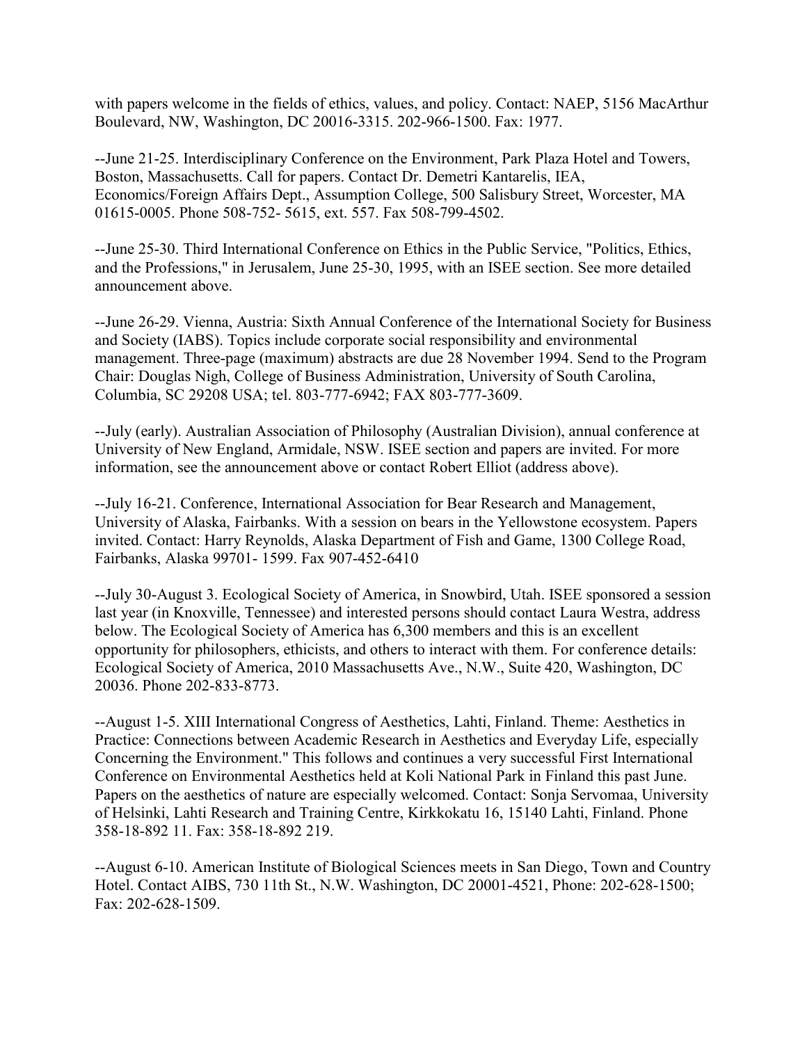with papers welcome in the fields of ethics, values, and policy. Contact: NAEP, 5156 MacArthur Boulevard, NW, Washington, DC 20016-3315. 202-966-1500. Fax: 1977.

--June 21-25. Interdisciplinary Conference on the Environment, Park Plaza Hotel and Towers, Boston, Massachusetts. Call for papers. Contact Dr. Demetri Kantarelis, IEA, Economics/Foreign Affairs Dept., Assumption College, 500 Salisbury Street, Worcester, MA 01615-0005. Phone 508-752- 5615, ext. 557. Fax 508-799-4502.

--June 25-30. Third International Conference on Ethics in the Public Service, "Politics, Ethics, and the Professions," in Jerusalem, June 25-30, 1995, with an ISEE section. See more detailed announcement above.

--June 26-29. Vienna, Austria: Sixth Annual Conference of the International Society for Business and Society (IABS). Topics include corporate social responsibility and environmental management. Three-page (maximum) abstracts are due 28 November 1994. Send to the Program Chair: Douglas Nigh, College of Business Administration, University of South Carolina, Columbia, SC 29208 USA; tel. 803-777-6942; FAX 803-777-3609.

--July (early). Australian Association of Philosophy (Australian Division), annual conference at University of New England, Armidale, NSW. ISEE section and papers are invited. For more information, see the announcement above or contact Robert Elliot (address above).

--July 16-21. Conference, International Association for Bear Research and Management, University of Alaska, Fairbanks. With a session on bears in the Yellowstone ecosystem. Papers invited. Contact: Harry Reynolds, Alaska Department of Fish and Game, 1300 College Road, Fairbanks, Alaska 99701- 1599. Fax 907-452-6410

--July 30-August 3. Ecological Society of America, in Snowbird, Utah. ISEE sponsored a session last year (in Knoxville, Tennessee) and interested persons should contact Laura Westra, address below. The Ecological Society of America has 6,300 members and this is an excellent opportunity for philosophers, ethicists, and others to interact with them. For conference details: Ecological Society of America, 2010 Massachusetts Ave., N.W., Suite 420, Washington, DC 20036. Phone 202-833-8773.

--August 1-5. XIII International Congress of Aesthetics, Lahti, Finland. Theme: Aesthetics in Practice: Connections between Academic Research in Aesthetics and Everyday Life, especially Concerning the Environment." This follows and continues a very successful First International Conference on Environmental Aesthetics held at Koli National Park in Finland this past June. Papers on the aesthetics of nature are especially welcomed. Contact: Sonja Servomaa, University of Helsinki, Lahti Research and Training Centre, Kirkkokatu 16, 15140 Lahti, Finland. Phone 358-18-892 11. Fax: 358-18-892 219.

--August 6-10. American Institute of Biological Sciences meets in San Diego, Town and Country Hotel. Contact AIBS, 730 11th St., N.W. Washington, DC 20001-4521, Phone: 202-628-1500; Fax: 202-628-1509.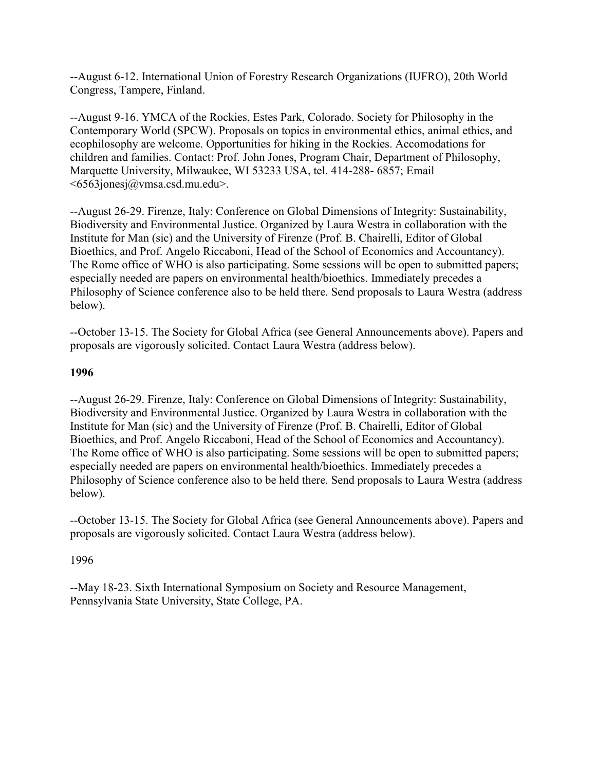--August 6-12. International Union of Forestry Research Organizations (IUFRO), 20th World Congress, Tampere, Finland.

--August 9-16. YMCA of the Rockies, Estes Park, Colorado. Society for Philosophy in the Contemporary World (SPCW). Proposals on topics in environmental ethics, animal ethics, and ecophilosophy are welcome. Opportunities for hiking in the Rockies. Accomodations for children and families. Contact: Prof. John Jones, Program Chair, Department of Philosophy, Marquette University, Milwaukee, WI 53233 USA, tel. 414-288- 6857; Email <6563jonesj@vmsa.csd.mu.edu>.

--August 26-29. Firenze, Italy: Conference on Global Dimensions of Integrity: Sustainability, Biodiversity and Environmental Justice. Organized by Laura Westra in collaboration with the Institute for Man (sic) and the University of Firenze (Prof. B. Chairelli, Editor of Global Bioethics, and Prof. Angelo Riccaboni, Head of the School of Economics and Accountancy). The Rome office of WHO is also participating. Some sessions will be open to submitted papers; especially needed are papers on environmental health/bioethics. Immediately precedes a Philosophy of Science conference also to be held there. Send proposals to Laura Westra (address below).

--October 13-15. The Society for Global Africa (see General Announcements above). Papers and proposals are vigorously solicited. Contact Laura Westra (address below).

**1996**

--August 26-29. Firenze, Italy: Conference on Global Dimensions of Integrity: Sustainability, Biodiversity and Environmental Justice. Organized by Laura Westra in collaboration with the Institute for Man (sic) and the University of Firenze (Prof. B. Chairelli, Editor of Global Bioethics, and Prof. Angelo Riccaboni, Head of the School of Economics and Accountancy). The Rome office of WHO is also participating. Some sessions will be open to submitted papers; especially needed are papers on environmental health/bioethics. Immediately precedes a Philosophy of Science conference also to be held there. Send proposals to Laura Westra (address below).

--October 13-15. The Society for Global Africa (see General Announcements above). Papers and proposals are vigorously solicited. Contact Laura Westra (address below).

1996

--May 18-23. Sixth International Symposium on Society and Resource Management, Pennsylvania State University, State College, PA.